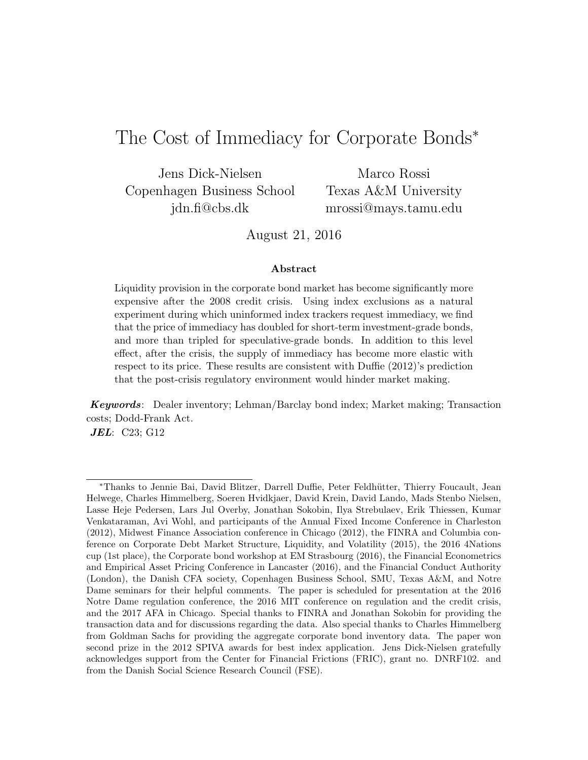# The Cost of Immediacy for Corporate Bonds*

Jens Dick-Nielsen
Copenhagen Business School
jdn.fi@cbs.dk

Marco Rossi
Texas A&M University
mrossi@mays.tamu.edu

August 21, 2016

### Abstract

Liquidity provision in the corporate bond market has become significantly more expensive after the 2008 credit crisis. Using index exclusions as a natural experiment during which uninformed index trackers request immediacy, we find that the price of immediacy has doubled for short-term investment-grade bonds, and more than tripled for speculative-grade bonds. In addition to this level effect, after the crisis, the supply of immediacy has become more elastic with respect to its price. These results are consistent with Duffie (2012)'s prediction that the post-crisis regulatory environment would hinder market making.

***Keywords***: Dealer inventory; Lehman/Barclay bond index; Market making; Transaction costs; Dodd-Frank Act.

***JEL***: C23; G12

---

*Thanks to Jennie Bai, David Blitzer, Darrell Duffie, Peter Feldhütter, Thierry Foucault, Jean Helwege, Charles Himmelberg, Soeren Hvidkjaer, David Krein, David Lando, Mads Stenbo Nielsen, Lasse Heje Pedersen, Lars Jul Overby, Jonathan Sokobin, Ilya Strebulaev, Erik Thiessen, Kumar Venkataraman, Avi Wohl, and participants of the Annual Fixed Income Conference in Charleston (2012), Midwest Finance Association conference in Chicago (2012), the FINRA and Columbia conference on Corporate Debt Market Structure, Liquidity, and Volatility (2015), the 2016 4Nations cup (1st place), the Corporate bond workshop at EM Strasbourg (2016), the Financial Econometrics and Empirical Asset Pricing Conference in Lancaster (2016), and the Financial Conduct Authority (London), the Danish CFA society, Copenhagen Business School, SMU, Texas A&M, and Notre Dame seminars for their helpful comments. The paper is scheduled for presentation at the 2016 Notre Dame regulation conference, the 2016 MIT conference on regulation and the credit crisis, and the 2017 AFA in Chicago. Special thanks to FINRA and Jonathan Sokobin for providing the transaction data and for discussions regarding the data. Also special thanks to Charles Himmelberg from Goldman Sachs for providing the aggregate corporate bond inventory data. The paper won second prize in the 2012 SPIVA awards for best index application. Jens Dick-Nielsen gratefully acknowledges support from the Center for Financial Frictions (FRIC), grant no. DNRF102. and from the Danish Social Science Research Council (FSE).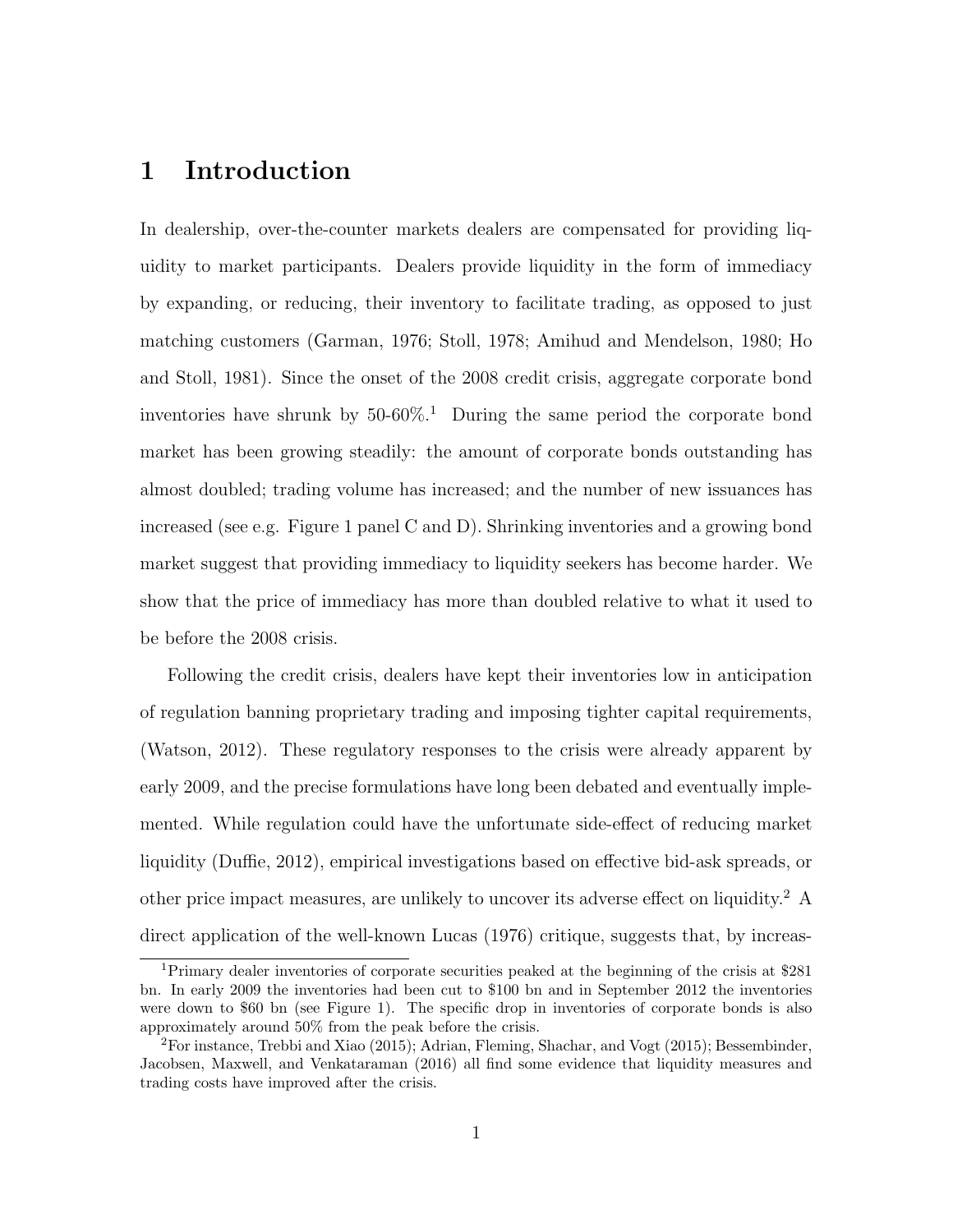# 1 Introduction

In dealership, over-the-counter markets dealers are compensated for providing liquidity to market participants. Dealers provide liquidity in the form of immediacy by expanding, or reducing, their inventory to facilitate trading, as opposed to just matching customers (Garman, 1976; Stoll, 1978; Amihud and Mendelson, 1980; Ho and Stoll, 1981). Since the onset of the 2008 credit crisis, aggregate corporate bond inventories have shrunk by 50-60%.[1] During the same period the corporate bond market has been growing steadily: the amount of corporate bonds outstanding has almost doubled; trading volume has increased; and the number of new issuances has increased (see e.g. Figure 1 panel C and D). Shrinking inventories and a growing bond market suggest that providing immediacy to liquidity seekers has become harder. We show that the price of immediacy has more than doubled relative to what it used to be before the 2008 crisis.

Following the credit crisis, dealers have kept their inventories low in anticipation of regulation banning proprietary trading and imposing tighter capital requirements, (Watson, 2012). These regulatory responses to the crisis were already apparent by early 2009, and the precise formulations have long been debated and eventually implemented. While regulation could have the unfortunate side-effect of reducing market liquidity (Duffie, 2012), empirical investigations based on effective bid-ask spreads, or other price impact measures, are unlikely to uncover its adverse effect on liquidity.[2] A direct application of the well-known Lucas (1976) critique, suggests that, by increas-

[1] Primary dealer inventories of corporate securities peaked at the beginning of the crisis at $281 bn. In early 2009 the inventories had been cut to $100 bn and in September 2012 the inventories were down to $60 bn (see Figure 1). The specific drop in inventories of corporate bonds is also approximately around 50% from the peak before the crisis.

[2] For instance, Trebbi and Xiao (2015); Adrian, Fleming, Shachar, and Vogt (2015); Bessembinder, Jacobsen, Maxwell, and Venkataraman (2016) all find some evidence that liquidity measures and trading costs have improved after the crisis.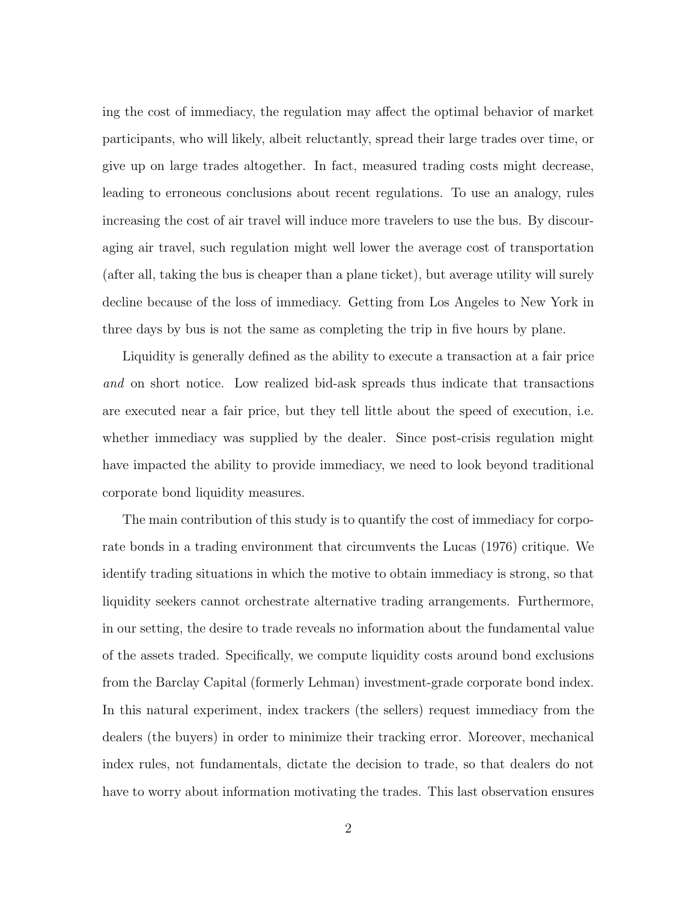ing the cost of immediacy, the regulation may affect the optimal behavior of market participants, who will likely, albeit reluctantly, spread their large trades over time, or give up on large trades altogether. In fact, measured trading costs might decrease, leading to erroneous conclusions about recent regulations. To use an analogy, rules increasing the cost of air travel will induce more travelers to use the bus. By discouraging air travel, such regulation might well lower the average cost of transportation (after all, taking the bus is cheaper than a plane ticket), but average utility will surely decline because of the loss of immediacy. Getting from Los Angeles to New York in three days by bus is not the same as completing the trip in five hours by plane.

Liquidity is generally defined as the ability to execute a transaction at a fair price *and* on short notice. Low realized bid-ask spreads thus indicate that transactions are executed near a fair price, but they tell little about the speed of execution, i.e. whether immediacy was supplied by the dealer. Since post-crisis regulation might have impacted the ability to provide immediacy, we need to look beyond traditional corporate bond liquidity measures.

The main contribution of this study is to quantify the cost of immediacy for corporate bonds in a trading environment that circumvents the Lucas (1976) critique. We identify trading situations in which the motive to obtain immediacy is strong, so that liquidity seekers cannot orchestrate alternative trading arrangements. Furthermore, in our setting, the desire to trade reveals no information about the fundamental value of the assets traded. Specifically, we compute liquidity costs around bond exclusions from the Barclay Capital (formerly Lehman) investment-grade corporate bond index. In this natural experiment, index trackers (the sellers) request immediacy from the dealers (the buyers) in order to minimize their tracking error. Moreover, mechanical index rules, not fundamentals, dictate the decision to trade, so that dealers do not have to worry about information motivating the trades. This last observation ensures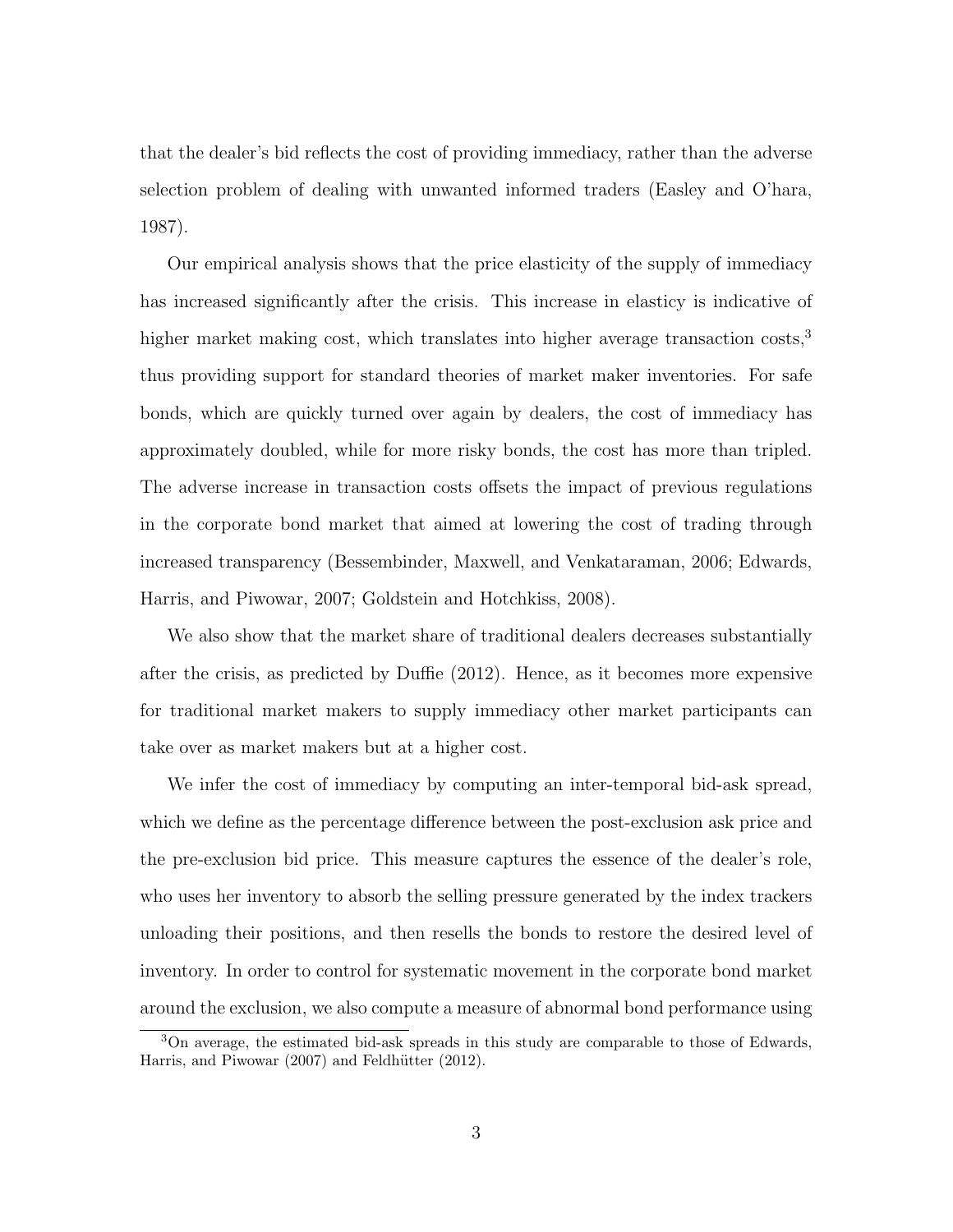that the dealer's bid reflects the cost of providing immediacy, rather than the adverse selection problem of dealing with unwanted informed traders (Easley and O'hara, 1987).

Our empirical analysis shows that the price elasticity of the supply of immediacy has increased significantly after the crisis. This increase in elasticity is indicative of higher market making cost, which translates into higher average transaction costs,[3] thus providing support for standard theories of market maker inventories. For safe bonds, which are quickly turned over again by dealers, the cost of immediacy has approximately doubled, while for more risky bonds, the cost has more than tripled. The adverse increase in transaction costs offsets the impact of previous regulations in the corporate bond market that aimed at lowering the cost of trading through increased transparency (Bessembinder, Maxwell, and Venkataraman, 2006; Edwards, Harris, and Piwowar, 2007; Goldstein and Hotchkiss, 2008).

We also show that the market share of traditional dealers decreases substantially after the crisis, as predicted by Duffie (2012). Hence, as it becomes more expensive for traditional market makers to supply immediacy other market participants can take over as market makers but at a higher cost.

We infer the cost of immediacy by computing an inter-temporal bid-ask spread, which we define as the percentage difference between the post-exclusion ask price and the pre-exclusion bid price. This measure captures the essence of the dealer's role, who uses her inventory to absorb the selling pressure generated by the index trackers unloading their positions, and then resells the bonds to restore the desired level of inventory. In order to control for systematic movement in the corporate bond market around the exclusion, we also compute a measure of abnormal bond performance using

[3] On average, the estimated bid-ask spreads in this study are comparable to those of Edwards, Harris, and Piwowar (2007) and Feldhütter (2012).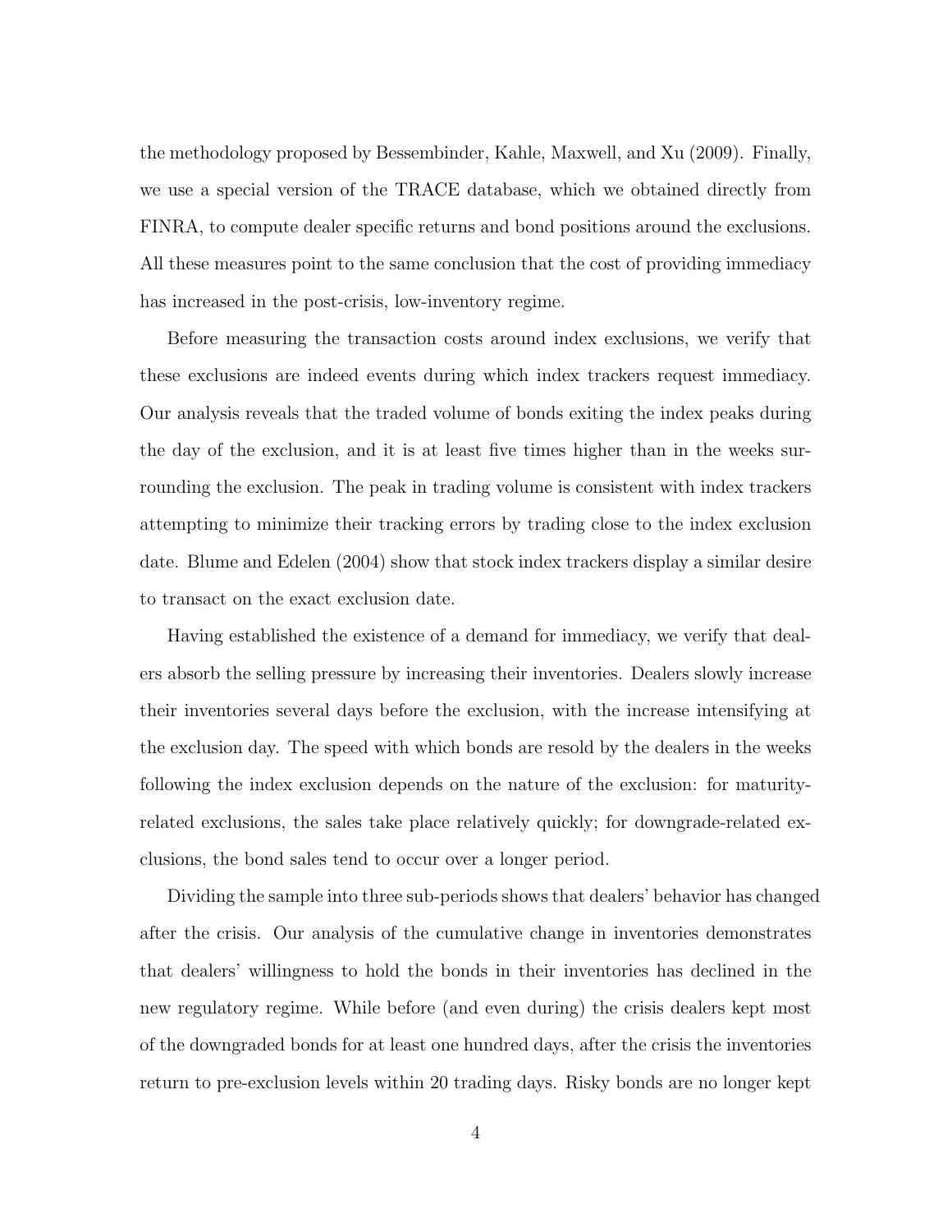the methodology proposed by Bessembinder, Kahle, Maxwell, and Xu (2009). Finally, we use a special version of the TRACE database, which we obtained directly from FINRA, to compute dealer specific returns and bond positions around the exclusions. All these measures point to the same conclusion that the cost of providing immediacy has increased in the post-crisis, low-inventory regime.

Before measuring the transaction costs around index exclusions, we verify that these exclusions are indeed events during which index trackers request immediacy. Our analysis reveals that the traded volume of bonds exiting the index peaks during the day of the exclusion, and it is at least five times higher than in the weeks surrounding the exclusion. The peak in trading volume is consistent with index trackers attempting to minimize their tracking errors by trading close to the index exclusion date. Blume and Edelen (2004) show that stock index trackers display a similar desire to transact on the exact exclusion date.

Having established the existence of a demand for immediacy, we verify that dealers absorb the selling pressure by increasing their inventories. Dealers slowly increase their inventories several days before the exclusion, with the increase intensifying at the exclusion day. The speed with which bonds are resold by the dealers in the weeks following the index exclusion depends on the nature of the exclusion: for maturity-related exclusions, the sales take place relatively quickly; for downgrade-related exclusions, the bond sales tend to occur over a longer period.

Dividing the sample into three sub-periods shows that dealers' behavior has changed after the crisis. Our analysis of the cumulative change in inventories demonstrates that dealers' willingness to hold the bonds in their inventories has declined in the new regulatory regime. While before (and even during) the crisis dealers kept most of the downgraded bonds for at least one hundred days, after the crisis the inventories return to pre-exclusion levels within 20 trading days. Risky bonds are no longer kept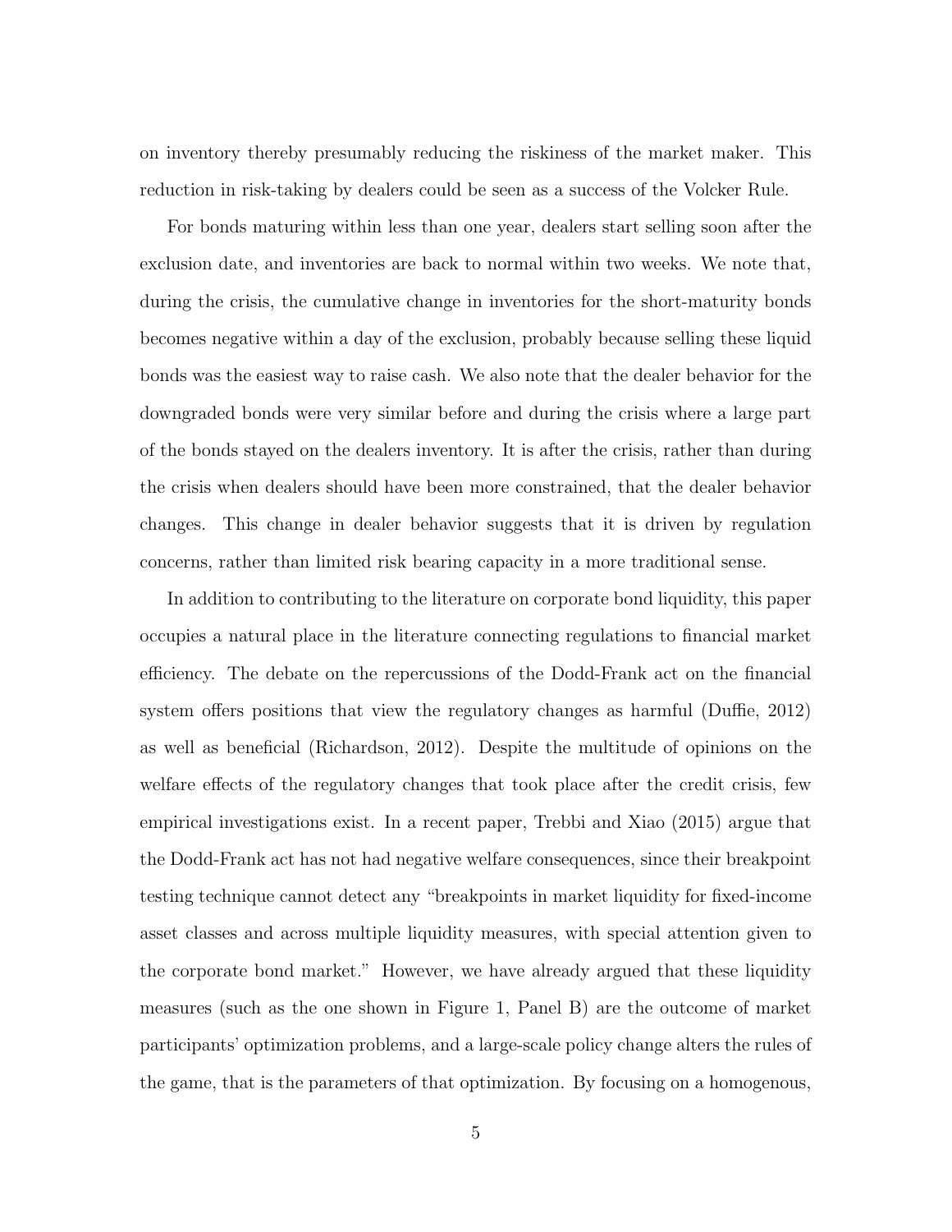on inventory thereby presumably reducing the riskiness of the market maker. This reduction in risk-taking by dealers could be seen as a success of the Volcker Rule.

For bonds maturing within less than one year, dealers start selling soon after the exclusion date, and inventories are back to normal within two weeks. We note that, during the crisis, the cumulative change in inventories for the short-maturity bonds becomes negative within a day of the exclusion, probably because selling these liquid bonds was the easiest way to raise cash. We also note that the dealer behavior for the downgraded bonds were very similar before and during the crisis where a large part of the bonds stayed on the dealers inventory. It is after the crisis, rather than during the crisis when dealers should have been more constrained, that the dealer behavior changes. This change in dealer behavior suggests that it is driven by regulation concerns, rather than limited risk bearing capacity in a more traditional sense.

In addition to contributing to the literature on corporate bond liquidity, this paper occupies a natural place in the literature connecting regulations to financial market efficiency. The debate on the repercussions of the Dodd-Frank act on the financial system offers positions that view the regulatory changes as harmful (Duffie, 2012) as well as beneficial (Richardson, 2012). Despite the multitude of opinions on the welfare effects of the regulatory changes that took place after the credit crisis, few empirical investigations exist. In a recent paper, Trebbi and Xiao (2015) argue that the Dodd-Frank act has not had negative welfare consequences, since their breakpoint testing technique cannot detect any "breakpoints in market liquidity for fixed-income asset classes and across multiple liquidity measures, with special attention given to the corporate bond market." However, we have already argued that these liquidity measures (such as the one shown in Figure 1, Panel B) are the outcome of market participants' optimization problems, and a large-scale policy change alters the rules of the game, that is the parameters of that optimization. By focusing on a homogenous,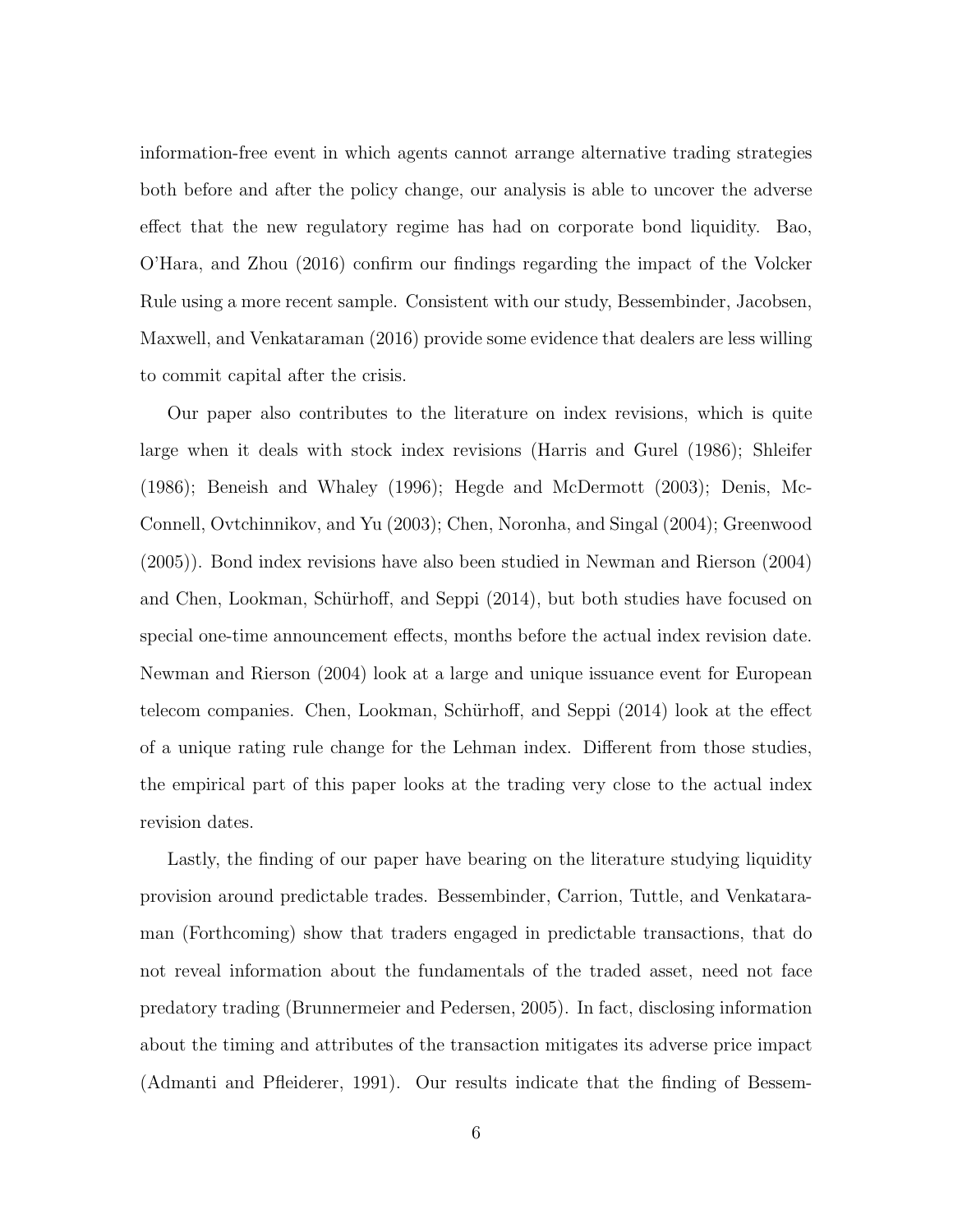information-free event in which agents cannot arrange alternative trading strategies both before and after the policy change, our analysis is able to uncover the adverse effect that the new regulatory regime has had on corporate bond liquidity. Bao, O'Hara, and Zhou (2016) confirm our findings regarding the impact of the Volcker Rule using a more recent sample. Consistent with our study, Bessembinder, Jacobsen, Maxwell, and Venkataraman (2016) provide some evidence that dealers are less willing to commit capital after the crisis.

Our paper also contributes to the literature on index revisions, which is quite large when it deals with stock index revisions (Harris and Gurel (1986); Shleifer (1986); Beneish and Whaley (1996); Hegde and McDermott (2003); Denis, McConnell, Ovtchinnikov, and Yu (2003); Chen, Noronha, and Singal (2004); Greenwood (2005)). Bond index revisions have also been studied in Newman and Rierson (2004) and Chen, Lookman, Schürhoff, and Seppi (2014), but both studies have focused on special one-time announcement effects, months before the actual index revision date. Newman and Rierson (2004) look at a large and unique issuance event for European telecom companies. Chen, Lookman, Schürhoff, and Seppi (2014) look at the effect of a unique rating rule change for the Lehman index. Different from those studies, the empirical part of this paper looks at the trading very close to the actual index revision dates.

Lastly, the finding of our paper have bearing on the literature studying liquidity provision around predictable trades. Bessembinder, Carrion, Tuttle, and Venkataraman (Forthcoming) show that traders engaged in predictable transactions, that do not reveal information about the fundamentals of the traded asset, need not face predatory trading (Brunnermeier and Pedersen, 2005). In fact, disclosing information about the timing and attributes of the transaction mitigates its adverse price impact (Admanti and Pfleiderer, 1991). Our results indicate that the finding of Bessem-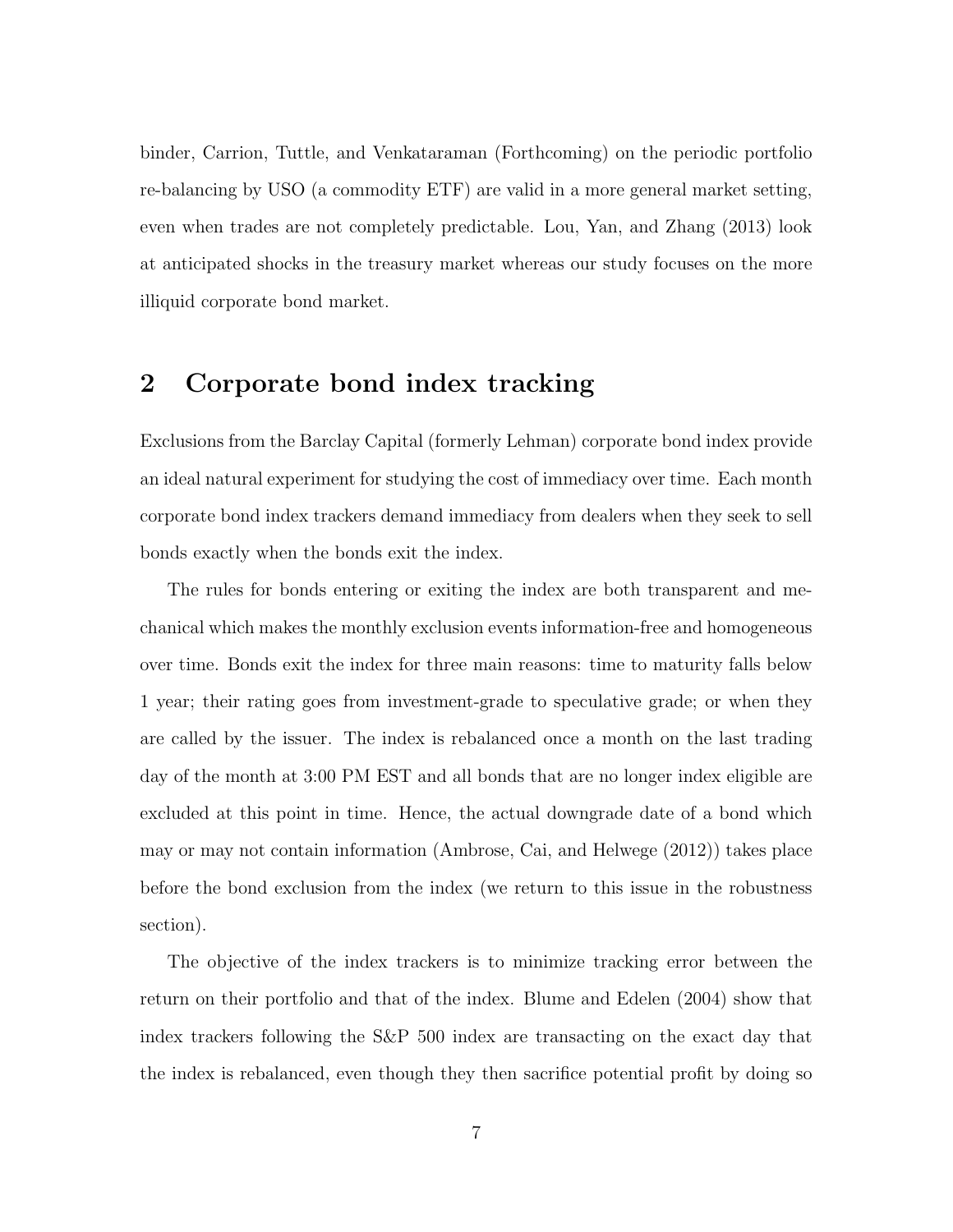binder, Carrion, Tuttle, and Venkataraman (Forthcoming) on the periodic portfolio re-balancing by USO (a commodity ETF) are valid in a more general market setting, even when trades are not completely predictable. Lou, Yan, and Zhang (2013) look at anticipated shocks in the treasury market whereas our study focuses on the more illiquid corporate bond market.

## 2 Corporate bond index tracking

Exclusions from the Barclay Capital (formerly Lehman) corporate bond index provide an ideal natural experiment for studying the cost of immediacy over time. Each month corporate bond index trackers demand immediacy from dealers when they seek to sell bonds exactly when the bonds exit the index.

The rules for bonds entering or exiting the index are both transparent and mechanical which makes the monthly exclusion events information-free and homogeneous over time. Bonds exit the index for three main reasons: time to maturity falls below 1 year; their rating goes from investment-grade to speculative grade; or when they are called by the issuer. The index is rebalanced once a month on the last trading day of the month at 3:00 PM EST and all bonds that are no longer index eligible are excluded at this point in time. Hence, the actual downgrade date of a bond which may or may not contain information (Ambrose, Cai, and Helwege (2012)) takes place before the bond exclusion from the index (we return to this issue in the robustness section).

The objective of the index trackers is to minimize tracking error between the return on their portfolio and that of the index. Blume and Edelen (2004) show that index trackers following the S&P 500 index are transacting on the exact day that the index is rebalanced, even though they then sacrifice potential profit by doing so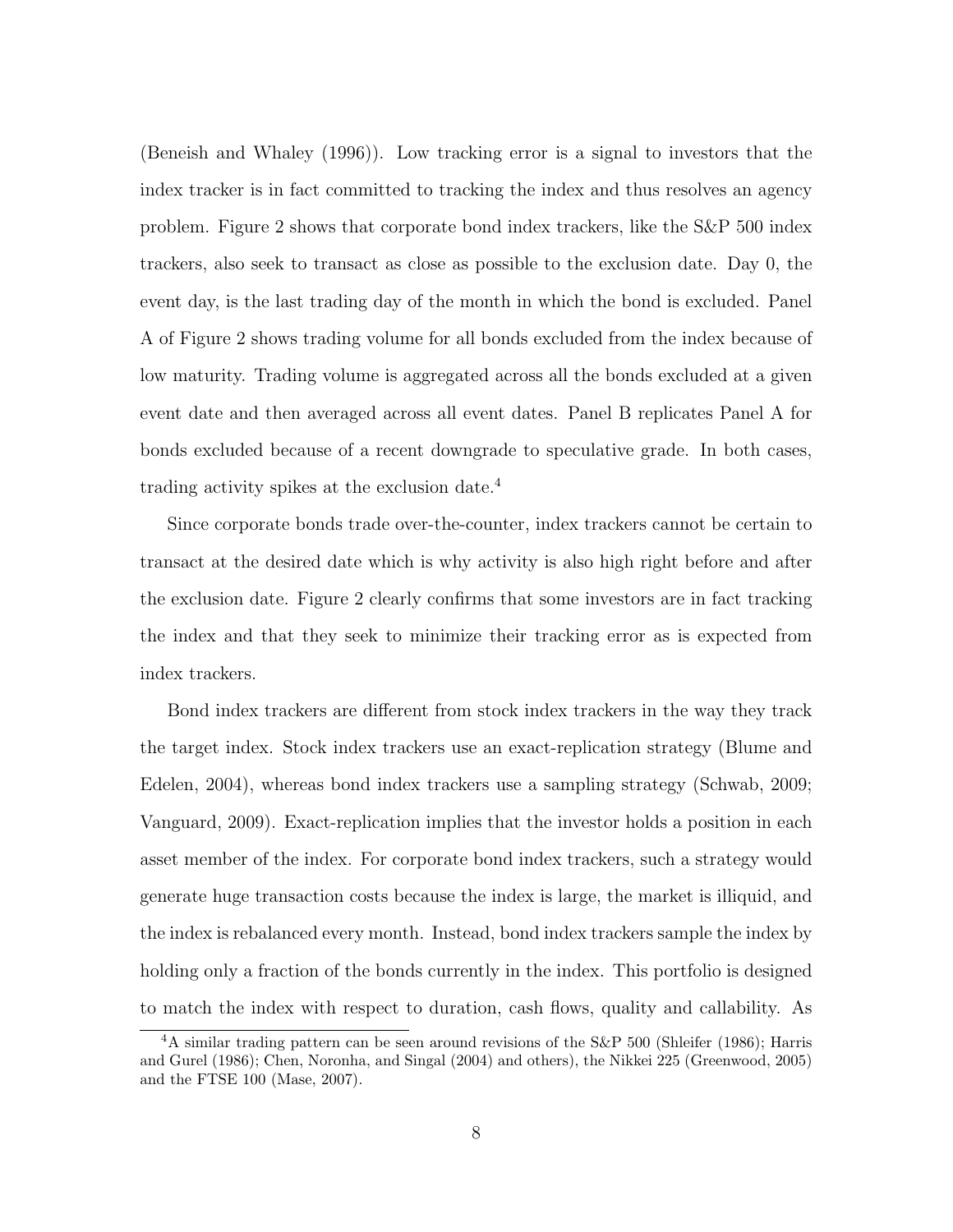(Beneish and Whaley (1996)). Low tracking error is a signal to investors that the index tracker is in fact committed to tracking the index and thus resolves an agency problem. Figure 2 shows that corporate bond index trackers, like the S&P 500 index trackers, also seek to transact as close as possible to the exclusion date. Day 0, the event day, is the last trading day of the month in which the bond is excluded. Panel A of Figure 2 shows trading volume for all bonds excluded from the index because of low maturity. Trading volume is aggregated across all the bonds excluded at a given event date and then averaged across all event dates. Panel B replicates Panel A for bonds excluded because of a recent downgrade to speculative grade. In both cases, trading activity spikes at the exclusion date.[4]

Since corporate bonds trade over-the-counter, index trackers cannot be certain to transact at the desired date which is why activity is also high right before and after the exclusion date. Figure 2 clearly confirms that some investors are in fact tracking the index and that they seek to minimize their tracking error as is expected from index trackers.

Bond index trackers are different from stock index trackers in the way they track the target index. Stock index trackers use an exact-replication strategy (Blume and Edelen, 2004), whereas bond index trackers use a sampling strategy (Schwab, 2009; Vanguard, 2009). Exact-replication implies that the investor holds a position in each asset member of the index. For corporate bond index trackers, such a strategy would generate huge transaction costs because the index is large, the market is illiquid, and the index is rebalanced every month. Instead, bond index trackers sample the index by holding only a fraction of the bonds currently in the index. This portfolio is designed to match the index with respect to duration, cash flows, quality and callability. As

[4] A similar trading pattern can be seen around revisions of the S&P 500 (Shleifer (1986); Harris and Gurel (1986); Chen, Noronha, and Singal (2004) and others), the Nikkei 225 (Greenwood, 2005) and the FTSE 100 (Mase, 2007).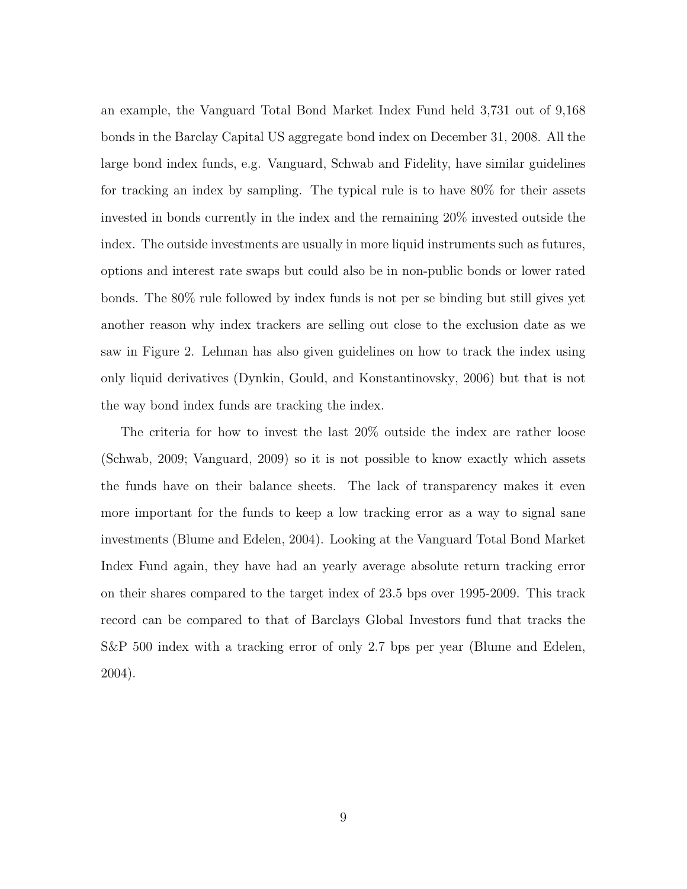an example, the Vanguard Total Bond Market Index Fund held 3,731 out of 9,168 bonds in the Barclay Capital US aggregate bond index on December 31, 2008. All the large bond index funds, e.g. Vanguard, Schwab and Fidelity, have similar guidelines for tracking an index by sampling. The typical rule is to have 80% for their assets invested in bonds currently in the index and the remaining 20% invested outside the index. The outside investments are usually in more liquid instruments such as futures, options and interest rate swaps but could also be in non-public bonds or lower rated bonds. The 80% rule followed by index funds is not per se binding but still gives yet another reason why index trackers are selling out close to the exclusion date as we saw in Figure 2. Lehman has also given guidelines on how to track the index using only liquid derivatives (Dynkin, Gould, and Konstantinovsky, 2006) but that is not the way bond index funds are tracking the index.

The criteria for how to invest the last 20% outside the index are rather loose (Schwab, 2009; Vanguard, 2009) so it is not possible to know exactly which assets the funds have on their balance sheets. The lack of transparency makes it even more important for the funds to keep a low tracking error as a way to signal sane investments (Blume and Edelen, 2004). Looking at the Vanguard Total Bond Market Index Fund again, they have had an yearly average absolute return tracking error on their shares compared to the target index of 23.5 bps over 1995-2009. This track record can be compared to that of Barclays Global Investors fund that tracks the S&P 500 index with a tracking error of only 2.7 bps per year (Blume and Edelen, 2004).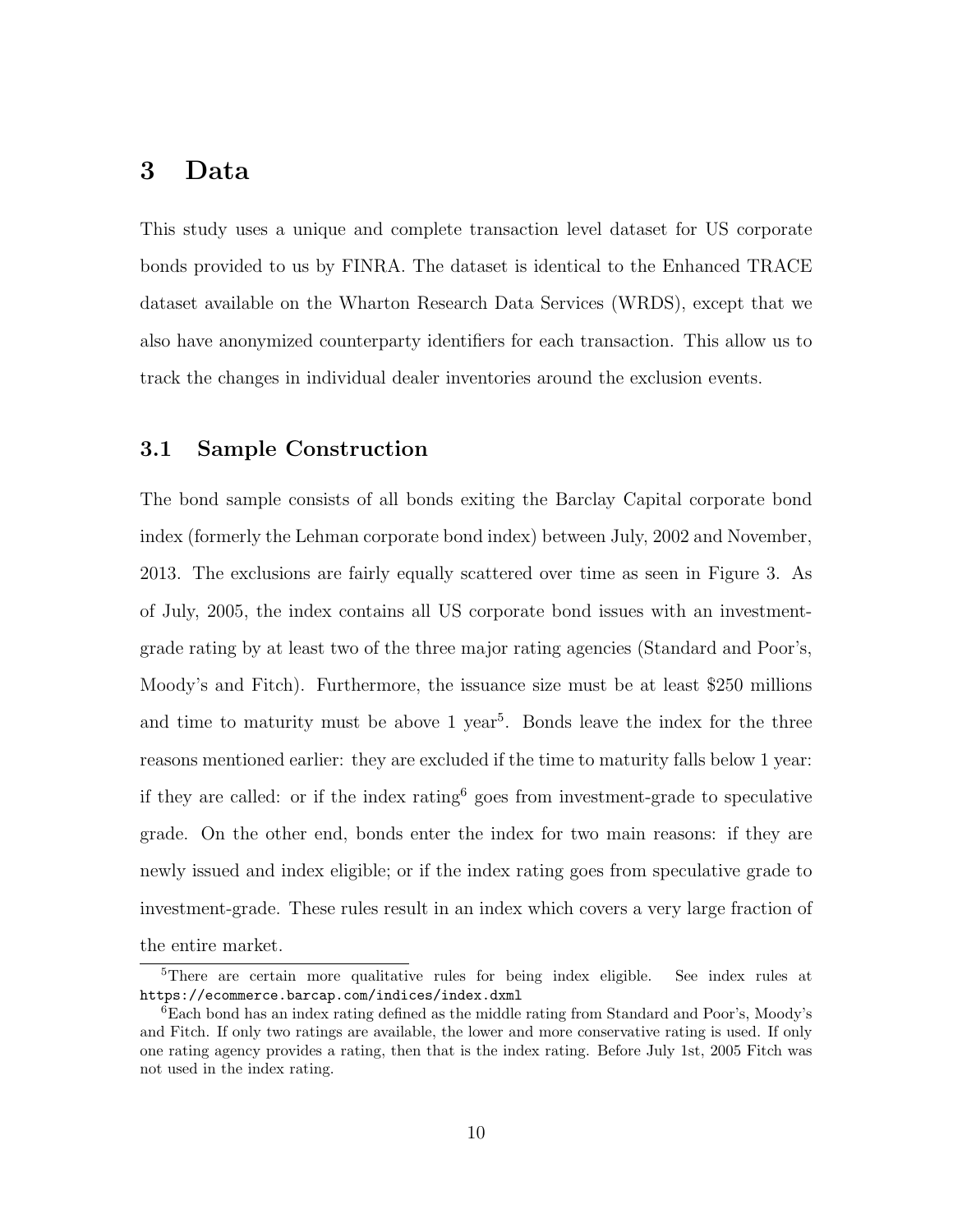# 3 Data

This study uses a unique and complete transaction level dataset for US corporate bonds provided to us by FINRA. The dataset is identical to the Enhanced TRACE dataset available on the Wharton Research Data Services (WRDS), except that we also have anonymized counterparty identifiers for each transaction. This allow us to track the changes in individual dealer inventories around the exclusion events.

## 3.1 Sample Construction

The bond sample consists of all bonds exiting the Barclay Capital corporate bond index (formerly the Lehman corporate bond index) between July, 2002 and November, 2013. The exclusions are fairly equally scattered over time as seen in Figure 3. As of July, 2005, the index contains all US corporate bond issues with an investment-grade rating by at least two of the three major rating agencies (Standard and Poor's, Moody's and Fitch). Furthermore, the issuance size must be at least \$250 millions and time to maturity must be above 1 year[5]. Bonds leave the index for the three reasons mentioned earlier: they are excluded if the time to maturity falls below 1 year: if they are called: or if the index rating[6] goes from investment-grade to speculative grade. On the other end, bonds enter the index for two main reasons: if they are newly issued and index eligible; or if the index rating goes from speculative grade to investment-grade. These rules result in an index which covers a very large fraction of the entire market.

[5]There are certain more qualitative rules for being index eligible. See index rules at https://ecommerce.barcap.com/indices/index.dxml

[6]Each bond has an index rating defined as the middle rating from Standard and Poor's, Moody's and Fitch. If only two ratings are available, the lower and more conservative rating is used. If only one rating agency provides a rating, then that is the index rating. Before July 1st, 2005 Fitch was not used in the index rating.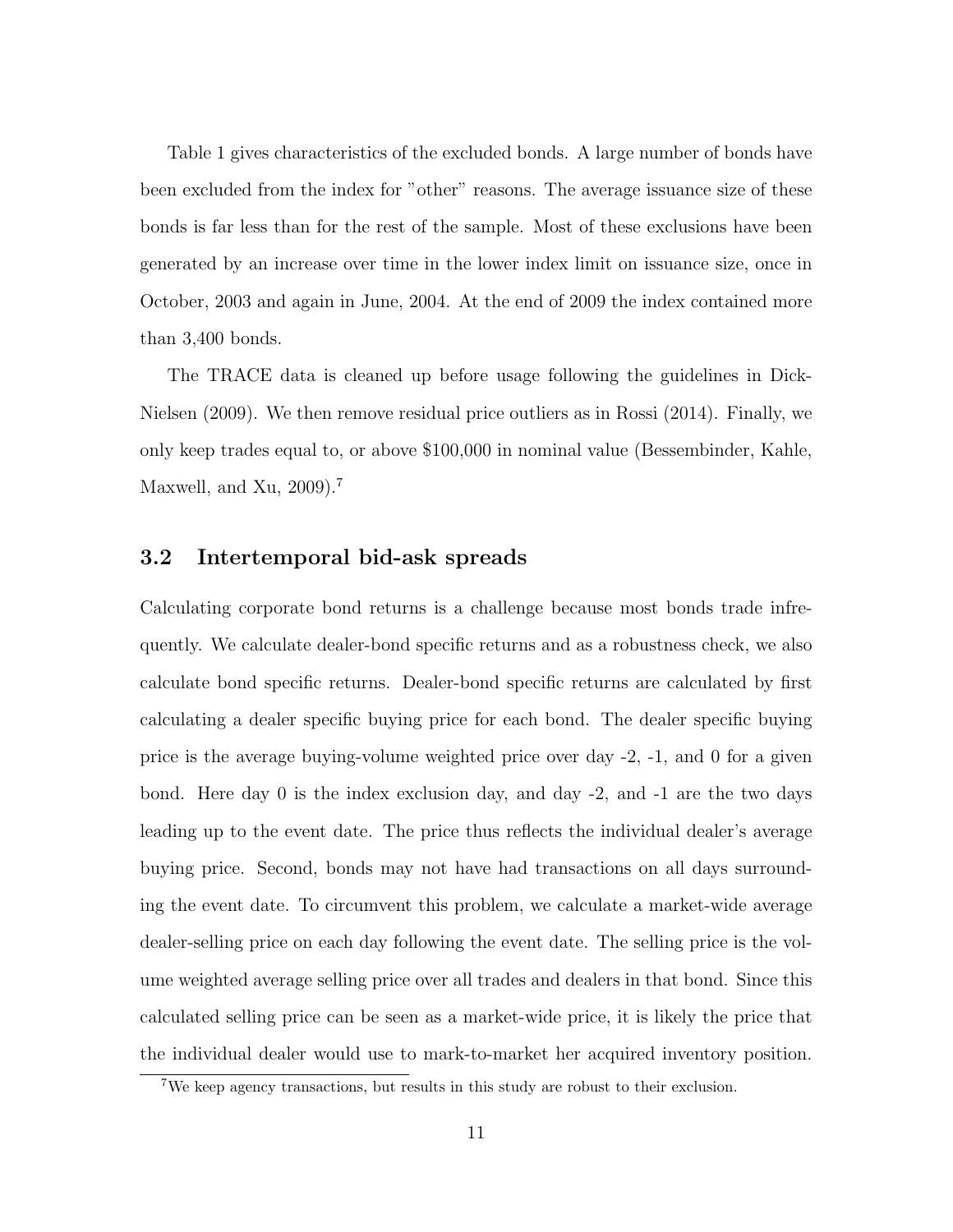Table 1 gives characteristics of the excluded bonds. A large number of bonds have been excluded from the index for "other" reasons. The average issuance size of these bonds is far less than for the rest of the sample. Most of these exclusions have been generated by an increase over time in the lower index limit on issuance size, once in October, 2003 and again in June, 2004. At the end of 2009 the index contained more than 3,400 bonds.

The TRACE data is cleaned up before usage following the guidelines in Dick-Nielsen (2009). We then remove residual price outliers as in Rossi (2014). Finally, we only keep trades equal to, or above $100,000 in nominal value (Bessembinder, Kahle, Maxwell, and Xu, 2009).[7]

## 3.2 Intertemporal bid-ask spreads

Calculating corporate bond returns is a challenge because most bonds trade infrequently. We calculate dealer-bond specific returns and as a robustness check, we also calculate bond specific returns. Dealer-bond specific returns are calculated by first calculating a dealer specific buying price for each bond. The dealer specific buying price is the average buying-volume weighted price over day -2, -1, and 0 for a given bond. Here day 0 is the index exclusion day, and day -2, and -1 are the two days leading up to the event date. The price thus reflects the individual dealer's average buying price. Second, bonds may not have had transactions on all days surrounding the event date. To circumvent this problem, we calculate a market-wide average dealer-selling price on each day following the event date. The selling price is the volume weighted average selling price over all trades and dealers in that bond. Since this calculated selling price can be seen as a market-wide price, it is likely the price that the individual dealer would use to mark-to-market her acquired inventory position.

[7] We keep agency transactions, but results in this study are robust to their exclusion.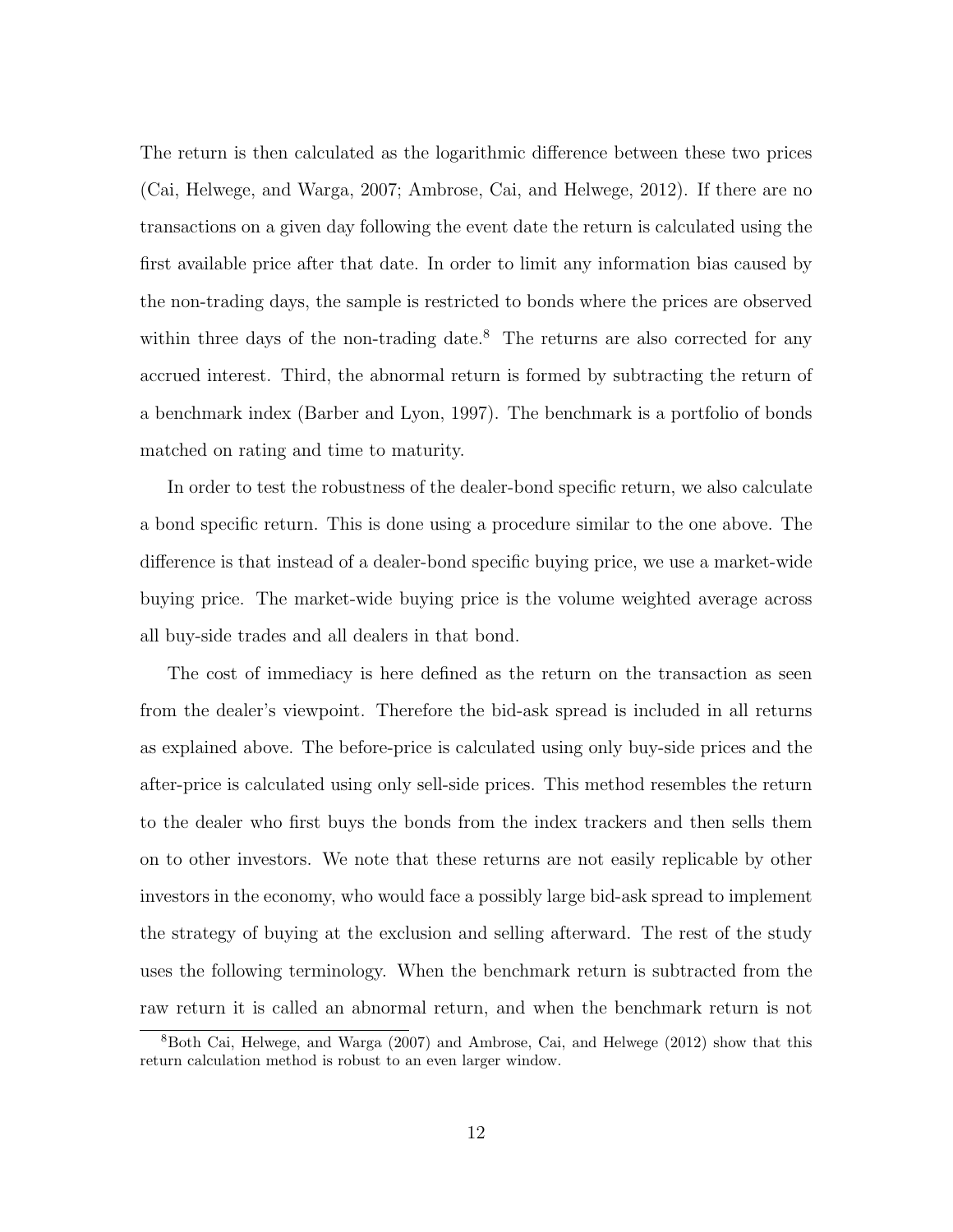The return is then calculated as the logarithmic difference between these two prices (Cai, Helwege, and Warga, 2007; Ambrose, Cai, and Helwege, 2012). If there are no transactions on a given day following the event date the return is calculated using the first available price after that date. In order to limit any information bias caused by the non-trading days, the sample is restricted to bonds where the prices are observed within three days of the non-trading date.[8] The returns are also corrected for any accrued interest. Third, the abnormal return is formed by subtracting the return of a benchmark index (Barber and Lyon, 1997). The benchmark is a portfolio of bonds matched on rating and time to maturity.

In order to test the robustness of the dealer-bond specific return, we also calculate a bond specific return. This is done using a procedure similar to the one above. The difference is that instead of a dealer-bond specific buying price, we use a market-wide buying price. The market-wide buying price is the volume weighted average across all buy-side trades and all dealers in that bond.

The cost of immediacy is here defined as the return on the transaction as seen from the dealer's viewpoint. Therefore the bid-ask spread is included in all returns as explained above. The before-price is calculated using only buy-side prices and the after-price is calculated using only sell-side prices. This method resembles the return to the dealer who first buys the bonds from the index trackers and then sells them on to other investors. We note that these returns are not easily replicable by other investors in the economy, who would face a possibly large bid-ask spread to implement the strategy of buying at the exclusion and selling afterward. The rest of the study uses the following terminology. When the benchmark return is subtracted from the raw return it is called an abnormal return, and when the benchmark return is not

[8] Both Cai, Helwege, and Warga (2007) and Ambrose, Cai, and Helwege (2012) show that this return calculation method is robust to an even larger window.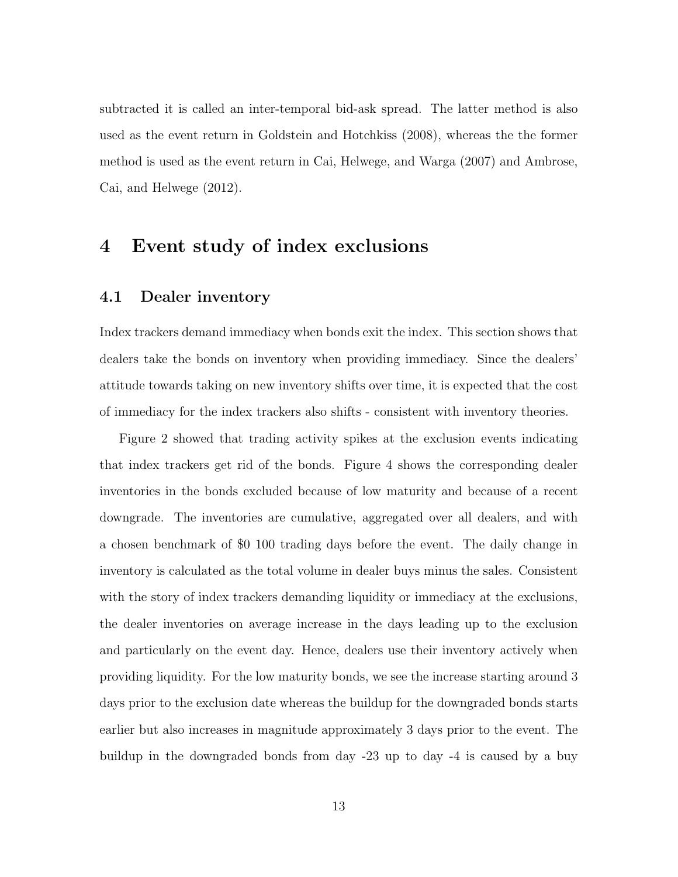subtracted it is called an inter-temporal bid-ask spread. The latter method is also used as the event return in Goldstein and Hotchkiss (2008), whereas the the former method is used as the event return in Cai, Helwege, and Warga (2007) and Ambrose, Cai, and Helwege (2012).

# 4 Event study of index exclusions

## 4.1 Dealer inventory

Index trackers demand immediacy when bonds exit the index. This section shows that dealers take the bonds on inventory when providing immediacy. Since the dealers' attitude towards taking on new inventory shifts over time, it is expected that the cost of immediacy for the index trackers also shifts - consistent with inventory theories.

Figure 2 showed that trading activity spikes at the exclusion events indicating that index trackers get rid of the bonds. Figure 4 shows the corresponding dealer inventories in the bonds excluded because of low maturity and because of a recent downgrade. The inventories are cumulative, aggregated over all dealers, and with a chosen benchmark of $0 100 trading days before the event. The daily change in inventory is calculated as the total volume in dealer buys minus the sales. Consistent with the story of index trackers demanding liquidity or immediacy at the exclusions, the dealer inventories on average increase in the days leading up to the exclusion and particularly on the event day. Hence, dealers use their inventory actively when providing liquidity. For the low maturity bonds, we see the increase starting around 3 days prior to the exclusion date whereas the buildup for the downgraded bonds starts earlier but also increases in magnitude approximately 3 days prior to the event. The buildup in the downgraded bonds from day -23 up to day -4 is caused by a buy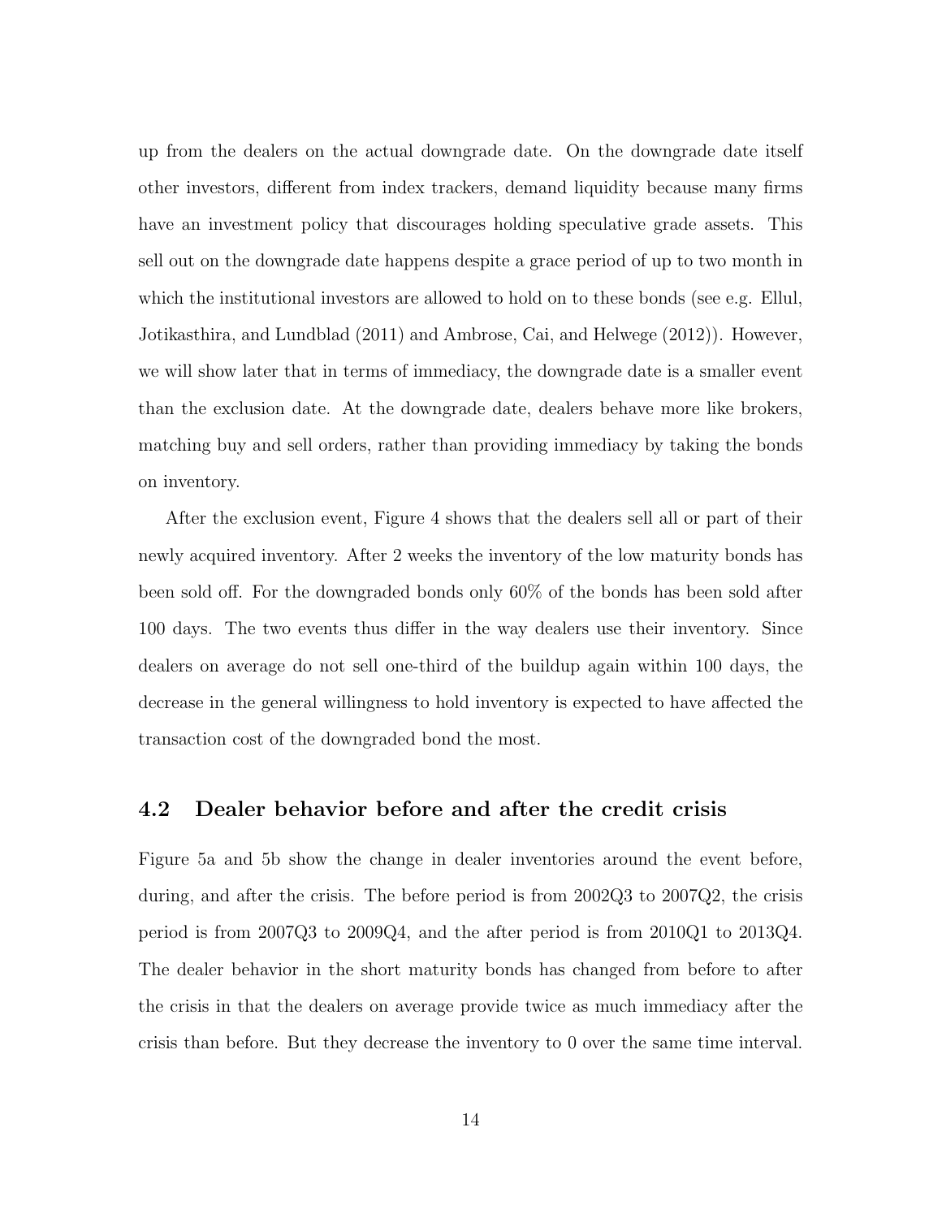up from the dealers on the actual downgrade date. On the downgrade date itself other investors, different from index trackers, demand liquidity because many firms have an investment policy that discourages holding speculative grade assets. This sell out on the downgrade date happens despite a grace period of up to two month in which the institutional investors are allowed to hold on to these bonds (see e.g. Ellul, Jotikasthira, and Lundblad (2011) and Ambrose, Cai, and Helwege (2012)). However, we will show later that in terms of immediacy, the downgrade date is a smaller event than the exclusion date. At the downgrade date, dealers behave more like brokers, matching buy and sell orders, rather than providing immediacy by taking the bonds on inventory.

After the exclusion event, Figure 4 shows that the dealers sell all or part of their newly acquired inventory. After 2 weeks the inventory of the low maturity bonds has been sold off. For the downgraded bonds only 60% of the bonds has been sold after 100 days. The two events thus differ in the way dealers use their inventory. Since dealers on average do not sell one-third of the buildup again within 100 days, the decrease in the general willingness to hold inventory is expected to have affected the transaction cost of the downgraded bond the most.

## 4.2 Dealer behavior before and after the credit crisis

Figure 5a and 5b show the change in dealer inventories around the event before, during, and after the crisis. The before period is from 2002Q3 to 2007Q2, the crisis period is from 2007Q3 to 2009Q4, and the after period is from 2010Q1 to 2013Q4. The dealer behavior in the short maturity bonds has changed from before to after the crisis in that the dealers on average provide twice as much immediacy after the crisis than before. But they decrease the inventory to 0 over the same time interval.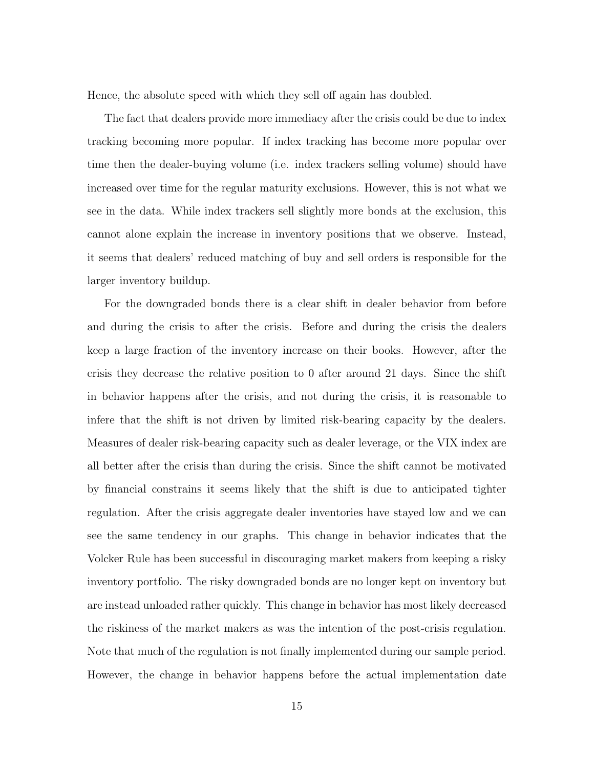Hence, the absolute speed with which they sell off again has doubled.

The fact that dealers provide more immediacy after the crisis could be due to index tracking becoming more popular. If index tracking has become more popular over time then the dealer-buying volume (i.e. index trackers selling volume) should have increased over time for the regular maturity exclusions. However, this is not what we see in the data. While index trackers sell slightly more bonds at the exclusion, this cannot alone explain the increase in inventory positions that we observe. Instead, it seems that dealers' reduced matching of buy and sell orders is responsible for the larger inventory buildup.

For the downgraded bonds there is a clear shift in dealer behavior from before and during the crisis to after the crisis. Before and during the crisis the dealers keep a large fraction of the inventory increase on their books. However, after the crisis they decrease the relative position to 0 after around 21 days. Since the shift in behavior happens after the crisis, and not during the crisis, it is reasonable to infere that the shift is not driven by limited risk-bearing capacity by the dealers. Measures of dealer risk-bearing capacity such as dealer leverage, or the VIX index are all better after the crisis than during the crisis. Since the shift cannot be motivated by financial constrains it seems likely that the shift is due to anticipated tighter regulation. After the crisis aggregate dealer inventories have stayed low and we can see the same tendency in our graphs. This change in behavior indicates that the Volcker Rule has been successful in discouraging market makers from keeping a risky inventory portfolio. The risky downgraded bonds are no longer kept on inventory but are instead unloaded rather quickly. This change in behavior has most likely decreased the riskiness of the market makers as was the intention of the post-crisis regulation. Note that much of the regulation is not finally implemented during our sample period. However, the change in behavior happens before the actual implementation date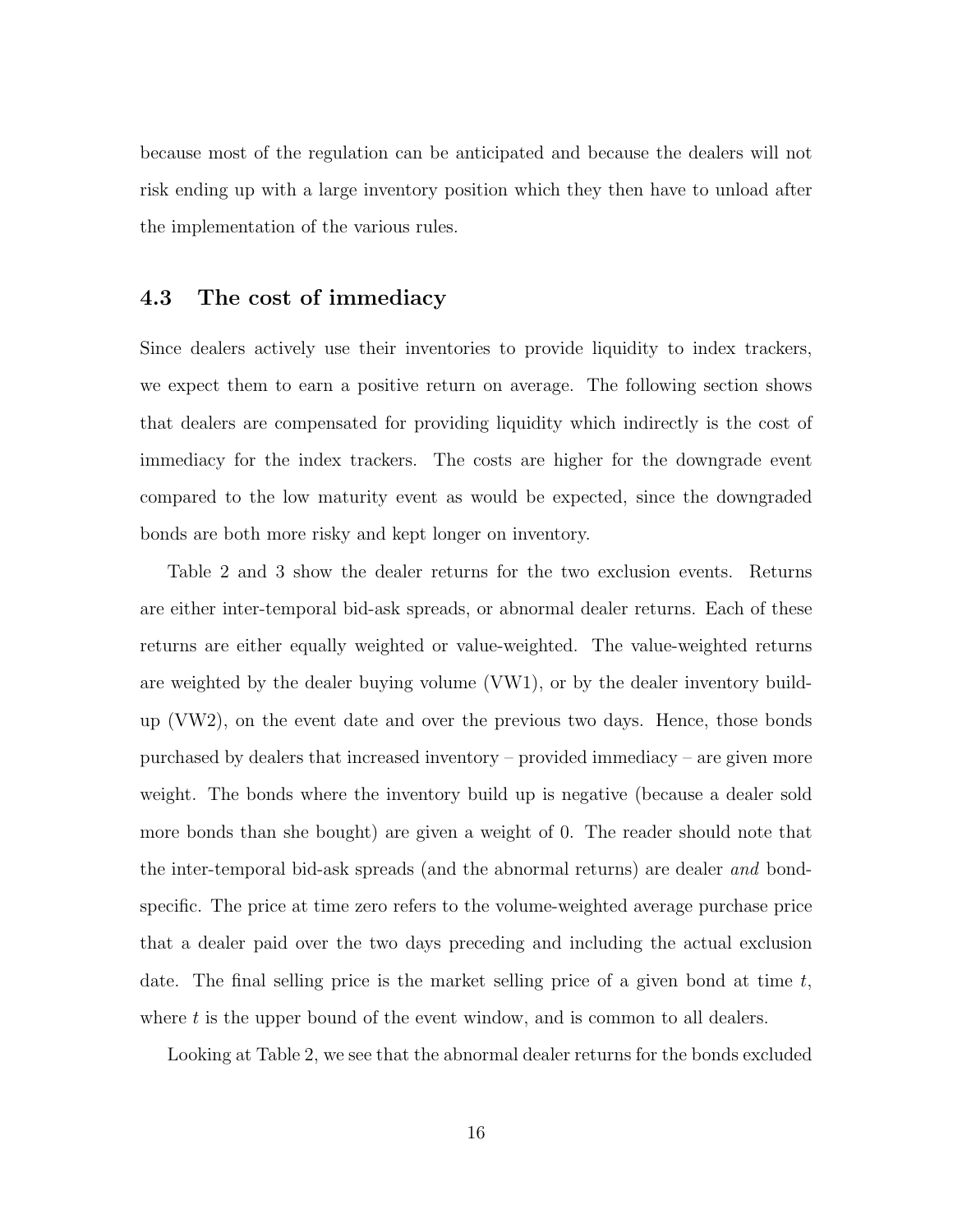because most of the regulation can be anticipated and because the dealers will not risk ending up with a large inventory position which they then have to unload after the implementation of the various rules.

### 4.3 The cost of immediacy

Since dealers actively use their inventories to provide liquidity to index trackers, we expect them to earn a positive return on average. The following section shows that dealers are compensated for providing liquidity which indirectly is the cost of immediacy for the index trackers. The costs are higher for the downgrade event compared to the low maturity event as would be expected, since the downgraded bonds are both more risky and kept longer on inventory.

Table 2 and 3 show the dealer returns for the two exclusion events. Returns are either inter-temporal bid-ask spreads, or abnormal dealer returns. Each of these returns are either equally weighted or value-weighted. The value-weighted returns are weighted by the dealer buying volume (VW1), or by the dealer inventory build-up (VW2), on the event date and over the previous two days. Hence, those bonds purchased by dealers that increased inventory – provided immediacy – are given more weight. The bonds where the inventory build up is negative (because a dealer sold more bonds than she bought) are given a weight of 0. The reader should note that the inter-temporal bid-ask spreads (and the abnormal returns) are dealer *and* bond-specific. The price at time zero refers to the volume-weighted average purchase price that a dealer paid over the two days preceding and including the actual exclusion date. The final selling price is the market selling price of a given bond at time $t$, where $t$ is the upper bound of the event window, and is common to all dealers.

Looking at Table 2, we see that the abnormal dealer returns for the bonds excluded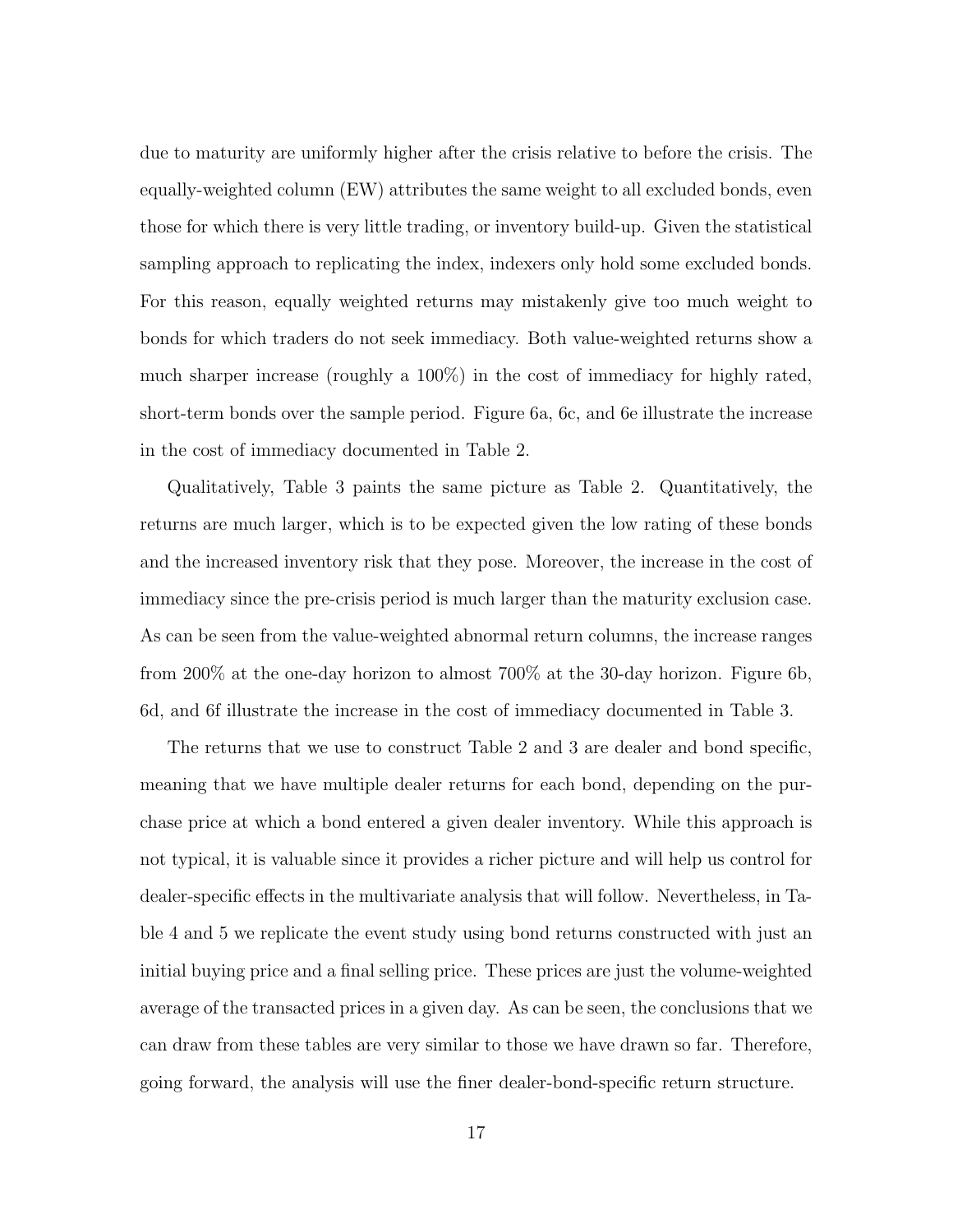due to maturity are uniformly higher after the crisis relative to before the crisis. The equally-weighted column (EW) attributes the same weight to all excluded bonds, even those for which there is very little trading, or inventory build-up. Given the statistical sampling approach to replicating the index, indexers only hold some excluded bonds. For this reason, equally weighted returns may mistakenly give too much weight to bonds for which traders do not seek immediacy. Both value-weighted returns show a much sharper increase (roughly a 100%) in the cost of immediacy for highly rated, short-term bonds over the sample period. Figure 6a, 6c, and 6e illustrate the increase in the cost of immediacy documented in Table 2.

Qualitatively, Table 3 paints the same picture as Table 2. Quantitatively, the returns are much larger, which is to be expected given the low rating of these bonds and the increased inventory risk that they pose. Moreover, the increase in the cost of immediacy since the pre-crisis period is much larger than the maturity exclusion case. As can be seen from the value-weighted abnormal return columns, the increase ranges from 200% at the one-day horizon to almost 700% at the 30-day horizon. Figure 6b, 6d, and 6f illustrate the increase in the cost of immediacy documented in Table 3.

The returns that we use to construct Table 2 and 3 are dealer and bond specific, meaning that we have multiple dealer returns for each bond, depending on the purchase price at which a bond entered a given dealer inventory. While this approach is not typical, it is valuable since it provides a richer picture and will help us control for dealer-specific effects in the multivariate analysis that will follow. Nevertheless, in Table 4 and 5 we replicate the event study using bond returns constructed with just an initial buying price and a final selling price. These prices are just the volume-weighted average of the transacted prices in a given day. As can be seen, the conclusions that we can draw from these tables are very similar to those we have drawn so far. Therefore, going forward, the analysis will use the finer dealer-bond-specific return structure.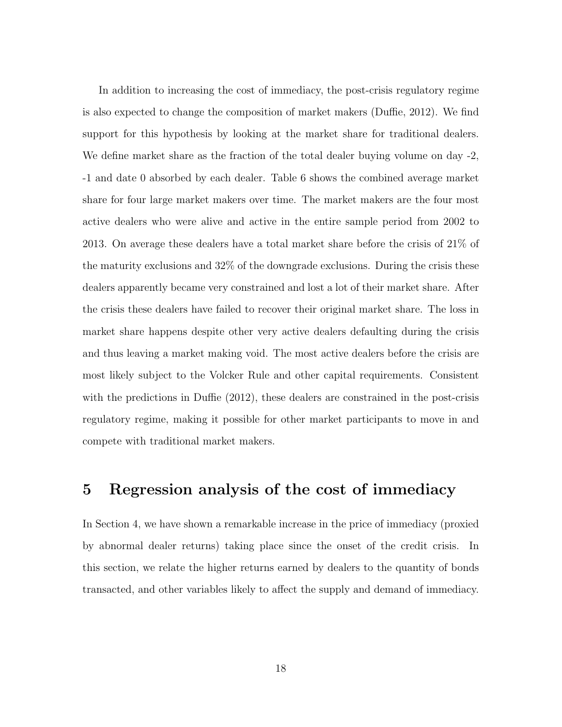In addition to increasing the cost of immediacy, the post-crisis regulatory regime is also expected to change the composition of market makers (Duffie, 2012). We find support for this hypothesis by looking at the market share for traditional dealers. We define market share as the fraction of the total dealer buying volume on day -2, -1 and date 0 absorbed by each dealer. Table 6 shows the combined average market share for four large market makers over time. The market makers are the four most active dealers who were alive and active in the entire sample period from 2002 to 2013. On average these dealers have a total market share before the crisis of 21% of the maturity exclusions and 32% of the downgrade exclusions. During the crisis these dealers apparently became very constrained and lost a lot of their market share. After the crisis these dealers have failed to recover their original market share. The loss in market share happens despite other very active dealers defaulting during the crisis and thus leaving a market making void. The most active dealers before the crisis are most likely subject to the Volcker Rule and other capital requirements. Consistent with the predictions in Duffie (2012), these dealers are constrained in the post-crisis regulatory regime, making it possible for other market participants to move in and compete with traditional market makers.

## 5 Regression analysis of the cost of immediacy

In Section 4, we have shown a remarkable increase in the price of immediacy (proxied by abnormal dealer returns) taking place since the onset of the credit crisis. In this section, we relate the higher returns earned by dealers to the quantity of bonds transacted, and other variables likely to affect the supply and demand of immediacy.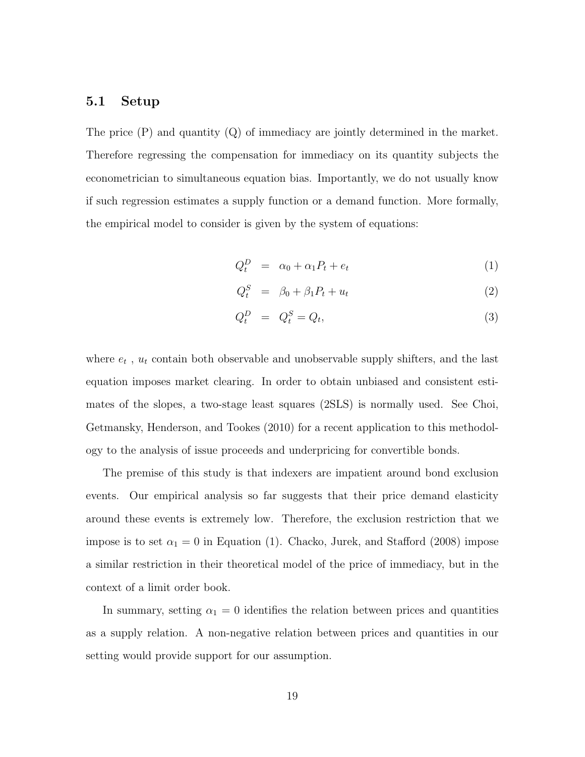### 5.1 Setup

The price (P) and quantity (Q) of immediacy are jointly determined in the market. Therefore regressing the compensation for immediacy on its quantity subjects the econometrician to simultaneous equation bias. Importantly, we do not usually know if such regression estimates a supply function or a demand function. More formally, the empirical model to consider is given by the system of equations:

$$
\begin{aligned}
Q_t^D &= \alpha_0 + \alpha_1 P_t + e_t && (1) \\
Q_t^S &= \beta_0 + \beta_1 P_t + u_t && (2) \\
Q_t^D &= Q_t^S = Q_t, && (3)
\end{aligned}
$$

where $e_t$ , $u_t$ contain both observable and unobservable supply shifters, and the last equation imposes market clearing. In order to obtain unbiased and consistent estimates of the slopes, a two-stage least squares (2SLS) is normally used. See Choi, Getmansky, Henderson, and Tookes (2010) for a recent application to this methodology to the analysis of issue proceeds and underpricing for convertible bonds.

The premise of this study is that indexers are impatient around bond exclusion events. Our empirical analysis so far suggests that their price demand elasticity around these events is extremely low. Therefore, the exclusion restriction that we impose is to set $\alpha_1 = 0$ in Equation (1). Chacko, Jurek, and Stafford (2008) impose a similar restriction in their theoretical model of the price of immediacy, but in the context of a limit order book.

In summary, setting $\alpha_1 = 0$ identifies the relation between prices and quantities as a supply relation. A non-negative relation between prices and quantities in our setting would provide support for our assumption.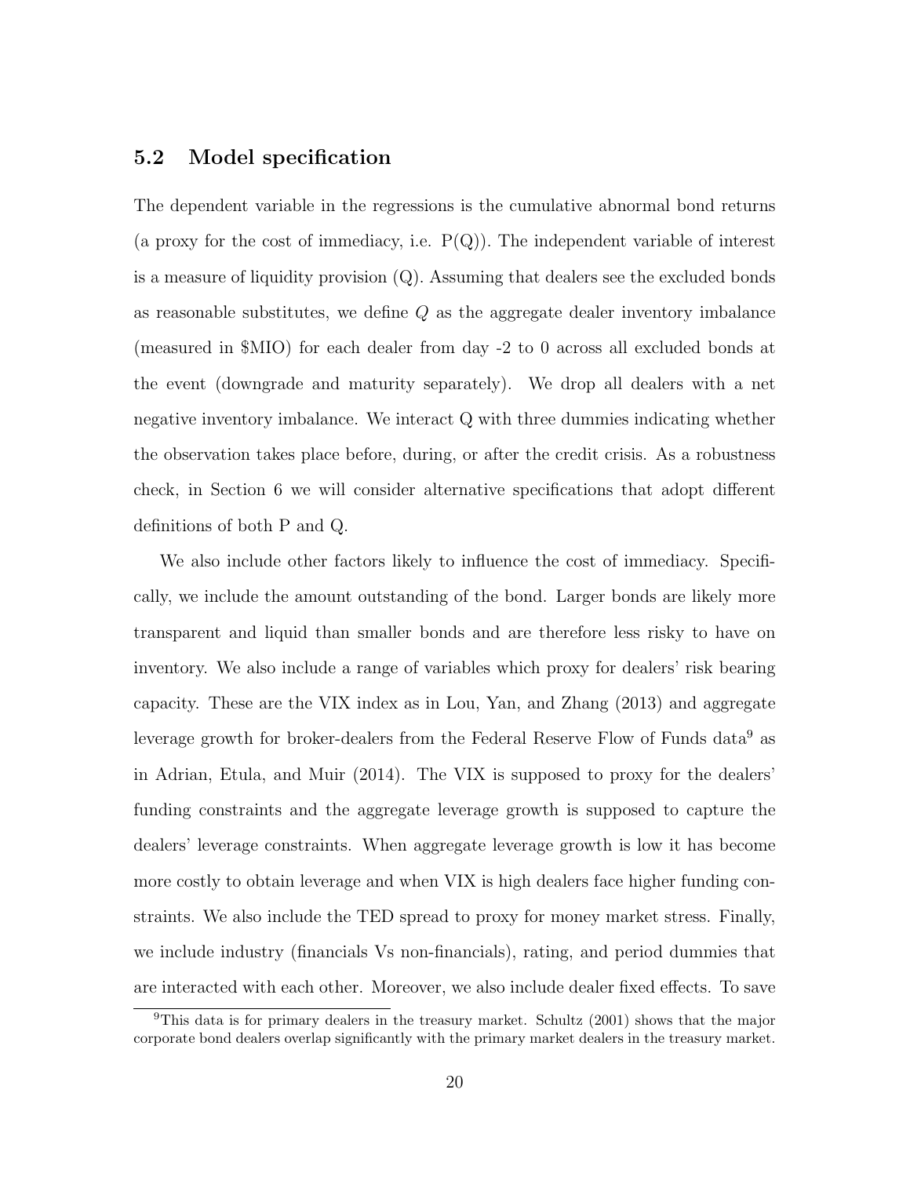## 5.2 Model specification

The dependent variable in the regressions is the cumulative abnormal bond returns (a proxy for the cost of immediacy, i.e. P(Q)). The independent variable of interest is a measure of liquidity provision (Q). Assuming that dealers see the excluded bonds as reasonable substitutes, we define $Q$ as the aggregate dealer inventory imbalance (measured in $MIO) for each dealer from day -2 to 0 across all excluded bonds at the event (downgrade and maturity separately). We drop all dealers with a net negative inventory imbalance. We interact Q with three dummies indicating whether the observation takes place before, during, or after the credit crisis. As a robustness check, in Section 6 we will consider alternative specifications that adopt different definitions of both P and Q.

We also include other factors likely to influence the cost of immediacy. Specifically, we include the amount outstanding of the bond. Larger bonds are likely more transparent and liquid than smaller bonds and are therefore less risky to have on inventory. We also include a range of variables which proxy for dealers' risk bearing capacity. These are the VIX index as in Lou, Yan, and Zhang (2013) and aggregate leverage growth for broker-dealers from the Federal Reserve Flow of Funds data[9] as in Adrian, Etula, and Muir (2014). The VIX is supposed to proxy for the dealers' funding constraints and the aggregate leverage growth is supposed to capture the dealers' leverage constraints. When aggregate leverage growth is low it has become more costly to obtain leverage and when VIX is high dealers face higher funding constraints. We also include the TED spread to proxy for money market stress. Finally, we include industry (financials Vs non-financials), rating, and period dummies that are interacted with each other. Moreover, we also include dealer fixed effects. To save

[9] This data is for primary dealers in the treasury market. Schultz (2001) shows that the major corporate bond dealers overlap significantly with the primary market dealers in the treasury market.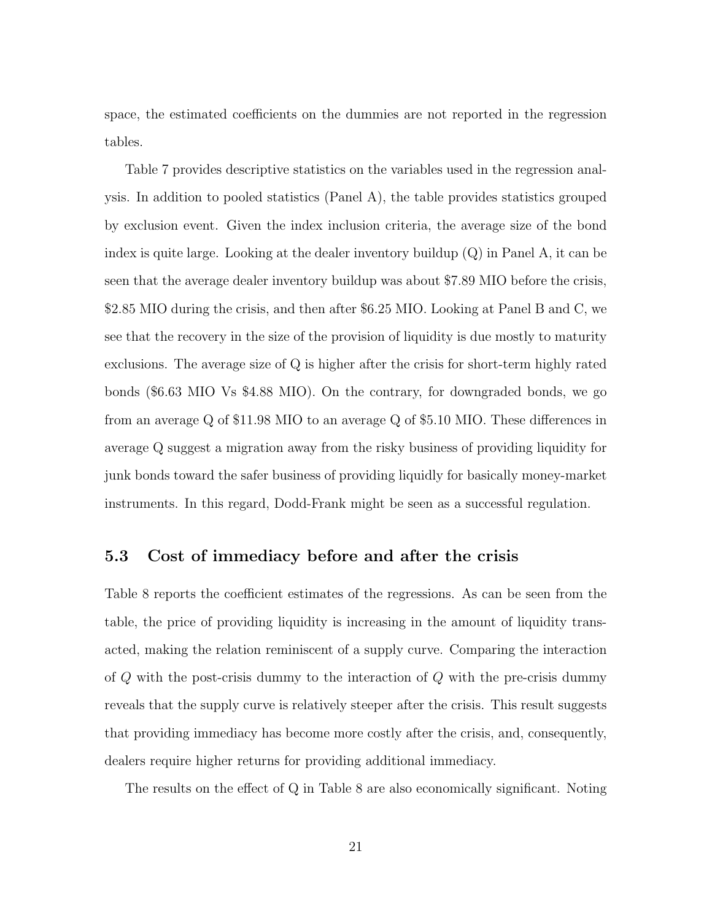space, the estimated coefficients on the dummies are not reported in the regression tables.

Table 7 provides descriptive statistics on the variables used in the regression analysis. In addition to pooled statistics (Panel A), the table provides statistics grouped by exclusion event. Given the index inclusion criteria, the average size of the bond index is quite large. Looking at the dealer inventory buildup (Q) in Panel A, it can be seen that the average dealer inventory buildup was about \$7.89 MIO before the crisis, \$2.85 MIO during the crisis, and then after \$6.25 MIO. Looking at Panel B and C, we see that the recovery in the size of the provision of liquidity is due mostly to maturity exclusions. The average size of Q is higher after the crisis for short-term highly rated bonds (\$6.63 MIO Vs \$4.88 MIO). On the contrary, for downgraded bonds, we go from an average Q of \$11.98 MIO to an average Q of \$5.10 MIO. These differences in average Q suggest a migration away from the risky business of providing liquidity for junk bonds toward the safer business of providing liquidly for basically money-market instruments. In this regard, Dodd-Frank might be seen as a successful regulation.

## 5.3 Cost of immediacy before and after the crisis

Table 8 reports the coefficient estimates of the regressions. As can be seen from the table, the price of providing liquidity is increasing in the amount of liquidity transacted, making the relation reminiscent of a supply curve. Comparing the interaction of $Q$ with the post-crisis dummy to the interaction of $Q$ with the pre-crisis dummy reveals that the supply curve is relatively steeper after the crisis. This result suggests that providing immediacy has become more costly after the crisis, and, consequently, dealers require higher returns for providing additional immediacy.

The results on the effect of Q in Table 8 are also economically significant. Noting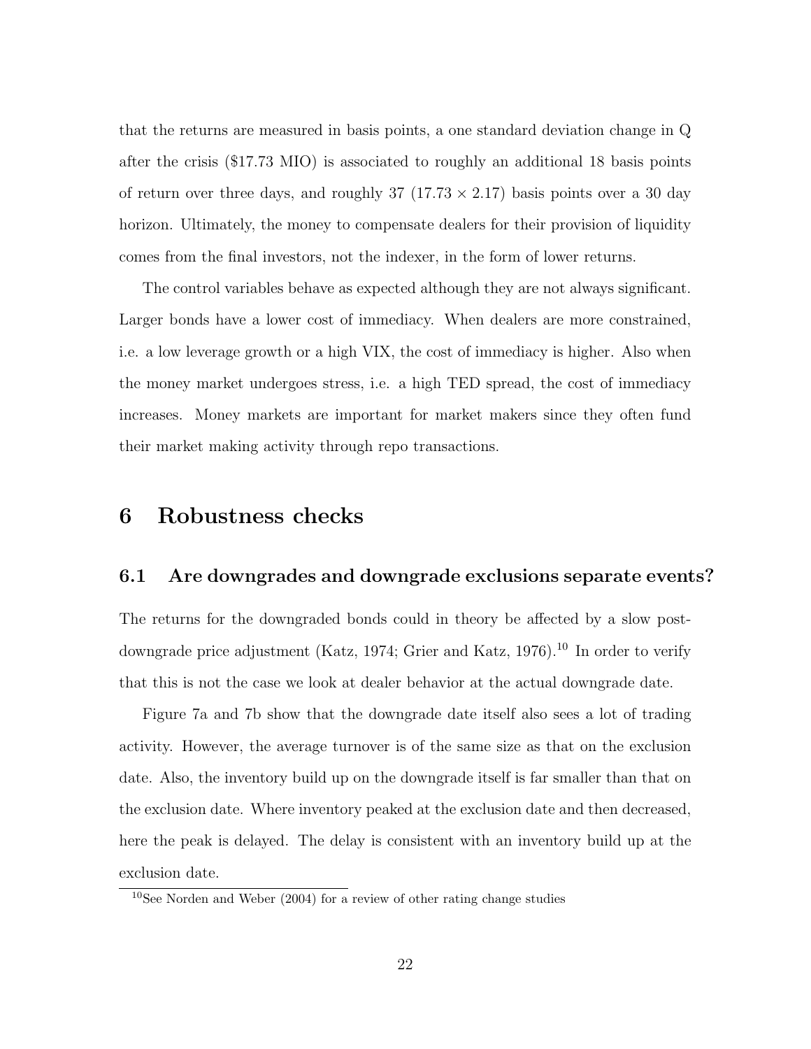that the returns are measured in basis points, a one standard deviation change in Q after the crisis ($17.73 MIO) is associated to roughly an additional 18 basis points of return over three days, and roughly 37 ($17.73 \times 2.17$) basis points over a 30 day horizon. Ultimately, the money to compensate dealers for their provision of liquidity comes from the final investors, not the indexer, in the form of lower returns.

The control variables behave as expected although they are not always significant. Larger bonds have a lower cost of immediacy. When dealers are more constrained, i.e. a low leverage growth or a high VIX, the cost of immediacy is higher. Also when the money market undergoes stress, i.e. a high TED spread, the cost of immediacy increases. Money markets are important for market makers since they often fund their market making activity through repo transactions.

# 6 Robustness checks

## 6.1 Are downgrades and downgrade exclusions separate events?

The returns for the downgraded bonds could in theory be affected by a slow post-downgrade price adjustment (Katz, 1974; Grier and Katz, 1976).[10] In order to verify that this is not the case we look at dealer behavior at the actual downgrade date.

Figure 7a and 7b show that the downgrade date itself also sees a lot of trading activity. However, the average turnover is of the same size as that on the exclusion date. Also, the inventory build up on the downgrade itself is far smaller than that on the exclusion date. Where inventory peaked at the exclusion date and then decreased, here the peak is delayed. The delay is consistent with an inventory build up at the exclusion date.

[10] See Norden and Weber (2004) for a review of other rating change studies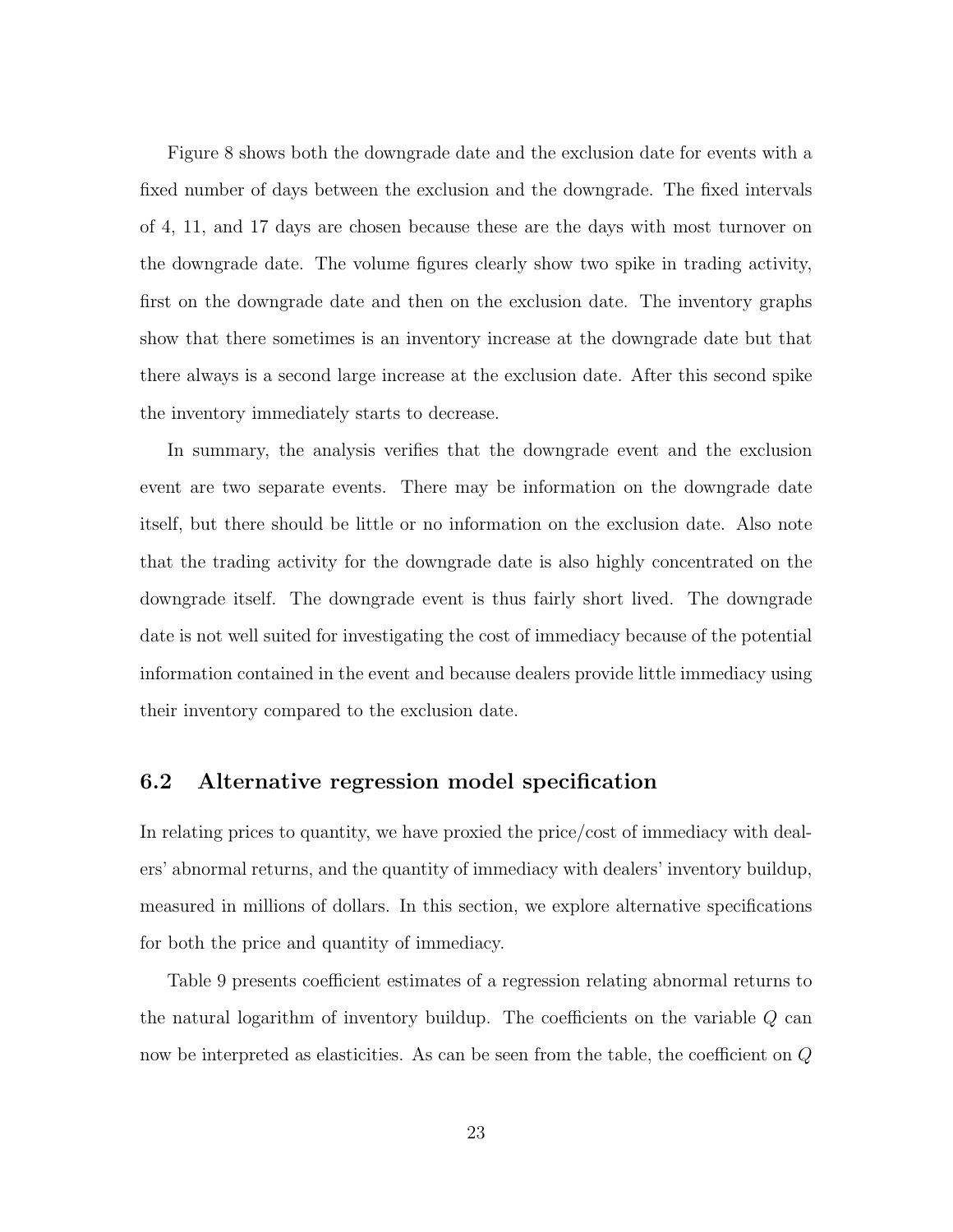Figure 8 shows both the downgrade date and the exclusion date for events with a fixed number of days between the exclusion and the downgrade. The fixed intervals of 4, 11, and 17 days are chosen because these are the days with most turnover on the downgrade date. The volume figures clearly show two spike in trading activity, first on the downgrade date and then on the exclusion date. The inventory graphs show that there sometimes is an inventory increase at the downgrade date but that there always is a second large increase at the exclusion date. After this second spike the inventory immediately starts to decrease.

In summary, the analysis verifies that the downgrade event and the exclusion event are two separate events. There may be information on the downgrade date itself, but there should be little or no information on the exclusion date. Also note that the trading activity for the downgrade date is also highly concentrated on the downgrade itself. The downgrade event is thus fairly short lived. The downgrade date is not well suited for investigating the cost of immediacy because of the potential information contained in the event and because dealers provide little immediacy using their inventory compared to the exclusion date.

## 6.2 Alternative regression model specification

In relating prices to quantity, we have proxied the price/cost of immediacy with dealers' abnormal returns, and the quantity of immediacy with dealers' inventory buildup, measured in millions of dollars. In this section, we explore alternative specifications for both the price and quantity of immediacy.

Table 9 presents coefficient estimates of a regression relating abnormal returns to the natural logarithm of inventory buildup. The coefficients on the variable $Q$ can now be interpreted as elasticities. As can be seen from the table, the coefficient on $Q$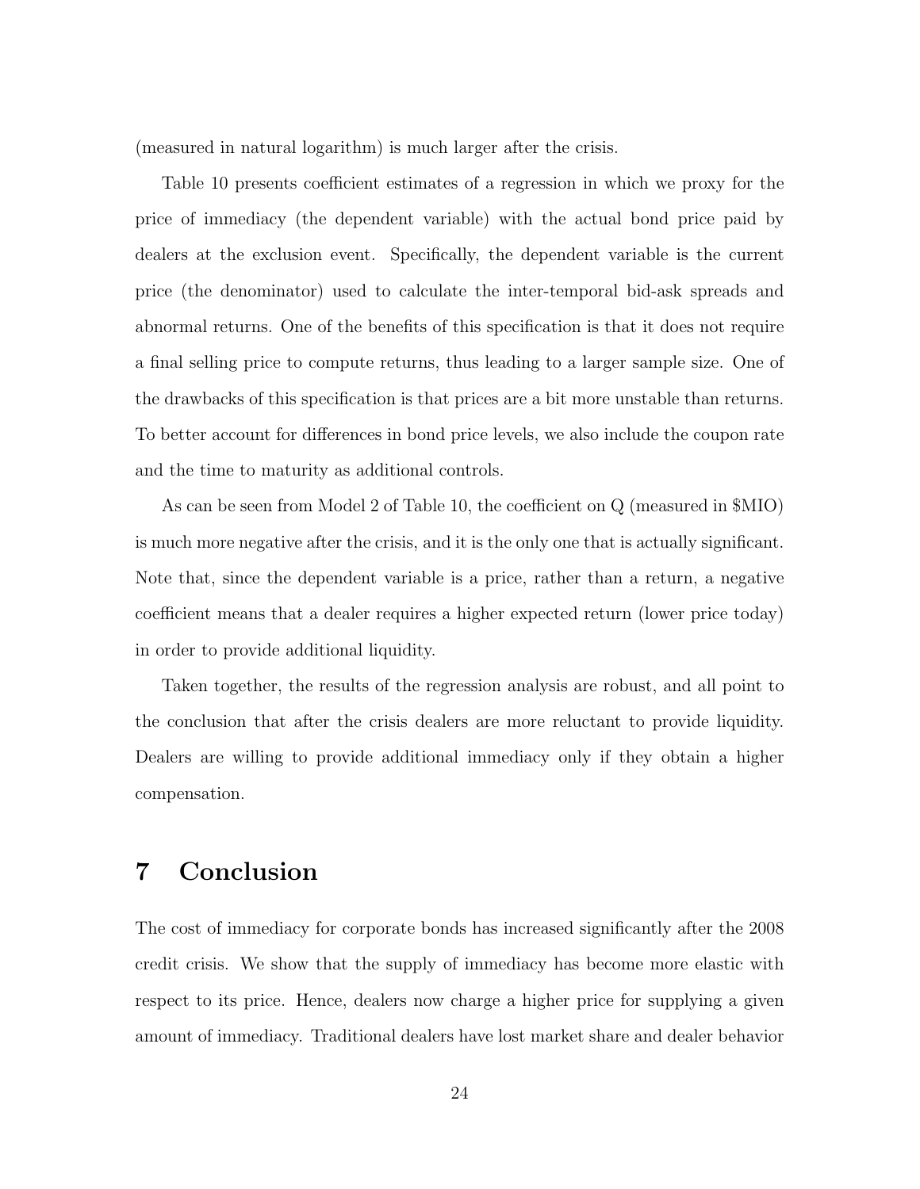(measured in natural logarithm) is much larger after the crisis.

Table 10 presents coefficient estimates of a regression in which we proxy for the price of immediacy (the dependent variable) with the actual bond price paid by dealers at the exclusion event. Specifically, the dependent variable is the current price (the denominator) used to calculate the inter-temporal bid-ask spreads and abnormal returns. One of the benefits of this specification is that it does not require a final selling price to compute returns, thus leading to a larger sample size. One of the drawbacks of this specification is that prices are a bit more unstable than returns. To better account for differences in bond price levels, we also include the coupon rate and the time to maturity as additional controls.

As can be seen from Model 2 of Table 10, the coefficient on Q (measured in $MIO) is much more negative after the crisis, and it is the only one that is actually significant. Note that, since the dependent variable is a price, rather than a return, a negative coefficient means that a dealer requires a higher expected return (lower price today) in order to provide additional liquidity.

Taken together, the results of the regression analysis are robust, and all point to the conclusion that after the crisis dealers are more reluctant to provide liquidity. Dealers are willing to provide additional immediacy only if they obtain a higher compensation.

# 7 Conclusion

The cost of immediacy for corporate bonds has increased significantly after the 2008 credit crisis. We show that the supply of immediacy has become more elastic with respect to its price. Hence, dealers now charge a higher price for supplying a given amount of immediacy. Traditional dealers have lost market share and dealer behavior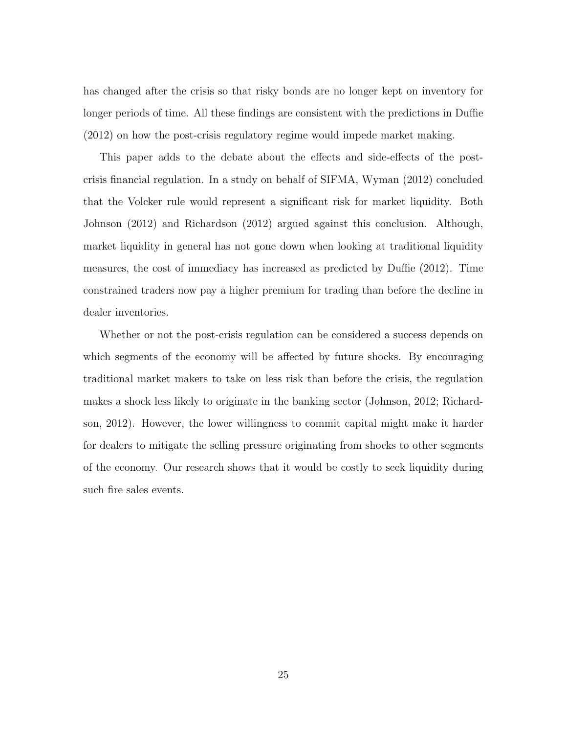has changed after the crisis so that risky bonds are no longer kept on inventory for longer periods of time. All these findings are consistent with the predictions in Duffie (2012) on how the post-crisis regulatory regime would impede market making.

This paper adds to the debate about the effects and side-effects of the post-crisis financial regulation. In a study on behalf of SIFMA, Wyman (2012) concluded that the Volcker rule would represent a significant risk for market liquidity. Both Johnson (2012) and Richardson (2012) argued against this conclusion. Although, market liquidity in general has not gone down when looking at traditional liquidity measures, the cost of immediacy has increased as predicted by Duffie (2012). Time constrained traders now pay a higher premium for trading than before the decline in dealer inventories.

Whether or not the post-crisis regulation can be considered a success depends on which segments of the economy will be affected by future shocks. By encouraging traditional market makers to take on less risk than before the crisis, the regulation makes a shock less likely to originate in the banking sector (Johnson, 2012; Richardson, 2012). However, the lower willingness to commit capital might make it harder for dealers to mitigate the selling pressure originating from shocks to other segments of the economy. Our research shows that it would be costly to seek liquidity during such fire sales events.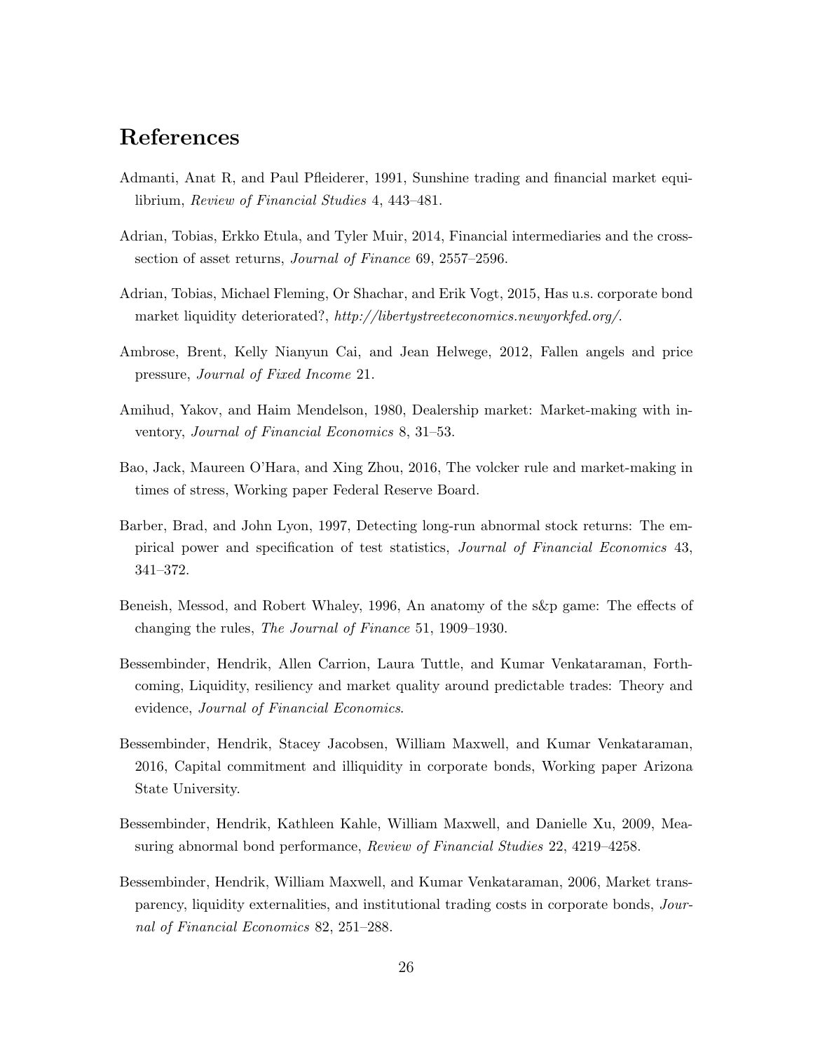# References

Admanti, Anat R, and Paul Pfleiderer, 1991, Sunshine trading and financial market equilibrium, *Review of Financial Studies* 4, 443–481.

Adrian, Tobias, Erkko Etula, and Tyler Muir, 2014, Financial intermediaries and the cross-section of asset returns, *Journal of Finance* 69, 2557–2596.

Adrian, Tobias, Michael Fleming, Or Shachar, and Erik Vogt, 2015, Has u.s. corporate bond market liquidity deteriorated?, *http://libertystreeteconomics.newyorkfed.org/*.

Ambrose, Brent, Kelly Nianyun Cai, and Jean Helwege, 2012, Fallen angels and price pressure, *Journal of Fixed Income* 21.

Amihud, Yakov, and Haim Mendelson, 1980, Dealership market: Market-making with inventory, *Journal of Financial Economics* 8, 31–53.

Bao, Jack, Maureen O'Hara, and Xing Zhou, 2016, The volcker rule and market-making in times of stress, Working paper Federal Reserve Board.

Barber, Brad, and John Lyon, 1997, Detecting long-run abnormal stock returns: The empirical power and specification of test statistics, *Journal of Financial Economics* 43, 341–372.

Beneish, Messod, and Robert Whaley, 1996, An anatomy of the s&p game: The effects of changing the rules, *The Journal of Finance* 51, 1909–1930.

Bessembinder, Hendrik, Allen Carrion, Laura Tuttle, and Kumar Venkataraman, Forthcoming, Liquidity, resiliency and market quality around predictable trades: Theory and evidence, *Journal of Financial Economics*.

Bessembinder, Hendrik, Stacey Jacobsen, William Maxwell, and Kumar Venkataraman, 2016, Capital commitment and illiquidity in corporate bonds, Working paper Arizona State University.

Bessembinder, Hendrik, Kathleen Kahle, William Maxwell, and Danielle Xu, 2009, Measuring abnormal bond performance, *Review of Financial Studies* 22, 4219–4258.

Bessembinder, Hendrik, William Maxwell, and Kumar Venkataraman, 2006, Market transparency, liquidity externalities, and institutional trading costs in corporate bonds, *Journal of Financial Economics* 82, 251–288.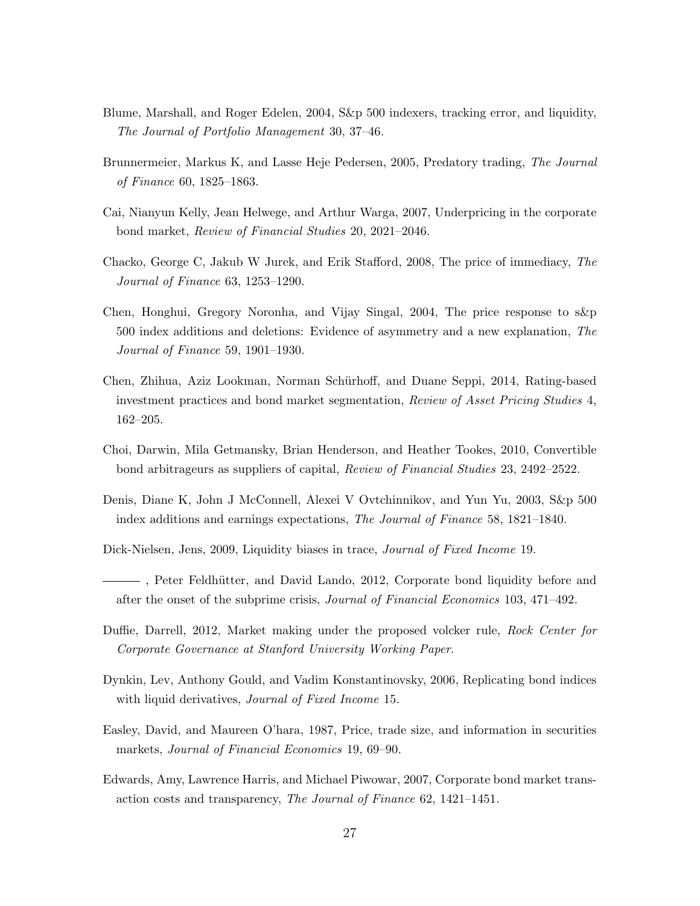Blume, Marshall, and Roger Edelen, 2004, S&p 500 indexers, tracking error, and liquidity, *The Journal of Portfolio Management* 30, 37–46.

Brunnermeier, Markus K, and Lasse Heje Pedersen, 2005, Predatory trading, *The Journal of Finance* 60, 1825–1863.

Cai, Nianyun Kelly, Jean Helwege, and Arthur Warga, 2007, Underpricing in the corporate bond market, *Review of Financial Studies* 20, 2021–2046.

Chacko, George C, Jakub W Jurek, and Erik Stafford, 2008, The price of immediacy, *The Journal of Finance* 63, 1253–1290.

Chen, Honghui, Gregory Noronha, and Vijay Singal, 2004, The price response to s&p 500 index additions and deletions: Evidence of asymmetry and a new explanation, *The Journal of Finance* 59, 1901–1930.

Chen, Zhihua, Aziz Lookman, Norman Schürhoff, and Duane Seppi, 2014, Rating-based investment practices and bond market segmentation, *Review of Asset Pricing Studies* 4, 162–205.

Choi, Darwin, Mila Getmansky, Brian Henderson, and Heather Tookes, 2010, Convertible bond arbitrageurs as suppliers of capital, *Review of Financial Studies* 23, 2492–2522.

Denis, Diane K, John J McConnell, Alexei V Ovtchinnikov, and Yun Yu, 2003, S&p 500 index additions and earnings expectations, *The Journal of Finance* 58, 1821–1840.

Dick-Nielsen, Jens, 2009, Liquidity biases in trace, *Journal of Fixed Income* 19.

———, Peter Feldhütter, and David Lando, 2012, Corporate bond liquidity before and after the onset of the subprime crisis, *Journal of Financial Economics* 103, 471–492.

Duffie, Darrell, 2012, Market making under the proposed volcker rule, *Rock Center for Corporate Governance at Stanford University Working Paper.*

Dynkin, Lev, Anthony Gould, and Vadim Konstantinovsky, 2006, Replicating bond indices with liquid derivatives, *Journal of Fixed Income* 15.

Easley, David, and Maureen O'hara, 1987, Price, trade size, and information in securities markets, *Journal of Financial Economics* 19, 69–90.

Edwards, Amy, Lawrence Harris, and Michael Piwowar, 2007, Corporate bond market transaction costs and transparency, *The Journal of Finance* 62, 1421–1451.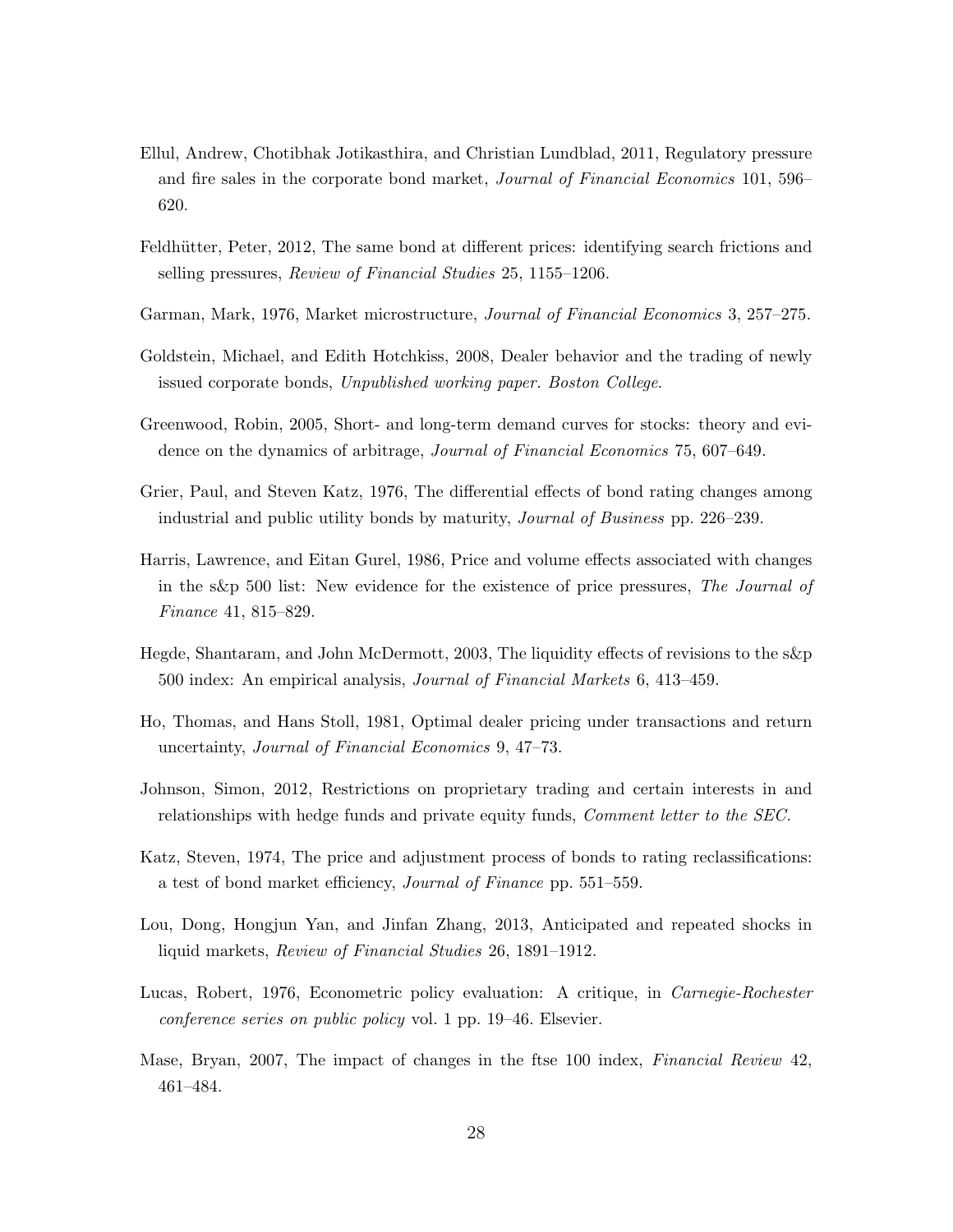Ellul, Andrew, Chotibhak Jotikasthira, and Christian Lundblad, 2011, Regulatory pressure and fire sales in the corporate bond market, *Journal of Financial Economics* 101, 596–620.

Feldhütter, Peter, 2012, The same bond at different prices: identifying search frictions and selling pressures, *Review of Financial Studies* 25, 1155–1206.

Garman, Mark, 1976, Market microstructure, *Journal of Financial Economics* 3, 257–275.

Goldstein, Michael, and Edith Hotchkiss, 2008, Dealer behavior and the trading of newly issued corporate bonds, *Unpublished working paper. Boston College*.

Greenwood, Robin, 2005, Short- and long-term demand curves for stocks: theory and evidence on the dynamics of arbitrage, *Journal of Financial Economics* 75, 607–649.

Grier, Paul, and Steven Katz, 1976, The differential effects of bond rating changes among industrial and public utility bonds by maturity, *Journal of Business* pp. 226–239.

Harris, Lawrence, and Eitan Gurel, 1986, Price and volume effects associated with changes in the s&p 500 list: New evidence for the existence of price pressures, *The Journal of Finance* 41, 815–829.

Hegde, Shantaram, and John McDermott, 2003, The liquidity effects of revisions to the s&p 500 index: An empirical analysis, *Journal of Financial Markets* 6, 413–459.

Ho, Thomas, and Hans Stoll, 1981, Optimal dealer pricing under transactions and return uncertainty, *Journal of Financial Economics* 9, 47–73.

Johnson, Simon, 2012, Restrictions on proprietary trading and certain interests in and relationships with hedge funds and private equity funds, *Comment letter to the SEC.*

Katz, Steven, 1974, The price and adjustment process of bonds to rating reclassifications: a test of bond market efficiency, *Journal of Finance* pp. 551–559.

Lou, Dong, Hongjun Yan, and Jinfan Zhang, 2013, Anticipated and repeated shocks in liquid markets, *Review of Financial Studies* 26, 1891–1912.

Lucas, Robert, 1976, Econometric policy evaluation: A critique, in *Carnegie-Rochester conference series on public policy* vol. 1 pp. 19–46. Elsevier.

Mase, Bryan, 2007, The impact of changes in the ftse 100 index, *Financial Review* 42, 461–484.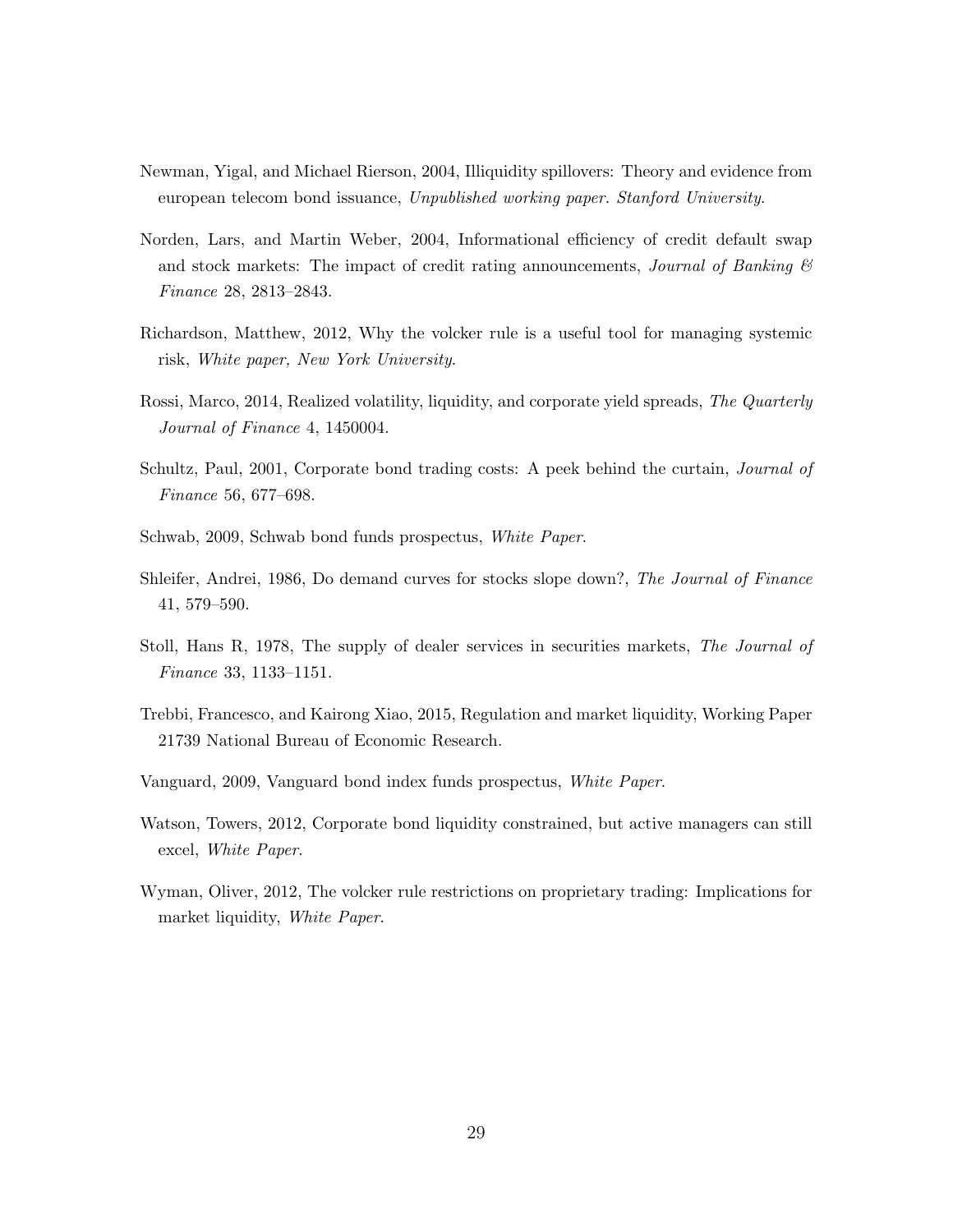Newman, Yigal, and Michael Rierson, 2004, Illiquidity spillovers: Theory and evidence from european telecom bond issuance, *Unpublished working paper. Stanford University*.

Norden, Lars, and Martin Weber, 2004, Informational efficiency of credit default swap and stock markets: The impact of credit rating announcements, *Journal of Banking & Finance* 28, 2813–2843.

Richardson, Matthew, 2012, Why the volcker rule is a useful tool for managing systemic risk, *White paper, New York University*.

Rossi, Marco, 2014, Realized volatility, liquidity, and corporate yield spreads, *The Quarterly Journal of Finance* 4, 1450004.

Schultz, Paul, 2001, Corporate bond trading costs: A peek behind the curtain, *Journal of Finance* 56, 677–698.

Schwab, 2009, Schwab bond funds prospectus, *White Paper*.

Shleifer, Andrei, 1986, Do demand curves for stocks slope down?, *The Journal of Finance* 41, 579–590.

Stoll, Hans R, 1978, The supply of dealer services in securities markets, *The Journal of Finance* 33, 1133–1151.

Trebbi, Francesco, and Kairong Xiao, 2015, Regulation and market liquidity, Working Paper 21739 National Bureau of Economic Research.

Vanguard, 2009, Vanguard bond index funds prospectus, *White Paper*.

Watson, Towers, 2012, Corporate bond liquidity constrained, but active managers can still excel, *White Paper*.

Wyman, Oliver, 2012, The volcker rule restrictions on proprietary trading: Implications for market liquidity, *White Paper*.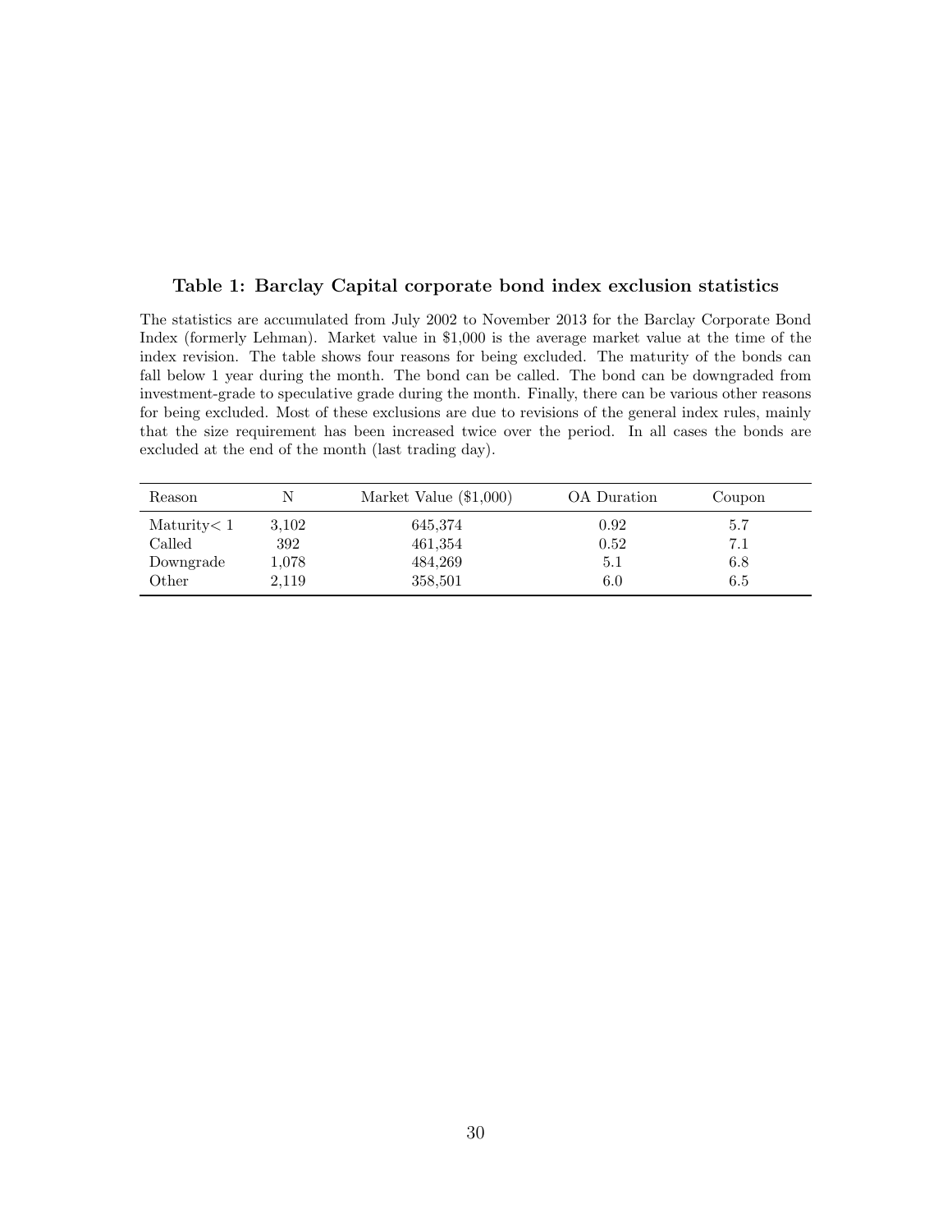**Table 1: Barclay Capital corporate bond index exclusion statistics**

The statistics are accumulated from July 2002 to November 2013 for the Barclay Corporate Bond Index (formerly Lehman). Market value in \$1,000 is the average market value at the time of the index revision. The table shows four reasons for being excluded. The maturity of the bonds can fall below 1 year during the month. The bond can be called. The bond can be downgraded from investment-grade to speculative grade during the month. Finally, there can be various other reasons for being excluded. Most of these exclusions are due to revisions of the general index rules, mainly that the size requirement has been increased twice over the period. In all cases the bonds are excluded at the end of the month (last trading day).

| Reason | N | Market Value (\$1,000) | OA Duration | Coupon |
|---|---|---|---|---|
| Maturity$< 1$ | 3,102 | 645,374 | 0.92 | 5.7 |
| Called | 392 | 461,354 | 0.52 | 7.1 |
| Downgrade | 1,078 | 484,269 | 5.1 | 6.8 |
| Other | 2,119 | 358,501 | 6.0 | 6.5 |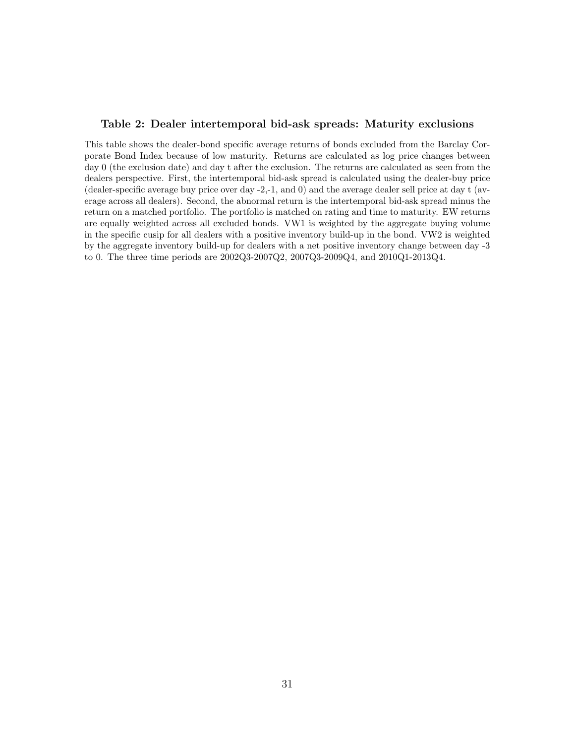### Table 2: Dealer intertemporal bid-ask spreads: Maturity exclusions

This table shows the dealer-bond specific average returns of bonds excluded from the Barclay Corporate Bond Index because of low maturity. Returns are calculated as log price changes between day 0 (the exclusion date) and day t after the exclusion. The returns are calculated as seen from the dealers perspective. First, the intertemporal bid-ask spread is calculated using the dealer-buy price (dealer-specific average buy price over day -2,-1, and 0) and the average dealer sell price at day t (average across all dealers). Second, the abnormal return is the intertemporal bid-ask spread minus the return on a matched portfolio. The portfolio is matched on rating and time to maturity. EW returns are equally weighted across all excluded bonds. VW1 is weighted by the aggregate buying volume in the specific cusip for all dealers with a positive inventory build-up in the bond. VW2 is weighted by the aggregate inventory build-up for dealers with a net positive inventory change between day -3 to 0. The three time periods are 2002Q3-2007Q2, 2007Q3-2009Q4, and 2010Q1-2013Q4.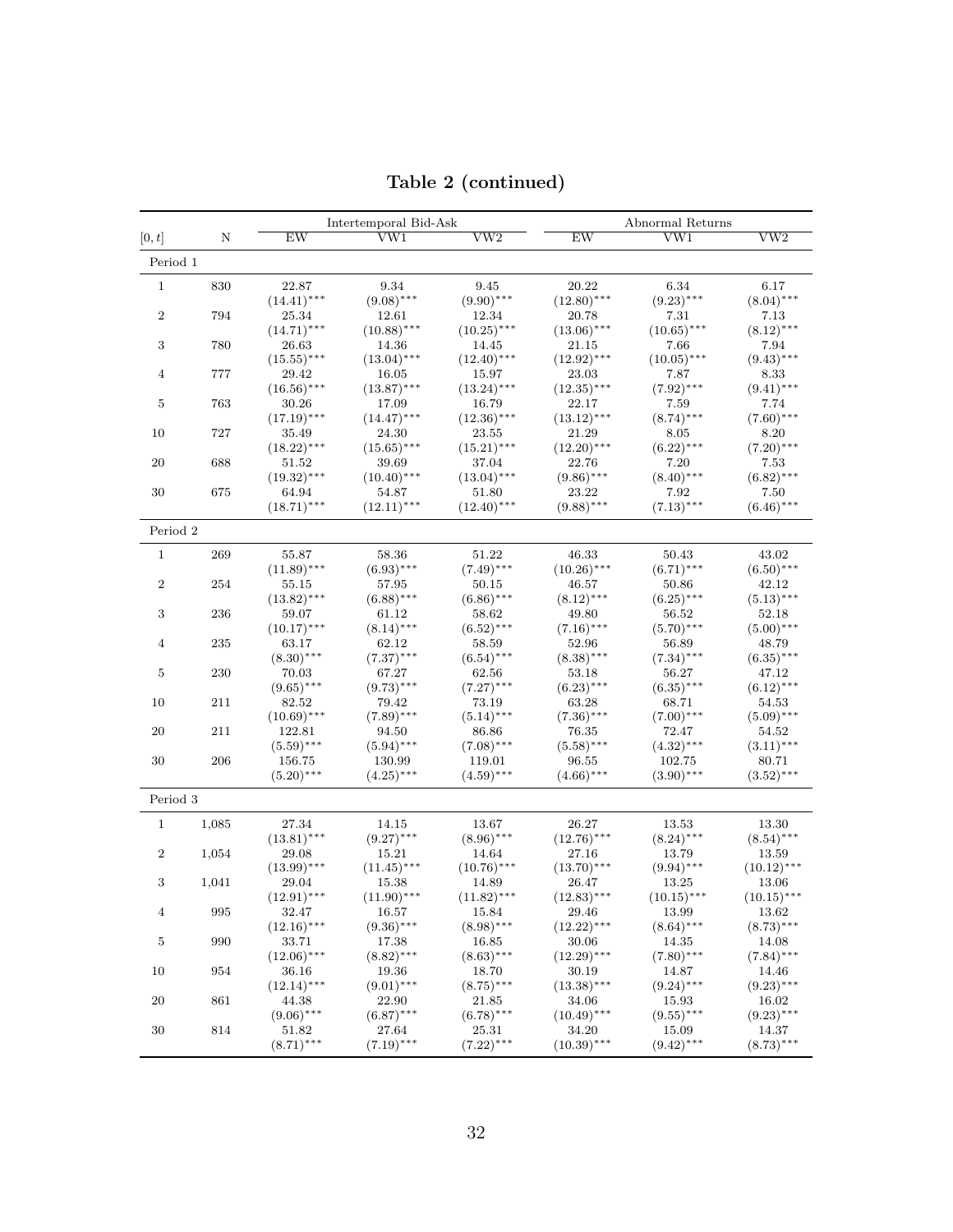# Table 2 (continued)

| $[0, t]$ | N | Intertemporal Bid-Ask | | | Abnormal Returns | | |
|---|---|---|---|---|---|---|---|
| | | EW | VW1 | VW2 | EW | VW1 | VW2 |
| Period 1 | | | | | | | |
| 1 | 830 | 22.87 | 9.34 | 9.45 | 20.22 | 6.34 | 6.17 |
| | | (14.41)*** | (9.08)*** | (9.90)*** | (12.80)*** | (9.23)*** | (8.04)*** |
| 2 | 794 | 25.34 | 12.61 | 12.34 | 20.78 | 7.31 | 7.13 |
| | | (14.71)*** | (10.88)*** | (10.25)*** | (13.06)*** | (10.65)*** | (8.12)*** |
| 3 | 780 | 26.63 | 14.36 | 14.45 | 21.15 | 7.66 | 7.94 |
| | | (15.55)*** | (13.04)*** | (12.40)*** | (12.92)*** | (10.05)*** | (9.43)*** |
| 4 | 777 | 29.42 | 16.05 | 15.97 | 23.03 | 7.87 | 8.33 |
| | | (16.56)*** | (13.87)*** | (13.24)*** | (12.35)*** | (7.92)*** | (9.41)*** |
| 5 | 763 | 30.26 | 17.09 | 16.79 | 22.17 | 7.59 | 7.74 |
| | | (17.19)*** | (14.47)*** | (12.36)*** | (13.12)*** | (8.74)*** | (7.60)*** |
| 10 | 727 | 35.49 | 24.30 | 23.55 | 21.29 | 8.05 | 8.20 |
| | | (18.22)*** | (15.65)*** | (15.21)*** | (12.20)*** | (6.22)*** | (7.20)*** |
| 20 | 688 | 51.52 | 39.69 | 37.04 | 22.76 | 7.20 | 7.53 |
| | | (19.32)*** | (10.40)*** | (13.04)*** | (9.86)*** | (8.40)*** | (6.82)*** |
| 30 | 675 | 64.94 | 54.87 | 51.80 | 23.22 | 7.92 | 7.50 |
| | | (18.71)*** | (12.11)*** | (12.40)*** | (9.88)*** | (7.13)*** | (6.46)*** |
| Period 2 | | | | | | | |
| 1 | 269 | 55.87 | 58.36 | 51.22 | 46.33 | 50.43 | 43.02 |
| | | (11.89)*** | (6.93)*** | (7.49)*** | (10.26)*** | (6.71)*** | (6.50)*** |
| 2 | 254 | 55.15 | 57.95 | 50.15 | 46.57 | 50.86 | 42.12 |
| | | (13.82)*** | (6.88)*** | (6.86)*** | (8.12)*** | (6.25)*** | (5.13)*** |
| 3 | 236 | 59.07 | 61.12 | 58.62 | 49.80 | 56.52 | 52.18 |
| | | (10.17)*** | (8.14)*** | (6.52)*** | (7.16)*** | (5.70)*** | (5.00)*** |
| 4 | 235 | 63.17 | 62.12 | 58.59 | 52.96 | 56.89 | 48.79 |
| | | (8.30)*** | (7.37)*** | (6.54)*** | (8.38)*** | (7.34)*** | (6.35)*** |
| 5 | 230 | 70.03 | 67.27 | 62.56 | 53.18 | 56.27 | 47.12 |
| | | (9.65)*** | (9.73)*** | (7.27)*** | (6.23)*** | (6.35)*** | (6.12)*** |
| 10 | 211 | 82.52 | 79.42 | 73.19 | 63.28 | 68.71 | 54.53 |
| | | (10.69)*** | (7.89)*** | (5.14)*** | (7.36)*** | (7.00)*** | (5.09)*** |
| 20 | 211 | 122.81 | 94.50 | 86.86 | 76.35 | 72.47 | 54.52 |
| | | (5.59)*** | (5.94)*** | (7.08)*** | (5.58)*** | (4.32)*** | (3.11)*** |
| 30 | 206 | 156.75 | 130.99 | 119.01 | 96.55 | 102.75 | 80.71 |
| | | (5.20)*** | (4.25)*** | (4.59)*** | (4.66)*** | (3.90)*** | (3.52)*** |
| Period 3 | | | | | | | |
| 1 | 1,085 | 27.34 | 14.15 | 13.67 | 26.27 | 13.53 | 13.30 |
| | | (13.81)*** | (9.27)*** | (8.96)*** | (12.76)*** | (8.24)*** | (8.54)*** |
| 2 | 1,054 | 29.08 | 15.21 | 14.64 | 27.16 | 13.79 | 13.59 |
| | | (13.99)*** | (11.45)*** | (10.76)*** | (13.70)*** | (9.94)*** | (10.12)*** |
| 3 | 1,041 | 29.04 | 15.38 | 14.89 | 26.47 | 13.25 | 13.06 |
| | | (12.91)*** | (11.90)*** | (11.82)*** | (12.83)*** | (10.15)*** | (10.15)*** |
| 4 | 995 | 32.47 | 16.57 | 15.84 | 29.46 | 13.99 | 13.62 |
| | | (12.16)*** | (9.36)*** | (8.98)*** | (12.22)*** | (8.64)*** | (8.73)*** |
| 5 | 990 | 33.71 | 17.38 | 16.85 | 30.06 | 14.35 | 14.08 |
| | | (12.06)*** | (8.82)*** | (8.63)*** | (12.29)*** | (7.80)*** | (7.84)*** |
| 10 | 954 | 36.16 | 19.36 | 18.70 | 30.19 | 14.87 | 14.46 |
| | | (12.14)*** | (9.01)*** | (8.75)*** | (13.38)*** | (9.24)*** | (9.23)*** |
| 20 | 861 | 44.38 | 22.90 | 21.85 | 34.06 | 15.93 | 16.02 |
| | | (9.06)*** | (6.87)*** | (6.78)*** | (10.49)*** | (9.55)*** | (9.23)*** |
| 30 | 814 | 51.82 | 27.64 | 25.31 | 34.20 | 15.09 | 14.37 |
| | | (8.71)*** | (7.19)*** | (7.22)*** | (10.39)*** | (9.42)*** | (8.73)*** |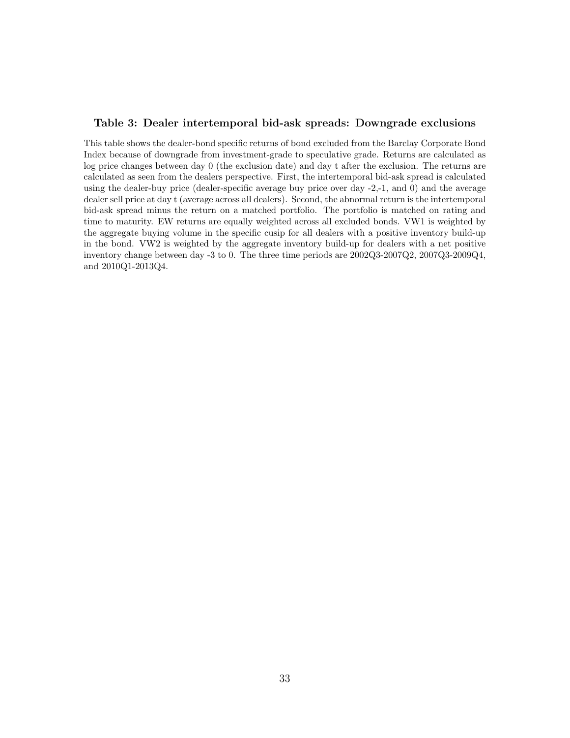### Table 3: Dealer intertemporal bid-ask spreads: Downgrade exclusions

This table shows the dealer-bond specific returns of bond excluded from the Barclay Corporate Bond Index because of downgrade from investment-grade to speculative grade. Returns are calculated as log price changes between day 0 (the exclusion date) and day t after the exclusion. The returns are calculated as seen from the dealers perspective. First, the intertemporal bid-ask spread is calculated using the dealer-buy price (dealer-specific average buy price over day -2,-1, and 0) and the average dealer sell price at day t (average across all dealers). Second, the abnormal return is the intertemporal bid-ask spread minus the return on a matched portfolio. The portfolio is matched on rating and time to maturity. EW returns are equally weighted across all excluded bonds. VW1 is weighted by the aggregate buying volume in the specific cusip for all dealers with a positive inventory build-up in the bond. VW2 is weighted by the aggregate inventory build-up for dealers with a net positive inventory change between day -3 to 0. The three time periods are 2002Q3-2007Q2, 2007Q3-2009Q4, and 2010Q1-2013Q4.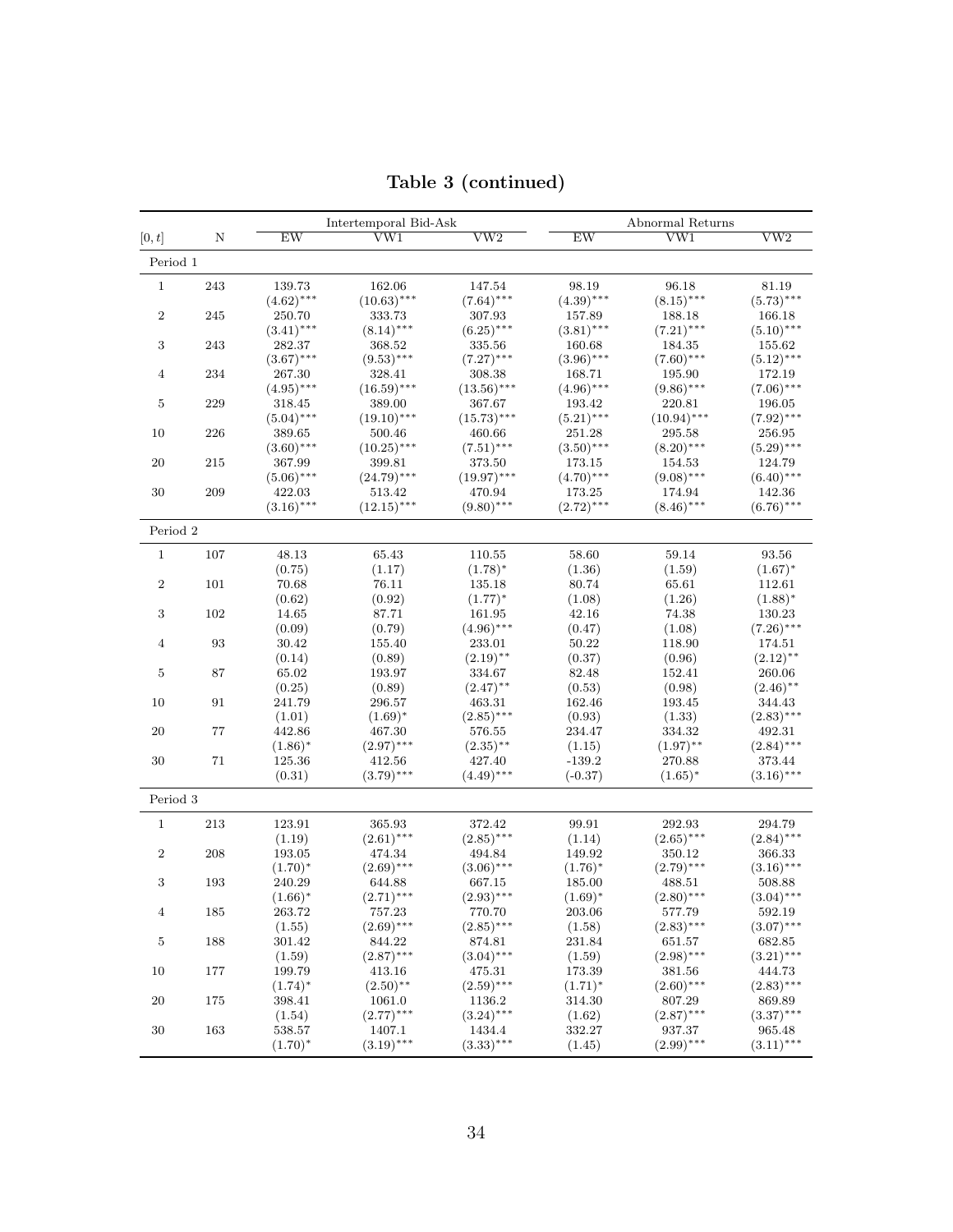# Table 3 (continued)

| $[0, t]$ | N | Intertemporal Bid-Ask | | | Abnormal Returns | | |
|---|---|---|---|---|---|---|---|
| | | EW | VW1 | VW2 | EW | VW1 | VW2 |
| **Period 1** | | | | | | | |
| 1 | 243 | 139.73 | 162.06 | 147.54 | 98.19 | 96.18 | 81.19 |
| | | $(4.62)^{***}$ | $(10.63)^{***}$ | $(7.64)^{***}$ | $(4.39)^{***}$ | $(8.15)^{***}$ | $(5.73)^{***}$ |
| 2 | 245 | 250.70 | 333.73 | 307.93 | 157.89 | 188.18 | 166.18 |
| | | $(3.41)^{***}$ | $(8.14)^{***}$ | $(6.25)^{***}$ | $(3.81)^{***}$ | $(7.21)^{***}$ | $(5.10)^{***}$ |
| 3 | 243 | 282.37 | 368.52 | 335.56 | 160.68 | 184.35 | 155.62 |
| | | $(3.67)^{***}$ | $(9.53)^{***}$ | $(7.27)^{***}$ | $(3.96)^{***}$ | $(7.60)^{***}$ | $(5.12)^{***}$ |
| 4 | 234 | 267.30 | 328.41 | 308.38 | 168.71 | 195.90 | 172.19 |
| | | $(4.95)^{***}$ | $(16.59)^{***}$ | $(13.56)^{***}$ | $(4.96)^{***}$ | $(9.86)^{***}$ | $(7.06)^{***}$ |
| 5 | 229 | 318.45 | 389.00 | 367.67 | 193.42 | 220.81 | 196.05 |
| | | $(5.04)^{***}$ | $(19.10)^{***}$ | $(15.73)^{***}$ | $(5.21)^{***}$ | $(10.94)^{***}$ | $(7.92)^{***}$ |
| 10 | 226 | 389.65 | 500.46 | 460.66 | 251.28 | 295.58 | 256.95 |
| | | $(3.60)^{***}$ | $(10.25)^{***}$ | $(7.51)^{***}$ | $(3.50)^{***}$ | $(8.20)^{***}$ | $(5.29)^{***}$ |
| 20 | 215 | 367.99 | 399.81 | 373.50 | 173.15 | 154.53 | 124.79 |
| | | $(5.06)^{***}$ | $(24.79)^{***}$ | $(19.97)^{***}$ | $(4.70)^{***}$ | $(9.08)^{***}$ | $(6.40)^{***}$ |
| 30 | 209 | 422.03 | 513.42 | 470.94 | 173.25 | 174.94 | 142.36 |
| | | $(3.16)^{***}$ | $(12.15)^{***}$ | $(9.80)^{***}$ | $(2.72)^{***}$ | $(8.46)^{***}$ | $(6.76)^{***}$ |
| **Period 2** | | | | | | | |
| 1 | 107 | 48.13 | 65.43 | 110.55 | 58.60 | 59.14 | 93.56 |
| | | (0.75) | (1.17) | $(1.78)^{*}$ | (1.36) | (1.59) | $(1.67)^{*}$ |
| 2 | 101 | 70.68 | 76.11 | 135.18 | 80.74 | 65.61 | 112.61 |
| | | (0.62) | (0.92) | $(1.77)^{*}$ | (1.08) | (1.26) | $(1.88)^{*}$ |
| 3 | 102 | 14.65 | 87.71 | 161.95 | 42.16 | 74.38 | 130.23 |
| | | (0.09) | (0.79) | $(4.96)^{***}$ | (0.47) | (1.08) | $(7.26)^{***}$ |
| 4 | 93 | 30.42 | 155.40 | 233.01 | 50.22 | 118.90 | 174.51 |
| | | (0.14) | (0.89) | $(2.19)^{**}$ | (0.37) | (0.96) | $(2.12)^{**}$ |
| 5 | 87 | 65.02 | 193.97 | 334.67 | 82.48 | 152.41 | 260.06 |
| | | (0.25) | (0.89) | $(2.47)^{**}$ | (0.53) | (0.98) | $(2.46)^{**}$ |
| 10 | 91 | 241.79 | 296.57 | 463.31 | 162.46 | 193.45 | 344.43 |
| | | (1.01) | $(1.69)^{*}$ | $(2.85)^{***}$ | (0.93) | (1.33) | $(2.83)^{***}$ |
| 20 | 77 | 442.86 | 467.30 | 576.55 | 234.47 | 334.32 | 492.31 |
| | | $(1.86)^{*}$ | $(2.97)^{***}$ | $(2.35)^{**}$ | (1.15) | $(1.97)^{**}$ | $(2.84)^{***}$ |
| 30 | 71 | 125.36 | 412.56 | 427.40 | -139.2 | 270.88 | 373.44 |
| | | (0.31) | $(3.79)^{***}$ | $(4.49)^{***}$ | (-0.37) | $(1.65)^{*}$ | $(3.16)^{***}$ |
| **Period 3** | | | | | | | |
| 1 | 213 | 123.91 | 365.93 | 372.42 | 99.91 | 292.93 | 294.79 |
| | | (1.19) | $(2.61)^{***}$ | $(2.85)^{***}$ | (1.14) | $(2.65)^{***}$ | $(2.84)^{***}$ |
| 2 | 208 | 193.05 | 474.34 | 494.84 | 149.92 | 350.12 | 366.33 |
| | | $(1.70)^{*}$ | $(2.69)^{***}$ | $(3.06)^{***}$ | $(1.76)^{*}$ | $(2.79)^{***}$ | $(3.16)^{***}$ |
| 3 | 193 | 240.29 | 644.88 | 667.15 | 185.00 | 488.51 | 508.88 |
| | | $(1.66)^{*}$ | $(2.71)^{***}$ | $(2.93)^{***}$ | $(1.69)^{*}$ | $(2.80)^{***}$ | $(3.04)^{***}$ |
| 4 | 185 | 263.72 | 757.23 | 770.70 | 203.06 | 577.79 | 592.19 |
| | | (1.55) | $(2.69)^{***}$ | $(2.85)^{***}$ | (1.58) | $(2.83)^{***}$ | $(3.07)^{***}$ |
| 5 | 188 | 301.42 | 844.22 | 874.81 | 231.84 | 651.57 | 682.85 |
| | | (1.59) | $(2.87)^{***}$ | $(3.04)^{***}$ | (1.59) | $(2.98)^{***}$ | $(3.21)^{***}$ |
| 10 | 177 | 199.79 | 413.16 | 475.31 | 173.39 | 381.56 | 444.73 |
| | | $(1.74)^{*}$ | $(2.50)^{**}$ | $(2.59)^{***}$ | $(1.71)^{*}$ | $(2.60)^{***}$ | $(2.83)^{***}$ |
| 20 | 175 | 398.41 | 1061.0 | 1136.2 | 314.30 | 807.29 | 869.89 |
| | | (1.54) | $(2.77)^{***}$ | $(3.24)^{***}$ | (1.62) | $(2.87)^{***}$ | $(3.37)^{***}$ |
| 30 | 163 | 538.57 | 1407.1 | 1434.4 | 332.27 | 937.37 | 965.48 |
| | | $(1.70)^{*}$ | $(3.19)^{***}$ | $(3.33)^{***}$ | (1.45) | $(2.99)^{***}$ | $(3.11)^{***}$ |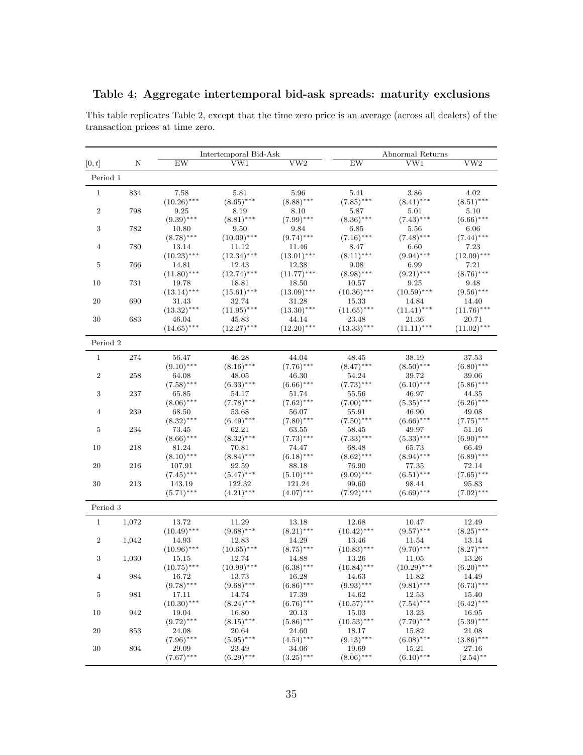**Table 4: Aggregate intertemporal bid-ask spreads: maturity exclusions**

This table replicates Table 2, except that the time zero price is an average (across all dealers) of the transaction prices at time zero.

| $[0,t]$ | N | Intertemporal Bid-Ask | | | Abnormal Returns | | |
|---|---|---|---|---|---|---|---|
| | | EW | VW1 | VW2 | EW | VW1 | VW2 |
| **Period 1** | | | | | | | |
| 1 | 834 | 7.58 | 5.81 | 5.96 | 5.41 | 3.86 | 4.02 |
| | | (10.26)*** | (8.65)*** | (8.88)*** | (7.85)*** | (8.41)*** | (8.51)*** |
| 2 | 798 | 9.25 | 8.19 | 8.10 | 5.87 | 5.01 | 5.10 |
| | | (9.39)*** | (8.81)*** | (7.99)*** | (8.36)*** | (7.43)*** | (6.66)*** |
| 3 | 782 | 10.80 | 9.50 | 9.84 | 6.85 | 5.56 | 6.06 |
| | | (8.78)*** | (10.09)*** | (9.74)*** | (7.16)*** | (7.48)*** | (7.44)*** |
| 4 | 780 | 13.14 | 11.12 | 11.46 | 8.47 | 6.60 | 7.23 |
| | | (10.23)*** | (12.34)*** | (13.01)*** | (8.11)*** | (9.94)*** | (12.09)*** |
| 5 | 766 | 14.81 | 12.43 | 12.38 | 9.08 | 6.99 | 7.21 |
| | | (11.80)*** | (12.74)*** | (11.77)*** | (8.98)*** | (9.21)*** | (8.76)*** |
| 10 | 731 | 19.78 | 18.81 | 18.50 | 10.57 | 9.25 | 9.48 |
| | | (13.14)*** | (15.61)*** | (13.09)*** | (10.36)*** | (10.59)*** | (9.56)*** |
| 20 | 690 | 31.43 | 32.74 | 31.28 | 15.33 | 14.84 | 14.40 |
| | | (13.32)*** | (11.95)*** | (13.30)*** | (11.65)*** | (11.41)*** | (11.76)*** |
| 30 | 683 | 46.04 | 45.83 | 44.14 | 23.48 | 21.36 | 20.71 |
| | | (14.65)*** | (12.27)*** | (12.20)*** | (13.33)*** | (11.11)*** | (11.02)*** |
| **Period 2** | | | | | | | |
| 1 | 274 | 56.47 | 46.28 | 44.04 | 48.45 | 38.19 | 37.53 |
| | | (9.10)*** | (8.16)*** | (7.76)*** | (8.47)*** | (8.50)*** | (6.80)*** |
| 2 | 258 | 64.08 | 48.05 | 46.30 | 54.24 | 39.72 | 39.06 |
| | | (7.58)*** | (6.33)*** | (6.66)*** | (7.73)*** | (6.10)*** | (5.86)*** |
| 3 | 237 | 65.85 | 54.17 | 51.74 | 55.56 | 46.97 | 44.35 |
| | | (8.06)*** | (7.78)*** | (7.62)*** | (7.00)*** | (5.35)*** | (6.26)*** |
| 4 | 239 | 68.50 | 53.68 | 56.07 | 55.91 | 46.90 | 49.08 |
| | | (8.32)*** | (6.49)*** | (7.80)*** | (7.50)*** | (6.66)*** | (7.75)*** |
| 5 | 234 | 73.45 | 62.21 | 63.55 | 58.45 | 49.97 | 51.16 |
| | | (8.66)*** | (8.32)*** | (7.73)*** | (7.33)*** | (5.33)*** | (6.90)*** |
| 10 | 218 | 81.24 | 70.81 | 74.47 | 68.48 | 65.73 | 66.49 |
| | | (8.10)*** | (8.84)*** | (6.18)*** | (8.62)*** | (8.94)*** | (6.89)*** |
| 20 | 216 | 107.91 | 92.59 | 88.18 | 76.90 | 77.35 | 72.14 |
| | | (7.45)*** | (5.47)*** | (5.10)*** | (9.09)*** | (6.51)*** | (7.65)*** |
| 30 | 213 | 143.19 | 122.32 | 121.24 | 99.60 | 98.44 | 95.83 |
| | | (5.71)*** | (4.21)*** | (4.07)*** | (7.92)*** | (6.69)*** | (7.02)*** |
| **Period 3** | | | | | | | |
| 1 | 1,072 | 13.72 | 11.29 | 13.18 | 12.68 | 10.47 | 12.49 |
| | | (10.49)*** | (9.68)*** | (8.21)*** | (10.42)*** | (9.57)*** | (8.25)*** |
| 2 | 1,042 | 14.93 | 12.83 | 14.29 | 13.46 | 11.54 | 13.14 |
| | | (10.96)*** | (10.65)*** | (8.75)*** | (10.83)*** | (9.70)*** | (8.27)*** |
| 3 | 1,030 | 15.15 | 12.74 | 14.88 | 13.26 | 11.05 | 13.26 |
| | | (10.75)*** | (10.99)*** | (6.38)*** | (10.84)*** | (10.29)*** | (6.20)*** |
| 4 | 984 | 16.72 | 13.73 | 16.28 | 14.63 | 11.82 | 14.49 |
| | | (9.78)*** | (9.68)*** | (6.86)*** | (9.93)*** | (9.81)*** | (6.73)*** |
| 5 | 981 | 17.11 | 14.74 | 17.39 | 14.62 | 12.53 | 15.40 |
| | | (10.30)*** | (8.24)*** | (6.76)*** | (10.57)*** | (7.54)*** | (6.42)*** |
| 10 | 942 | 19.04 | 16.80 | 20.13 | 15.03 | 13.23 | 16.95 |
| | | (9.72)*** | (8.15)*** | (5.86)*** | (10.53)*** | (7.79)*** | (5.39)*** |
| 20 | 853 | 24.08 | 20.64 | 24.60 | 18.17 | 15.82 | 21.08 |
| | | (7.96)*** | (5.95)*** | (4.54)*** | (9.13)*** | (6.08)*** | (3.86)*** |
| 30 | 804 | 29.09 | 23.49 | 34.06 | 19.69 | 15.21 | 27.16 |
| | | (7.67)*** | (6.29)*** | (3.25)*** | (8.06)*** | (6.10)*** | (2.54)** |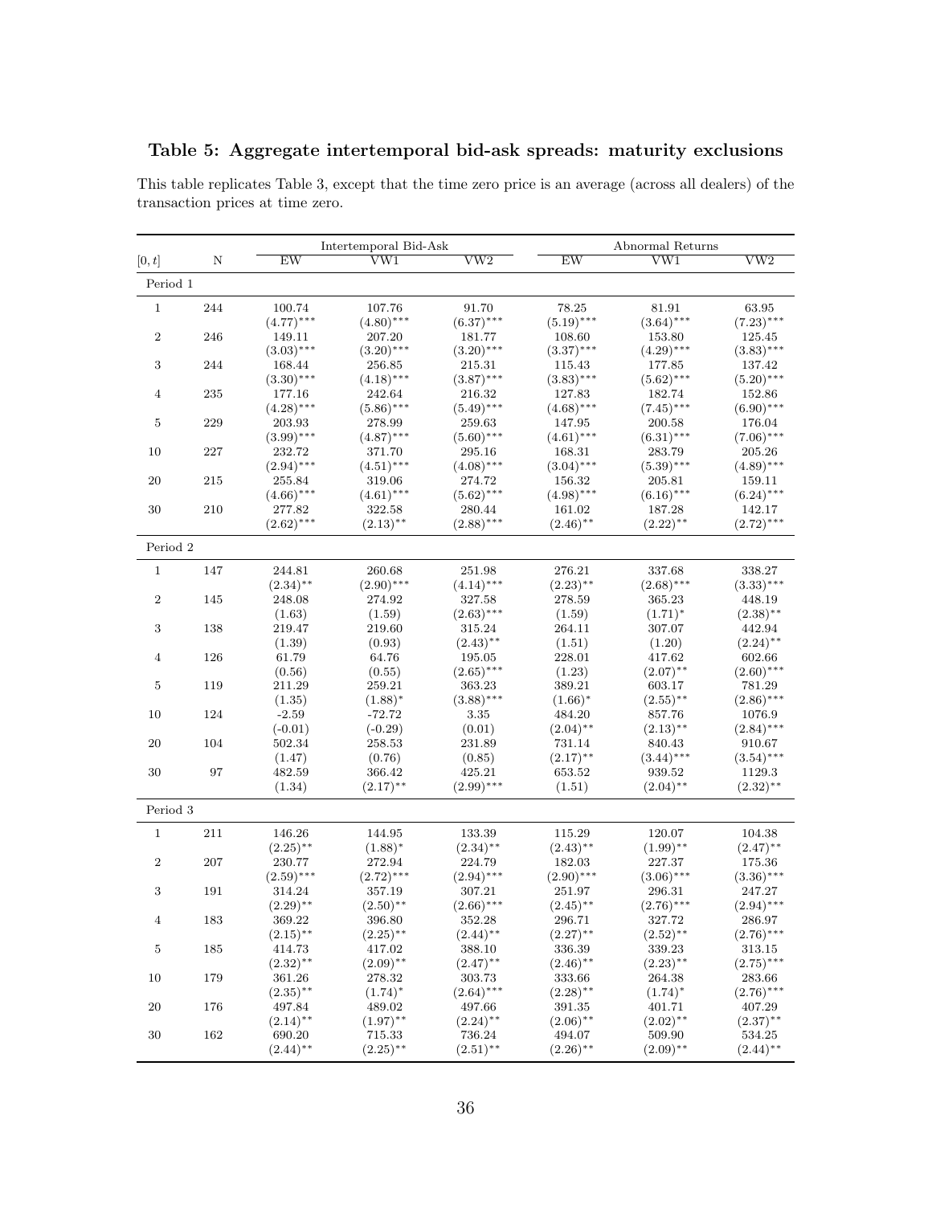**Table 5: Aggregate intertemporal bid-ask spreads: maturity exclusions**

This table replicates Table 3, except that the time zero price is an average (across all dealers) of the transaction prices at time zero.

| | | Intertemporal Bid-Ask | | | Abnormal Returns | | |
|---|---|---|---|---|---|---|---|
| $[0,t]$ | N | EW | VW1 | VW2 | EW | VW1 | VW2 |
| Period 1 | | | | | | | |
| 1 | 244 | 100.74 | 107.76 | 91.70 | 78.25 | 81.91 | 63.95 |
| | | (4.77)*** | (4.80)*** | (6.37)*** | (5.19)*** | (3.64)*** | (7.23)*** |
| 2 | 246 | 149.11 | 207.20 | 181.77 | 108.60 | 153.80 | 125.45 |
| | | (3.03)*** | (3.20)*** | (3.20)*** | (3.37)*** | (4.29)*** | (3.83)*** |
| 3 | 244 | 168.44 | 256.85 | 215.31 | 115.43 | 177.85 | 137.42 |
| | | (3.30)*** | (4.18)*** | (3.87)*** | (3.83)*** | (5.62)*** | (5.20)*** |
| 4 | 235 | 177.16 | 242.64 | 216.32 | 127.83 | 182.74 | 152.86 |
| | | (4.28)*** | (5.86)*** | (5.49)*** | (4.68)*** | (7.45)*** | (6.90)*** |
| 5 | 229 | 203.93 | 278.99 | 259.63 | 147.95 | 200.58 | 176.04 |
| | | (3.99)*** | (4.87)*** | (5.60)*** | (4.61)*** | (6.31)*** | (7.06)*** |
| 10 | 227 | 232.72 | 371.70 | 295.16 | 168.31 | 283.79 | 205.26 |
| | | (2.94)*** | (4.51)*** | (4.08)*** | (3.04)*** | (5.39)*** | (4.89)*** |
| 20 | 215 | 255.84 | 319.06 | 274.72 | 156.32 | 205.81 | 159.11 |
| | | (4.66)*** | (4.61)*** | (5.62)*** | (4.98)*** | (6.16)*** | (6.24)*** |
| 30 | 210 | 277.82 | 322.58 | 280.44 | 161.02 | 187.28 | 142.17 |
| | | (2.62)*** | (2.13)** | (2.88)*** | (2.46)** | (2.22)** | (2.72)*** |
| Period 2 | | | | | | | |
| 1 | 147 | 244.81 | 260.68 | 251.98 | 276.21 | 337.68 | 338.27 |
| | | (2.34)** | (2.90)*** | (4.14)*** | (2.23)** | (2.68)*** | (3.33)*** |
| 2 | 145 | 248.08 | 274.92 | 327.58 | 278.59 | 365.23 | 448.19 |
| | | (1.63) | (1.59) | (2.63)*** | (1.59) | (1.71)* | (2.38)** |
| 3 | 138 | 219.47 | 219.60 | 315.24 | 264.11 | 307.07 | 442.94 |
| | | (1.39) | (0.93) | (2.43)** | (1.51) | (1.20) | (2.24)** |
| 4 | 126 | 61.79 | 64.76 | 195.05 | 228.01 | 417.62 | 602.66 |
| | | (0.56) | (0.55) | (2.65)*** | (1.23) | (2.07)** | (2.60)*** |
| 5 | 119 | 211.29 | 259.21 | 363.23 | 389.21 | 603.17 | 781.29 |
| | | (1.35) | (1.88)* | (3.88)*** | (1.66)* | (2.55)** | (2.86)*** |
| 10 | 124 | -2.59 | -72.72 | 3.35 | 484.20 | 857.76 | 1076.9 |
| | | (-0.01) | (-0.29) | (0.01) | (2.04)** | (2.13)** | (2.84)*** |
| 20 | 104 | 502.34 | 258.53 | 231.89 | 731.14 | 840.43 | 910.67 |
| | | (1.47) | (0.76) | (0.85) | (2.17)** | (3.44)*** | (3.54)*** |
| 30 | 97 | 482.59 | 366.42 | 425.21 | 653.52 | 939.52 | 1129.3 |
| | | (1.34) | (2.17)** | (2.99)*** | (1.51) | (2.04)** | (2.32)** |
| Period 3 | | | | | | | |
| 1 | 211 | 146.26 | 144.95 | 133.39 | 115.29 | 120.07 | 104.38 |
| | | (2.25)** | (1.88)* | (2.34)** | (2.43)** | (1.99)** | (2.47)** |
| 2 | 207 | 230.77 | 272.94 | 224.79 | 182.03 | 227.37 | 175.36 |
| | | (2.59)*** | (2.72)*** | (2.94)*** | (2.90)*** | (3.06)*** | (3.36)*** |
| 3 | 191 | 314.24 | 357.19 | 307.21 | 251.97 | 296.31 | 247.27 |
| | | (2.29)** | (2.50)** | (2.66)*** | (2.45)** | (2.76)*** | (2.94)*** |
| 4 | 183 | 369.22 | 396.80 | 352.28 | 296.71 | 327.72 | 286.97 |
| | | (2.15)** | (2.25)** | (2.44)** | (2.27)** | (2.52)** | (2.76)*** |
| 5 | 185 | 414.73 | 417.02 | 388.10 | 336.39 | 339.23 | 313.15 |
| | | (2.32)** | (2.09)** | (2.47)** | (2.46)** | (2.23)** | (2.75)*** |
| 10 | 179 | 361.26 | 278.32 | 303.73 | 333.66 | 264.38 | 283.66 |
| | | (2.35)** | (1.74)* | (2.64)*** | (2.28)** | (1.74)* | (2.76)*** |
| 20 | 176 | 497.84 | 489.02 | 497.66 | 391.35 | 401.71 | 407.29 |
| | | (2.14)** | (1.97)** | (2.24)** | (2.06)** | (2.02)** | (2.37)** |
| 30 | 162 | 690.20 | 715.33 | 736.24 | 494.07 | 509.90 | 534.25 |
| | | (2.44)** | (2.25)** | (2.51)** | (2.26)** | (2.09)** | (2.44)** |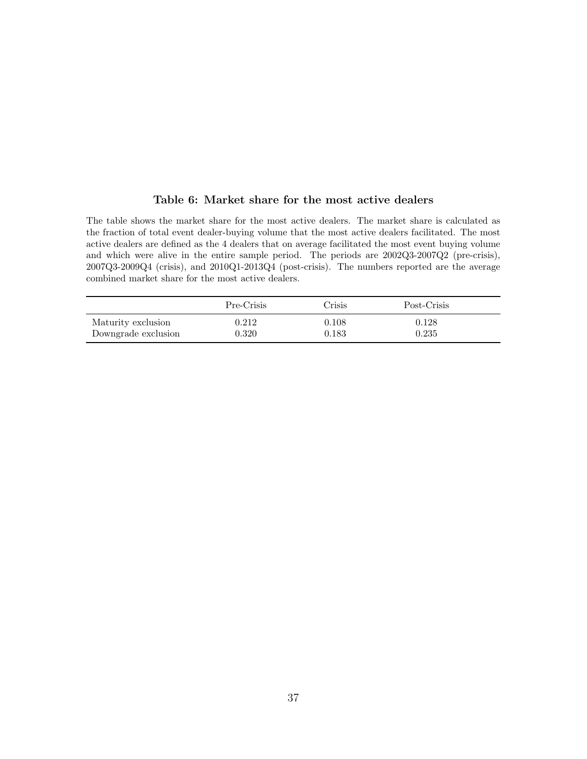### Table 6: Market share for the most active dealers

The table shows the market share for the most active dealers. The market share is calculated as the fraction of total event dealer-buying volume that the most active dealers facilitated. The most active dealers are defined as the 4 dealers that on average facilitated the most event buying volume and which were alive in the entire sample period. The periods are 2002Q3-2007Q2 (pre-crisis), 2007Q3-2009Q4 (crisis), and 2010Q1-2013Q4 (post-crisis). The numbers reported are the average combined market share for the most active dealers.

| | Pre-Crisis | Crisis | Post-Crisis |
|---|---|---|---|
| Maturity exclusion | 0.212 | 0.108 | 0.128 |
| Downgrade exclusion | 0.320 | 0.183 | 0.235 |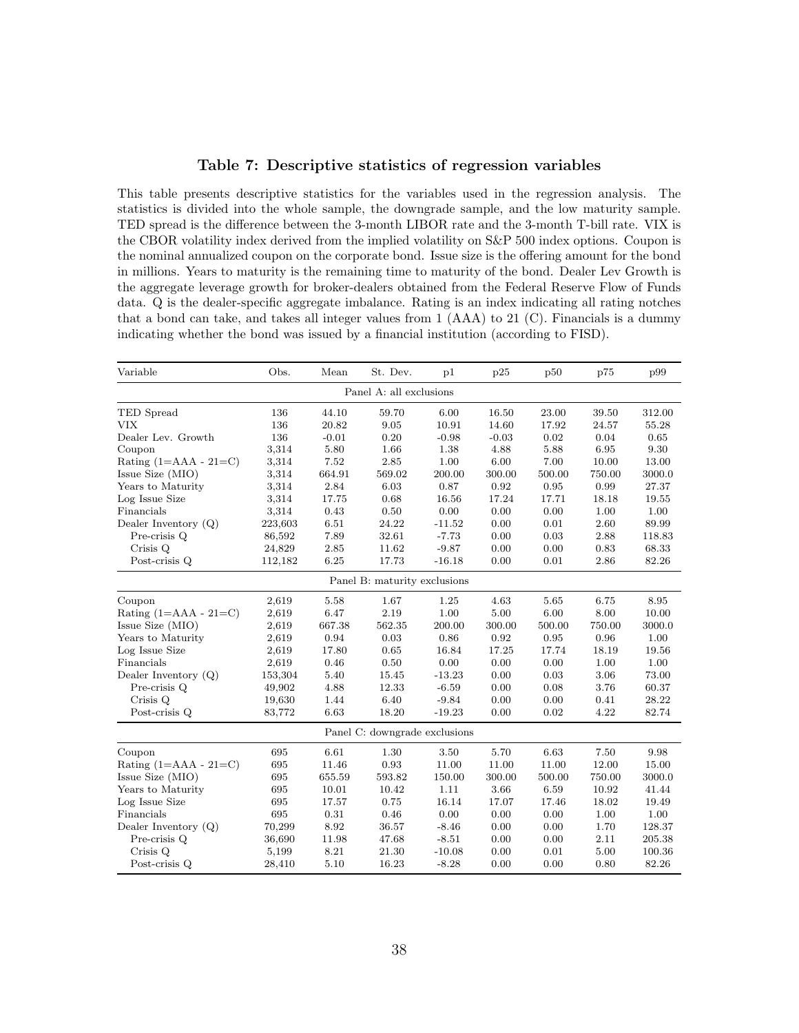### Table 7: Descriptive statistics of regression variables

This table presents descriptive statistics for the variables used in the regression analysis. The statistics is divided into the whole sample, the downgrade sample, and the low maturity sample. TED spread is the difference between the 3-month LIBOR rate and the 3-month T-bill rate. VIX is the CBOR volatility index derived from the implied volatility on S&P 500 index options. Coupon is the nominal annualized coupon on the corporate bond. Issue size is the offering amount for the bond in millions. Years to maturity is the remaining time to maturity of the bond. Dealer Lev Growth is the aggregate leverage growth for broker-dealers obtained from the Federal Reserve Flow of Funds data. Q is the dealer-specific aggregate imbalance. Rating is an index indicating all rating notches that a bond can take, and takes all integer values from 1 (AAA) to 21 (C). Financials is a dummy indicating whether the bond was issued by a financial institution (according to FISD).

| Variable | Obs. | Mean | St. Dev. | p1 | p25 | p50 | p75 | p99 |
|---|---|---|---|---|---|---|---|---|
| **Panel A: all exclusions** | | | | | | | | |
| TED Spread | 136 | 44.10 | 59.70 | 6.00 | 16.50 | 23.00 | 39.50 | 312.00 |
| VIX | 136 | 20.82 | 9.05 | 10.91 | 14.60 | 17.92 | 24.57 | 55.28 |
| Dealer Lev. Growth | 136 | -0.01 | 0.20 | -0.98 | -0.03 | 0.02 | 0.04 | 0.65 |
| Coupon | 3,314 | 5.80 | 1.66 | 1.38 | 4.88 | 5.88 | 6.95 | 9.30 |
| Rating (1=AAA - 21=C) | 3,314 | 7.52 | 2.85 | 1.00 | 6.00 | 7.00 | 10.00 | 13.00 |
| Issue Size (MIO) | 3,314 | 664.91 | 569.02 | 200.00 | 300.00 | 500.00 | 750.00 | 3000.0 |
| Years to Maturity | 3,314 | 2.84 | 6.03 | 0.87 | 0.92 | 0.95 | 0.99 | 27.37 |
| Log Issue Size | 3,314 | 17.75 | 0.68 | 16.56 | 17.24 | 17.71 | 18.18 | 19.55 |
| Financials | 3,314 | 0.43 | 0.50 | 0.00 | 0.00 | 0.00 | 1.00 | 1.00 |
| Dealer Inventory (Q) | 223,603 | 6.51 | 24.22 | -11.52 | 0.00 | 0.01 | 2.60 | 89.99 |
| Pre-crisis Q | 86,592 | 7.89 | 32.61 | -7.73 | 0.00 | 0.03 | 2.88 | 118.83 |
| Crisis Q | 24,829 | 2.85 | 11.62 | -9.87 | 0.00 | 0.00 | 0.83 | 68.33 |
| Post-crisis Q | 112,182 | 6.25 | 17.73 | -16.18 | 0.00 | 0.01 | 2.86 | 82.26 |
| **Panel B: maturity exclusions** | | | | | | | | |
| Coupon | 2,619 | 5.58 | 1.67 | 1.25 | 4.63 | 5.65 | 6.75 | 8.95 |
| Rating (1=AAA - 21=C) | 2,619 | 6.47 | 2.19 | 1.00 | 5.00 | 6.00 | 8.00 | 10.00 |
| Issue Size (MIO) | 2,619 | 667.38 | 562.35 | 200.00 | 300.00 | 500.00 | 750.00 | 3000.0 |
| Years to Maturity | 2,619 | 0.94 | 0.03 | 0.86 | 0.92 | 0.95 | 0.96 | 1.00 |
| Log Issue Size | 2,619 | 17.80 | 0.65 | 16.84 | 17.25 | 17.74 | 18.19 | 19.56 |
| Financials | 2,619 | 0.46 | 0.50 | 0.00 | 0.00 | 0.00 | 1.00 | 1.00 |
| Dealer Inventory (Q) | 153,304 | 5.40 | 15.45 | -13.23 | 0.00 | 0.03 | 3.06 | 73.00 |
| Pre-crisis Q | 49,902 | 4.88 | 12.33 | -6.59 | 0.00 | 0.08 | 3.76 | 60.37 |
| Crisis Q | 19,630 | 1.44 | 6.40 | -9.84 | 0.00 | 0.00 | 0.41 | 28.22 |
| Post-crisis Q | 83,772 | 6.63 | 18.20 | -19.23 | 0.00 | 0.02 | 4.22 | 82.74 |
| **Panel C: downgrade exclusions** | | | | | | | | |
| Coupon | 695 | 6.61 | 1.30 | 3.50 | 5.70 | 6.63 | 7.50 | 9.98 |
| Rating (1=AAA - 21=C) | 695 | 11.46 | 0.93 | 11.00 | 11.00 | 11.00 | 12.00 | 15.00 |
| Issue Size (MIO) | 695 | 655.59 | 593.82 | 150.00 | 300.00 | 500.00 | 750.00 | 3000.0 |
| Years to Maturity | 695 | 10.01 | 10.42 | 1.11 | 3.66 | 6.59 | 10.92 | 41.44 |
| Log Issue Size | 695 | 17.57 | 0.75 | 16.14 | 17.07 | 17.46 | 18.02 | 19.49 |
| Financials | 695 | 0.31 | 0.46 | 0.00 | 0.00 | 0.00 | 1.00 | 1.00 |
| Dealer Inventory (Q) | 70,299 | 8.92 | 36.57 | -8.46 | 0.00 | 0.00 | 1.70 | 128.37 |
| Pre-crisis Q | 36,690 | 11.98 | 47.68 | -8.51 | 0.00 | 0.00 | 2.11 | 205.38 |
| Crisis Q | 5,199 | 8.21 | 21.30 | -10.08 | 0.00 | 0.01 | 5.00 | 100.36 |
| Post-crisis Q | 28,410 | 5.10 | 16.23 | -8.28 | 0.00 | 0.00 | 0.80 | 82.26 |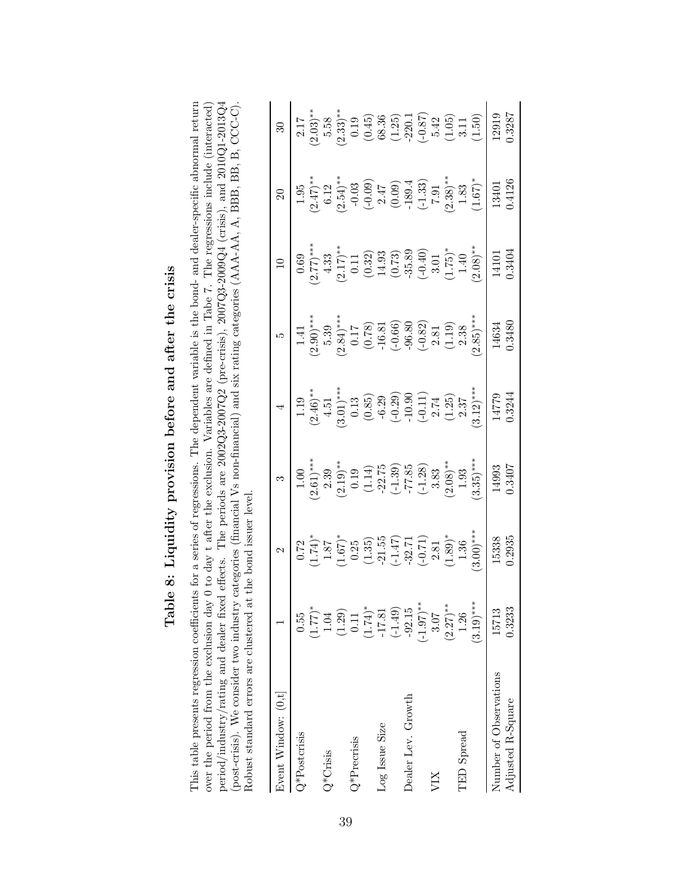# Table 8: Liquidity provision before and after the crisis

This table presents regression coefficients for a series of regressions. The dependent variable is the bond- and dealer-specific abnormal return over the period from the exclusion day 0 to day t after the exclusion. Variables are defined in Tabe 7. The regressions include (interacted) period/industry/rating and dealer fixed effects. The periods are 2002Q3-2007Q2 (pre-crisis), 2007Q3-2009Q4 (crisis), and 2010Q1-2013Q4 (post-crisis). We consider two industry categories (financial Vs non-financial) and six rating categories (AAA-AA, A, BBB, BB, B, CCC-C). Robust standard errors are clustered at the bond issuer level.

| Event Window: (0,t] | 1 | 2 | 3 | 4 | 5 | 10 | 20 | 30 |
|---|---|---|---|---|---|---|---|---|
| Q*Postcrisis | 0.55 | 0.72 | 1.00 | 1.19 | 1.41 | 0.69 | 1.95 | 2.17 |
| | (1.77)* | (1.74)* | (2.61)*** | (2.46)** | (2.90)*** | (2.77)*** | (2.47)** | (2.03)** |
| Q*Crisis | 1.04 | 1.87 | 2.39 | 4.51 | 5.39 | 4.33 | 6.12 | 5.58 |
| | (1.29) | (1.67)* | (2.19)** | (3.01)*** | (2.84)*** | (2.17)** | (2.54)** | (2.33)** |
| Q*Precrisis | 0.11 | 0.25 | 0.19 | 0.13 | 0.17 | 0.11 | -0.03 | 0.19 |
| | (1.74)* | (1.35) | (1.14) | (0.85) | (0.78) | (0.32) | (-0.09) | (0.45) |
| Log Issue Size | -17.81 | -21.55 | -22.75 | -6.29 | -16.81 | 14.93 | 2.47 | 68.36 |
| | (-1.49) | (-1.47) | (-1.39) | (-0.29) | (-0.66) | (0.73) | (0.09) | (1.25) |
| Dealer Lev. Growth | -92.15 | -32.71 | -77.85 | -10.90 | -96.80 | -35.89 | -189.4 | -220.1 |
| | (-1.97)** | (-0.71) | (-1.28) | (-0.11) | (-0.82) | (-0.40) | (-1.33) | (-0.87) |
| VIX | 3.07 | 2.81 | 3.83 | 2.74 | 2.81 | 3.01 | 7.91 | 5.42 |
| | (2.27)** | (1.89)* | (2.08)** | (1.25) | (1.19) | (1.75)* | (2.38)** | (1.05) |
| TED Spread | 1.26 | 1.36 | 1.93 | 2.37 | 2.38 | 1.40 | 1.83 | 3.11 |
| | (3.19)*** | (3.00)*** | (3.35)*** | (3.12)*** | (2.85)*** | (2.08)** | (1.67)* | (1.50) |
| Number of Observations | 15713 | 15338 | 14993 | 14779 | 14634 | 14101 | 13401 | 12919 |
| Adjusted R-Square | 0.3233 | 0.2935 | 0.3407 | 0.3244 | 0.3480 | 0.3404 | 0.4126 | 0.3287 |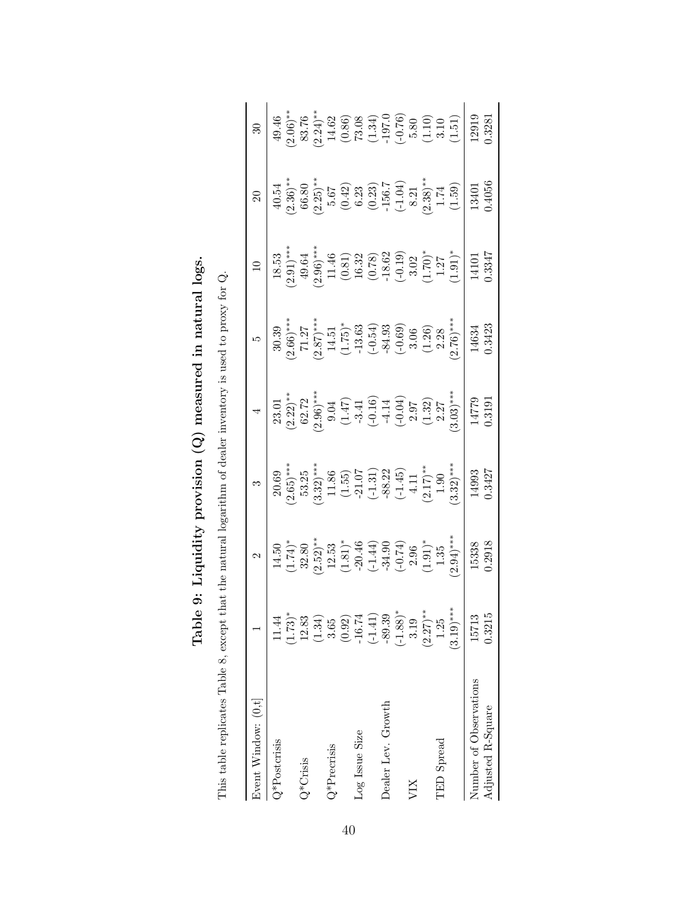# Table 9: Liquidity provision (Q) measured in natural logs.

This table replicates Table 8, except that the natural logarithm of dealer inventory is used to proxy for Q.

| Event Window: (0,t] | 1 | 2 | 3 | 4 | 5 | 10 | 20 | 30 |
|---|---|---|---|---|---|---|---|---|
| Q*Postcrisis | 11.44 | 14.50 | 20.69 | 23.01 | 30.39 | 18.53 | 40.54 | 49.46 |
| | (1.73)* | (1.74)* | (2.65)*** | (2.22)** | (2.66)*** | (2.91)*** | (2.36)** | (2.06)** |
| Q*Crisis | 12.83 | 32.80 | 53.25 | 62.72 | 71.27 | 49.64 | 66.80 | 83.76 |
| | (1.34) | (2.52)** | (3.32)*** | (2.96)*** | (2.87)*** | (2.96)*** | (2.25)** | (2.24)** |
| Q*Precrisis | 3.65 | 12.53 | 11.86 | 9.04 | 14.51 | 11.46 | 5.67 | 14.62 |
| | (0.92) | (1.81)* | (1.55) | (1.47) | (1.75)* | (0.81) | (0.42) | (0.86) |
| Log Issue Size | -16.74 | -20.46 | -21.07 | -3.41 | -13.63 | 16.32 | 6.23 | 73.08 |
| | (-1.41) | (-1.44) | (-1.31) | (-0.16) | (-0.54) | (0.78) | (0.23) | (1.34) |
| Dealer Lev. Growth | -89.39 | -34.90 | -88.22 | -4.14 | -84.93 | -18.62 | -156.7 | -197.0 |
| | (-1.88)* | (-0.74) | (-1.45) | (-0.04) | (-0.69) | (-0.19) | (-1.04) | (-0.76) |
| VIX | 3.19 | 2.96 | 4.11 | 2.97 | 3.06 | 3.02 | 8.21 | 5.80 |
| | (2.27)** | (1.91)* | (2.17)** | (1.32) | (1.26) | (1.70)* | (2.38)** | (1.10) |
| TED Spread | 1.25 | 1.35 | 1.90 | 2.27 | 2.28 | 1.27 | 1.74 | 3.10 |
| | (3.19)*** | (2.94)*** | (3.32)*** | (3.03)*** | (2.76)*** | (1.91)* | (1.59) | (1.51) |
| Number of Observations | 15713 | 15338 | 14993 | 14779 | 14634 | 14101 | 13401 | 12919 |
| Adjusted R-Square | 0.3215 | 0.2918 | 0.3427 | 0.3191 | 0.3423 | 0.3347 | 0.4056 | 0.3281 |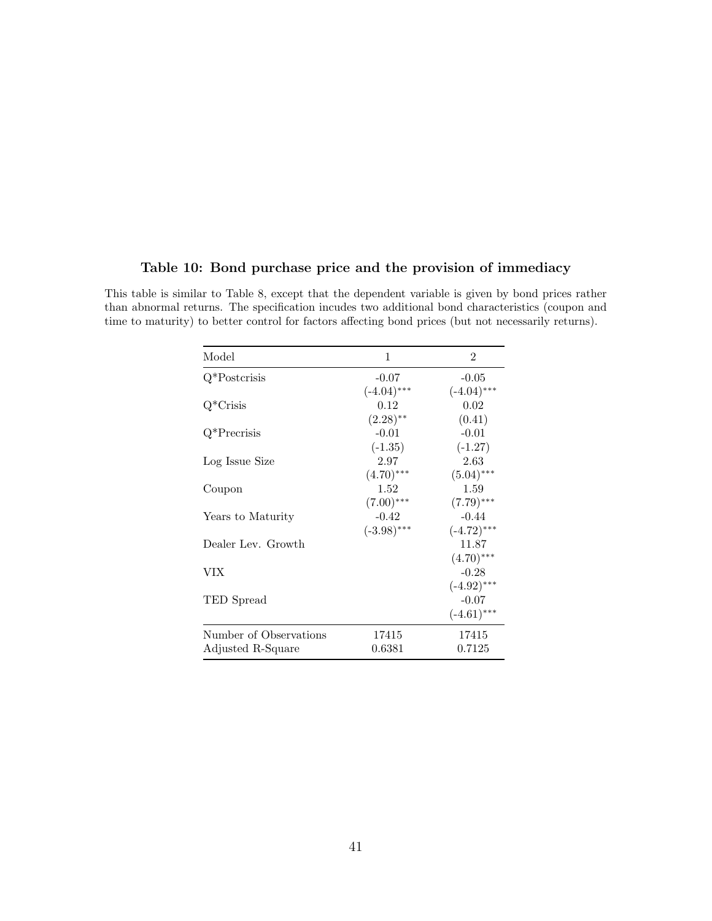**Table 10: Bond purchase price and the provision of immediacy**

This table is similar to Table 8, except that the dependent variable is given by bond prices rather than abnormal returns. The specification incudes two additional bond characteristics (coupon and time to maturity) to better control for factors affecting bond prices (but not necessarily returns).

| Model | 1 | 2 |
|---|---|---|
| Q*Postcrisis | -0.07 | -0.05 |
| | (-4.04)*** | (-4.04)*** |
| Q*Crisis | 0.12 | 0.02 |
| | (2.28)** | (0.41) |
| Q*Precrisis | -0.01 | -0.01 |
| | (-1.35) | (-1.27) |
| Log Issue Size | 2.97 | 2.63 |
| | (4.70)*** | (5.04)*** |
| Coupon | 1.52 | 1.59 |
| | (7.00)*** | (7.79)*** |
| Years to Maturity | -0.42 | -0.44 |
| | (-3.98)*** | (-4.72)*** |
| Dealer Lev. Growth | | 11.87 |
| | | (4.70)*** |
| VIX | | -0.28 |
| | | (-4.92)*** |
| TED Spread | | -0.07 |
| | | (-4.61)*** |
| Number of Observations | 17415 | 17415 |
| Adjusted R-Square | 0.6381 | 0.7125 |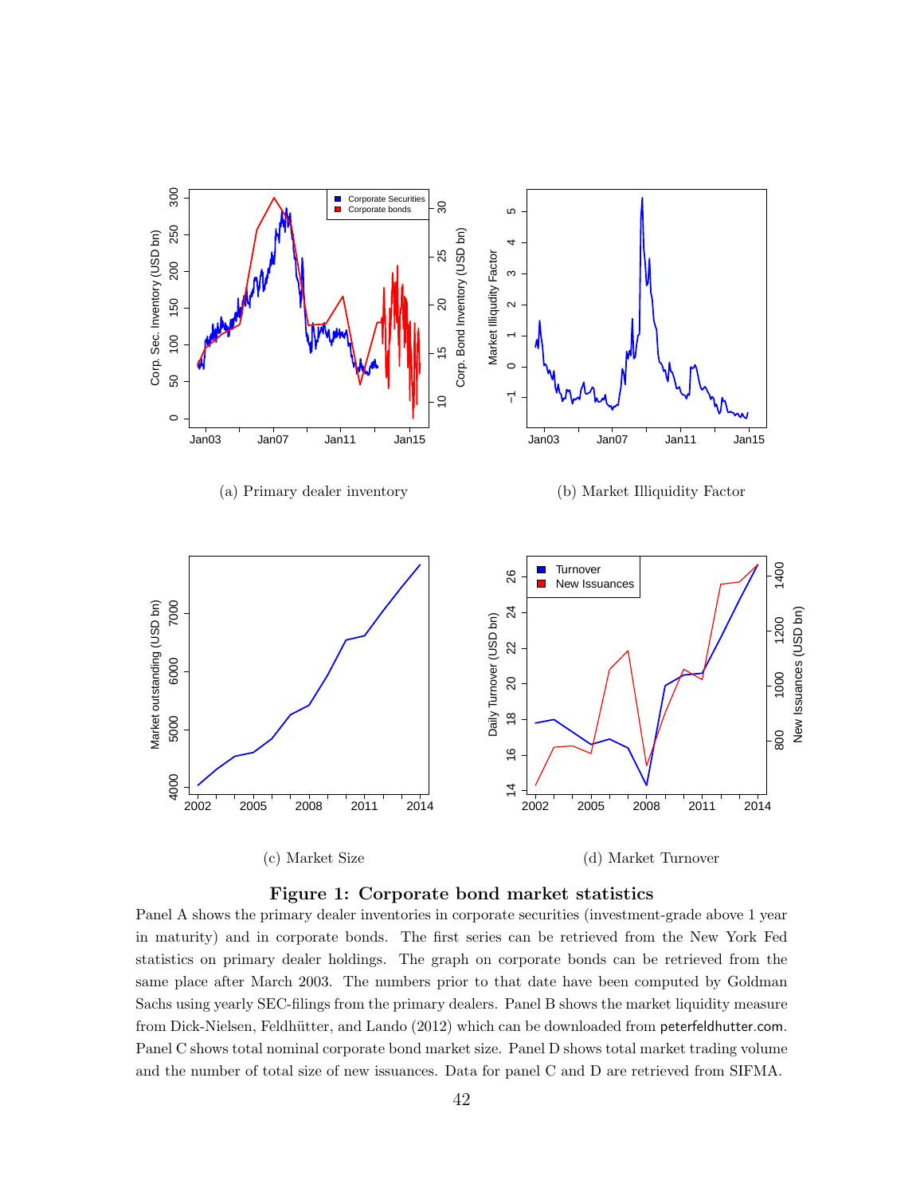(a) Primary dealer inventory

(b) Market Illiquidity Factor

(c) Market Size

(d) Market Turnover

**Figure 1: Corporate bond market statistics**

Panel A shows the primary dealer inventories in corporate securities (investment-grade above 1 year in maturity) and in corporate bonds. The first series can be retrieved from the New York Fed statistics on primary dealer holdings. The graph on corporate bonds can be retrieved from the same place after March 2003. The numbers prior to that date have been computed by Goldman Sachs using yearly SEC-filings from the primary dealers. Panel B shows the market liquidity measure from Dick-Nielsen, Feldhütter, and Lando (2012) which can be downloaded from peterfeldhutter.com. Panel C shows total nominal corporate bond market size. Panel D shows total market trading volume and the number of total size of new issuances. Data for panel C and D are retrieved from SIFMA.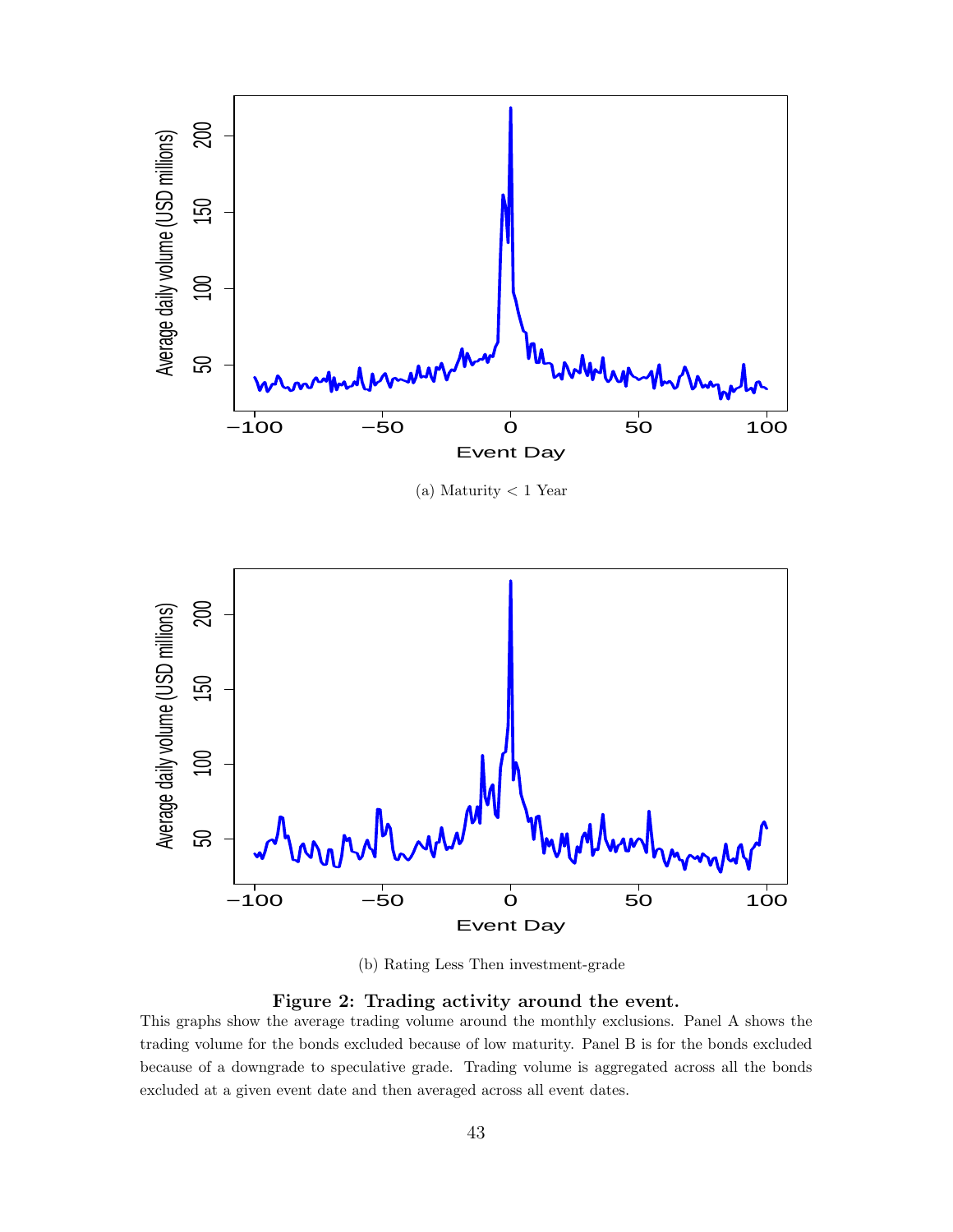(a) Maturity < 1 Year

(b) Rating Less Then investment-grade

**Figure 2: Trading activity around the event.**

This graphs show the average trading volume around the monthly exclusions. Panel A shows the trading volume for the bonds excluded because of low maturity. Panel B is for the bonds excluded because of a downgrade to speculative grade. Trading volume is aggregated across all the bonds excluded at a given event date and then averaged across all event dates.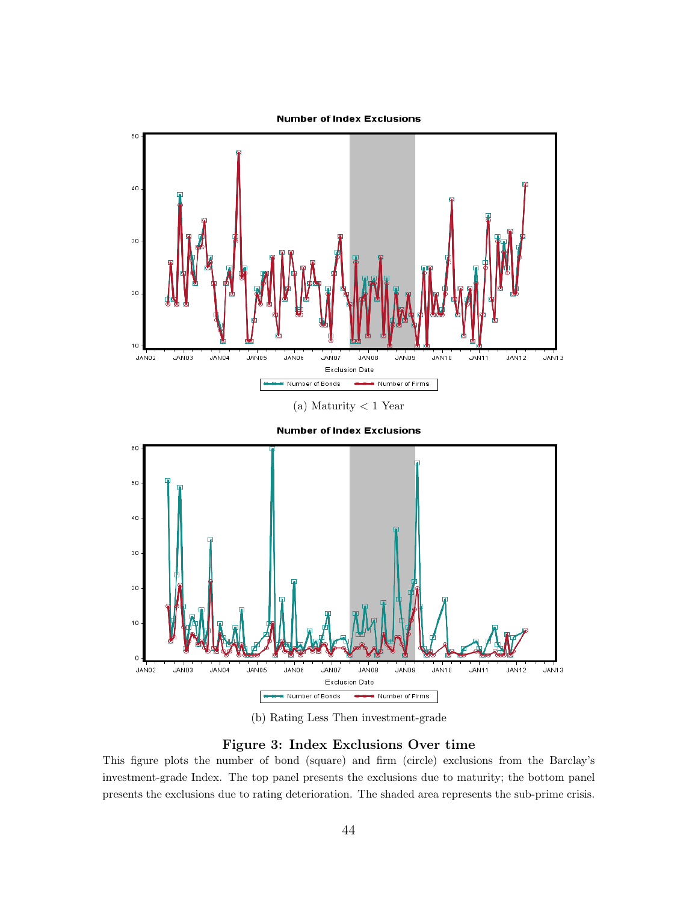**Number of Index Exclusions**

(a) Maturity < 1 Year

**Number of Index Exclusions**

(b) Rating Less Then investment-grade

**Figure 3: Index Exclusions Over time**

This figure plots the number of bond (square) and firm (circle) exclusions from the Barclay's investment-grade Index. The top panel presents the exclusions due to maturity; the bottom panel presents the exclusions due to rating deterioration. The shaded area represents the sub-prime crisis.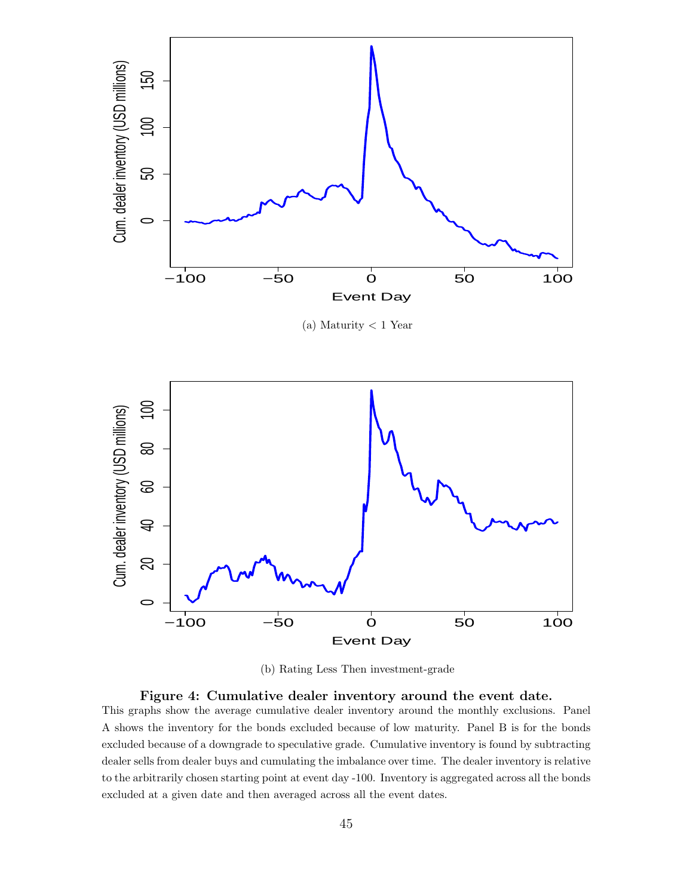(a) Maturity < 1 Year

(b) Rating Less Then investment-grade

**Figure 4: Cumulative dealer inventory around the event date.**
This graphs show the average cumulative dealer inventory around the monthly exclusions. Panel A shows the inventory for the bonds excluded because of low maturity. Panel B is for the bonds excluded because of a downgrade to speculative grade. Cumulative inventory is found by subtracting dealer sells from dealer buys and cumulating the imbalance over time. The dealer inventory is relative to the arbitrarily chosen starting point at event day -100. Inventory is aggregated across all the bonds excluded at a given date and then averaged across all the event dates.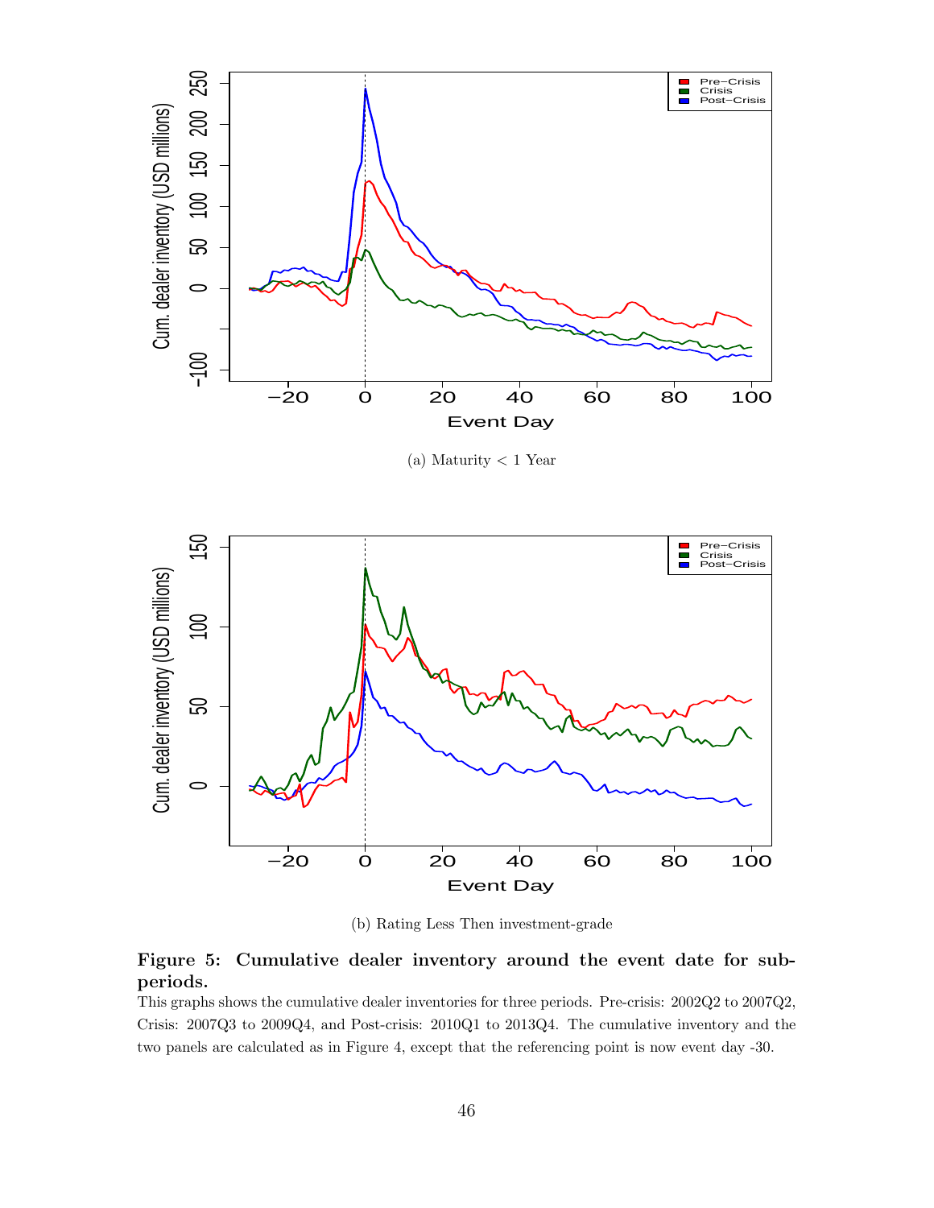(a) Maturity < 1 Year

(b) Rating Less Then investment-grade

**Figure 5: Cumulative dealer inventory around the event date for sub-periods.**

This graphs shows the cumulative dealer inventories for three periods. Pre-crisis: 2002Q2 to 2007Q2, Crisis: 2007Q3 to 2009Q4, and Post-crisis: 2010Q1 to 2013Q4. The cumulative inventory and the two panels are calculated as in Figure 4, except that the referencing point is now event day -30.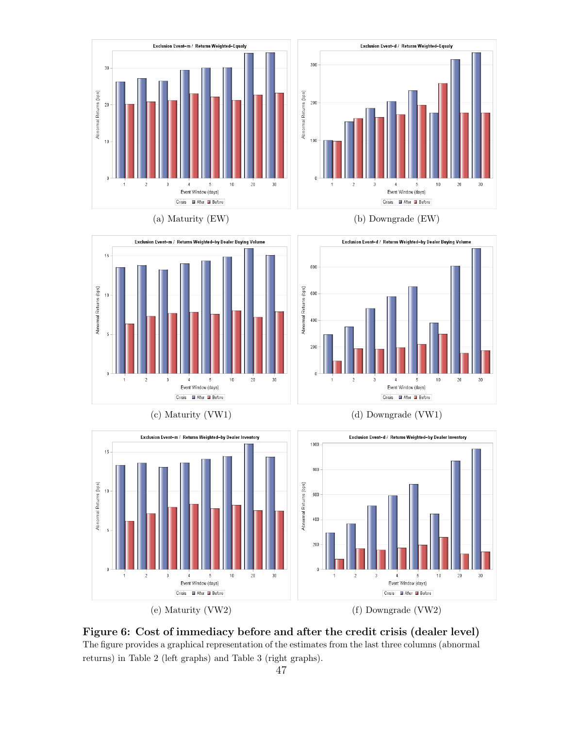(a) Maturity (EW)

(b) Downgrade (EW)

(c) Maturity (VW1)

(d) Downgrade (VW1)

(e) Maturity (VW2)

(f) Downgrade (VW2)

**Figure 6: Cost of immediacy before and after the credit crisis (dealer level)**
The figure provides a graphical representation of the estimates from the last three columns (abnormal returns) in Table 2 (left graphs) and Table 3 (right graphs).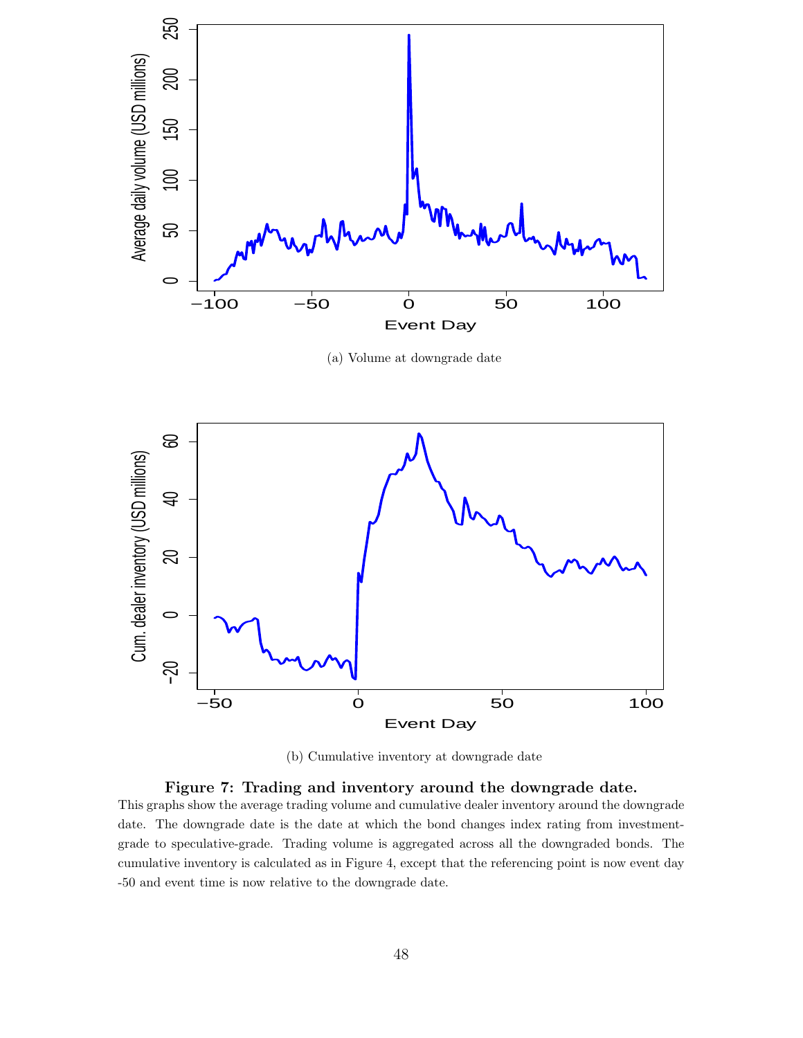(a) Volume at downgrade date

(b) Cumulative inventory at downgrade date

**Figure 7: Trading and inventory around the downgrade date.**

This graphs show the average trading volume and cumulative dealer inventory around the downgrade date. The downgrade date is the date at which the bond changes index rating from investment-grade to speculative-grade. Trading volume is aggregated across all the downgraded bonds. The cumulative inventory is calculated as in Figure 4, except that the referencing point is now event day -50 and event time is now relative to the downgrade date.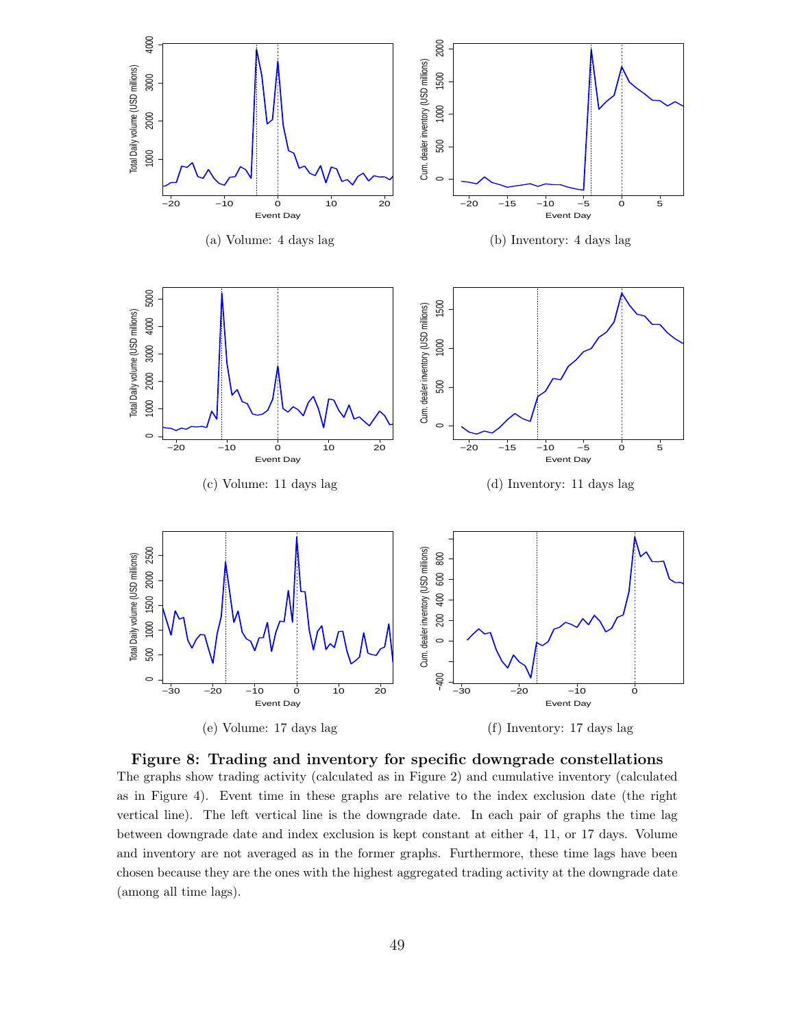Total Daily volume (USD millions)
4000
3000
2000
1000
−20 −10 0 10 20
Event Day

(a) Volume: 4 days lag

Cum. dealer inventory (USD millions)
2000
1500
1000
500
0
−20 −15 −10 −5 0 5
Event Day

(b) Inventory: 4 days lag

Total Daily volume (USD millions)
5000
4000
3000
2000
1000
0
−20 −10 0 10 20
Event Day

(c) Volume: 11 days lag

Cum. dealer inventory (USD millions)
1500
1000
500
0
−20 −15 −10 −5 0 5
Event Day

(d) Inventory: 11 days lag

Total Daily volume (USD millions)
2500
2000
1500
1000
500
0
−30 −20 −10 0 10 20
Event Day

(e) Volume: 17 days lag

Cum. dealer inventory (USD millions)
800
600
400
200
0
−400
−30 −20 −10 0
Event Day

(f) Inventory: 17 days lag

**Figure 8: Trading and inventory for specific downgrade constellations**

The graphs show trading activity (calculated as in Figure 2) and cumulative inventory (calculated as in Figure 4). Event time in these graphs are relative to the index exclusion date (the right vertical line). The left vertical line is the downgrade date. In each pair of graphs the time lag between downgrade date and index exclusion is kept constant at either 4, 11, or 17 days. Volume and inventory are not averaged as in the former graphs. Furthermore, these time lags have been chosen because they are the ones with the highest aggregated trading activity at the downgrade date (among all time lags).